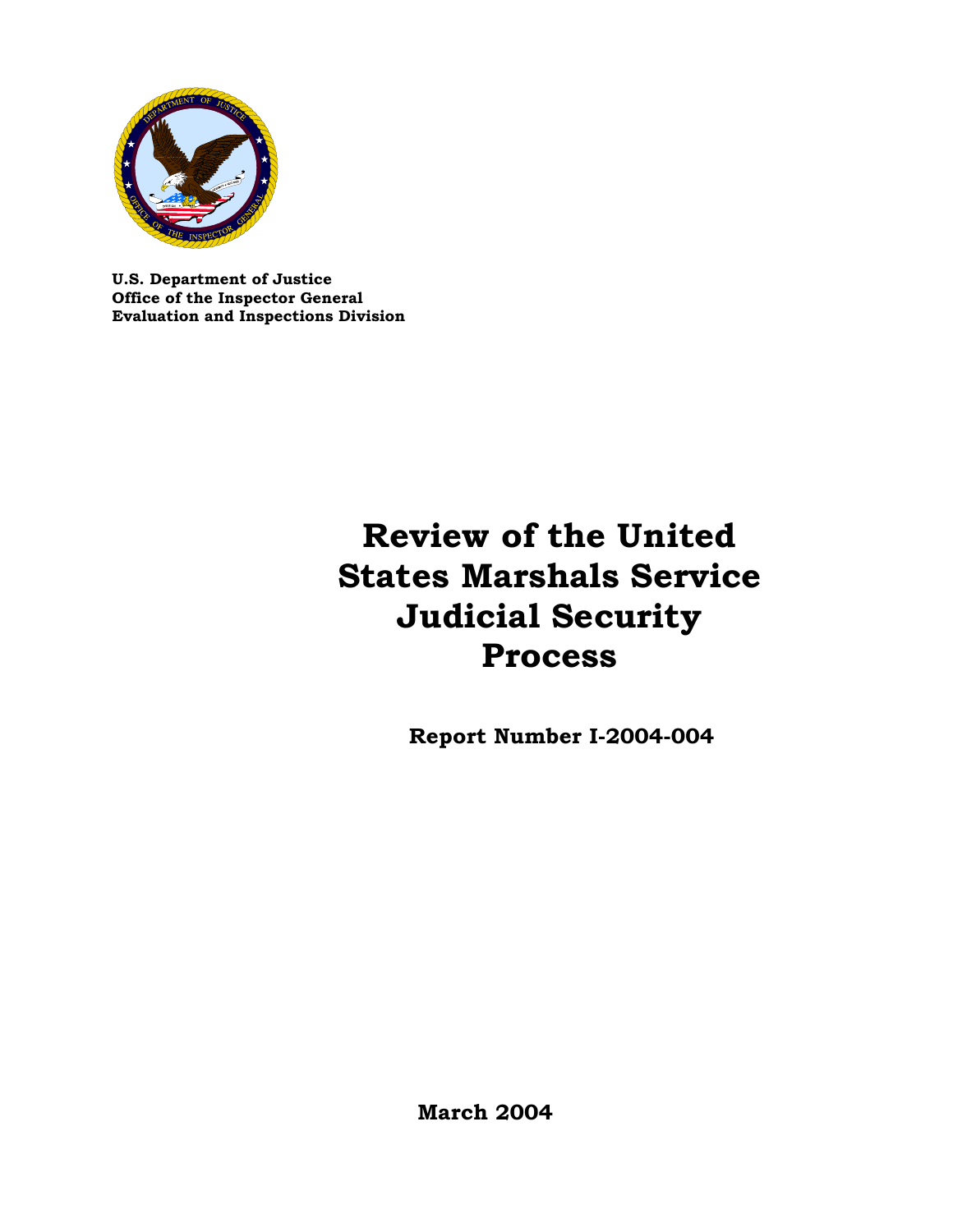**U.S. Department of Justice**
**Office of the Inspector General**
**Evaluation and Inspections Division**

# Review of the United States Marshals Service Judicial Security Process

**Report Number I-2004-004**

**March 2004**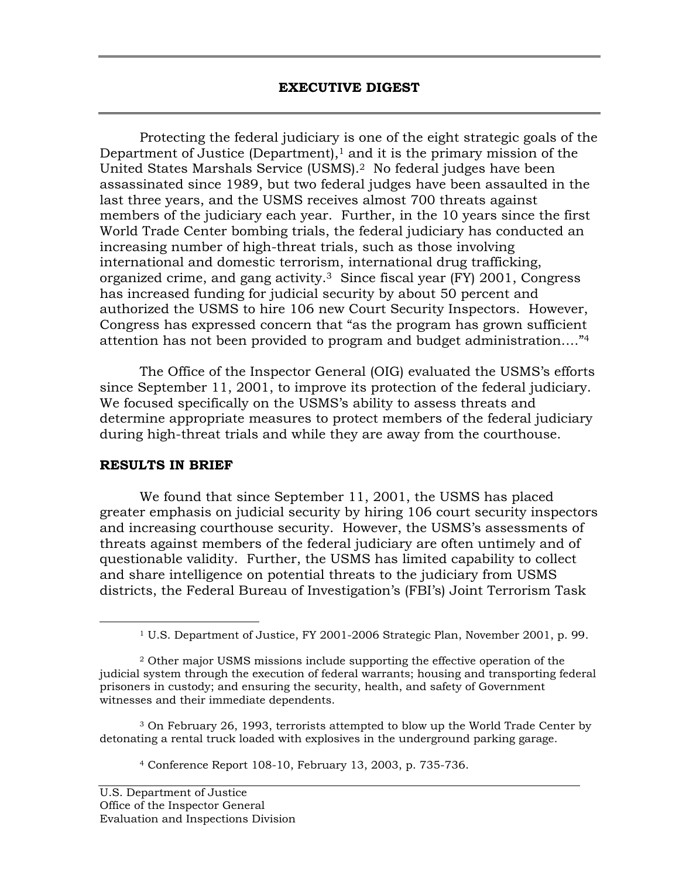# EXECUTIVE DIGEST

Protecting the federal judiciary is one of the eight strategic goals of the Department of Justice (Department),[1] and it is the primary mission of the United States Marshals Service (USMS).[2] No federal judges have been assassinated since 1989, but two federal judges have been assaulted in the last three years, and the USMS receives almost 700 threats against members of the judiciary each year. Further, in the 10 years since the first World Trade Center bombing trials, the federal judiciary has conducted an increasing number of high-threat trials, such as those involving international and domestic terrorism, international drug trafficking, organized crime, and gang activity.[3] Since fiscal year (FY) 2001, Congress has increased funding for judicial security by about 50 percent and authorized the USMS to hire 106 new Court Security Inspectors. However, Congress has expressed concern that "as the program has grown sufficient attention has not been provided to program and budget administration…."[4]

The Office of the Inspector General (OIG) evaluated the USMS's efforts since September 11, 2001, to improve its protection of the federal judiciary. We focused specifically on the USMS's ability to assess threats and determine appropriate measures to protect members of the federal judiciary during high-threat trials and while they are away from the courthouse.

## RESULTS IN BRIEF

We found that since September 11, 2001, the USMS has placed greater emphasis on judicial security by hiring 106 court security inspectors and increasing courthouse security. However, the USMS's assessments of threats against members of the federal judiciary are often untimely and of questionable validity. Further, the USMS has limited capability to collect and share intelligence on potential threats to the judiciary from USMS districts, the Federal Bureau of Investigation's (FBI's) Joint Terrorism Task

---

[1] U.S. Department of Justice, FY 2001-2006 Strategic Plan, November 2001, p. 99.

[2] Other major USMS missions include supporting the effective operation of the judicial system through the execution of federal warrants; housing and transporting federal prisoners in custody; and ensuring the security, health, and safety of Government witnesses and their immediate dependents.

[3] On February 26, 1993, terrorists attempted to blow up the World Trade Center by detonating a rental truck loaded with explosives in the underground parking garage.

[4] Conference Report 108-10, February 13, 2003, p. 735-736.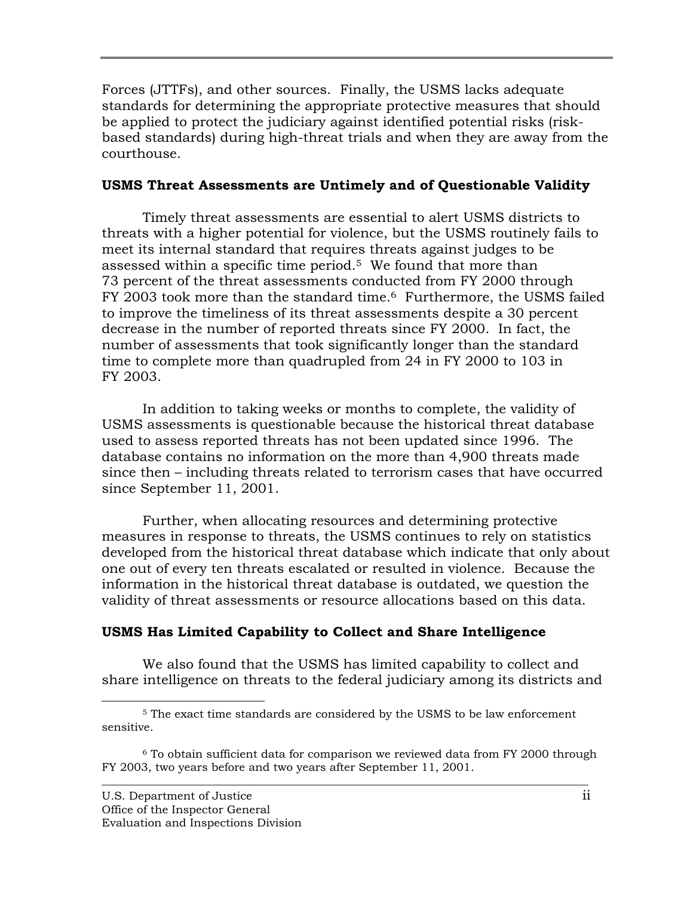Forces (JTTFs), and other sources. Finally, the USMS lacks adequate standards for determining the appropriate protective measures that should be applied to protect the judiciary against identified potential risks (risk-based standards) during high-threat trials and when they are away from the courthouse.

**USMS Threat Assessments are Untimely and of Questionable Validity**

Timely threat assessments are essential to alert USMS districts to threats with a higher potential for violence, but the USMS routinely fails to meet its internal standard that requires threats against judges to be assessed within a specific time period.[5] We found that more than 73 percent of the threat assessments conducted from FY 2000 through FY 2003 took more than the standard time.[6] Furthermore, the USMS failed to improve the timeliness of its threat assessments despite a 30 percent decrease in the number of reported threats since FY 2000. In fact, the number of assessments that took significantly longer than the standard time to complete more than quadrupled from 24 in FY 2000 to 103 in FY 2003.

In addition to taking weeks or months to complete, the validity of USMS assessments is questionable because the historical threat database used to assess reported threats has not been updated since 1996. The database contains no information on the more than 4,900 threats made since then – including threats related to terrorism cases that have occurred since September 11, 2001.

Further, when allocating resources and determining protective measures in response to threats, the USMS continues to rely on statistics developed from the historical threat database which indicate that only about one out of every ten threats escalated or resulted in violence. Because the information in the historical threat database is outdated, we question the validity of threat assessments or resource allocations based on this data.

**USMS Has Limited Capability to Collect and Share Intelligence**

We also found that the USMS has limited capability to collect and share intelligence on threats to the federal judiciary among its districts and

---

[5] The exact time standards are considered by the USMS to be law enforcement sensitive.

[6] To obtain sufficient data for comparison we reviewed data from FY 2000 through FY 2003, two years before and two years after September 11, 2001.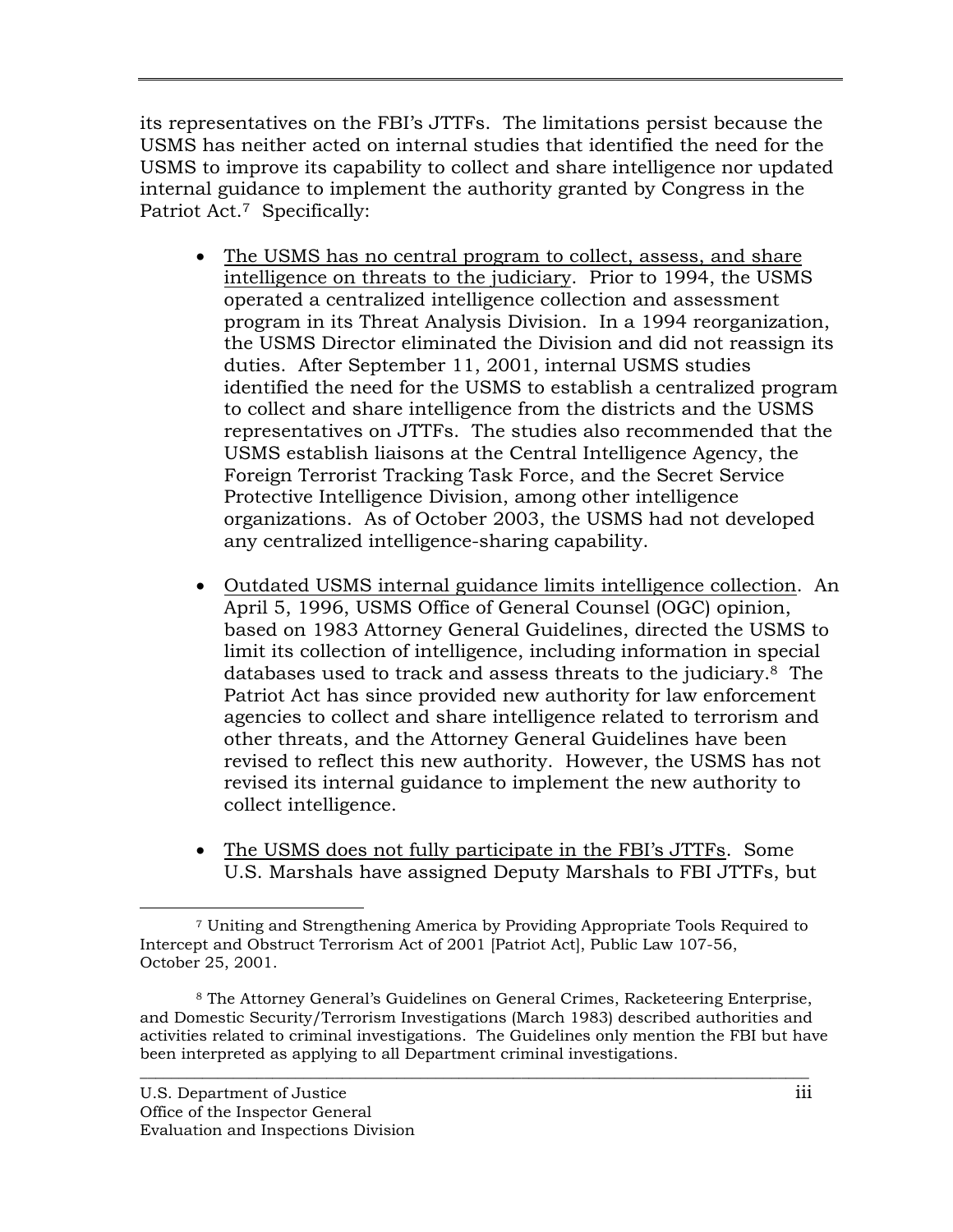its representatives on the FBI's JTTFs. The limitations persist because the USMS has neither acted on internal studies that identified the need for the USMS to improve its capability to collect and share intelligence nor updated internal guidance to implement the authority granted by Congress in the Patriot Act.[7] Specifically:

- The USMS has no central program to collect, assess, and share intelligence on threats to the judiciary. Prior to 1994, the USMS operated a centralized intelligence collection and assessment program in its Threat Analysis Division. In a 1994 reorganization, the USMS Director eliminated the Division and did not reassign its duties. After September 11, 2001, internal USMS studies identified the need for the USMS to establish a centralized program to collect and share intelligence from the districts and the USMS representatives on JTTFs. The studies also recommended that the USMS establish liaisons at the Central Intelligence Agency, the Foreign Terrorist Tracking Task Force, and the Secret Service Protective Intelligence Division, among other intelligence organizations. As of October 2003, the USMS had not developed any centralized intelligence-sharing capability.

- Outdated USMS internal guidance limits intelligence collection. An April 5, 1996, USMS Office of General Counsel (OGC) opinion, based on 1983 Attorney General Guidelines, directed the USMS to limit its collection of intelligence, including information in special databases used to track and assess threats to the judiciary.[8] The Patriot Act has since provided new authority for law enforcement agencies to collect and share intelligence related to terrorism and other threats, and the Attorney General Guidelines have been revised to reflect this new authority. However, the USMS has not revised its internal guidance to implement the new authority to collect intelligence.

- The USMS does not fully participate in the FBI's JTTFs. Some U.S. Marshals have assigned Deputy Marshals to FBI JTTFs, but

---

[7] Uniting and Strengthening America by Providing Appropriate Tools Required to Intercept and Obstruct Terrorism Act of 2001 [Patriot Act], Public Law 107-56, October 25, 2001.

[8] The Attorney General's Guidelines on General Crimes, Racketeering Enterprise, and Domestic Security/Terrorism Investigations (March 1983) described authorities and activities related to criminal investigations. The Guidelines only mention the FBI but have been interpreted as applying to all Department criminal investigations.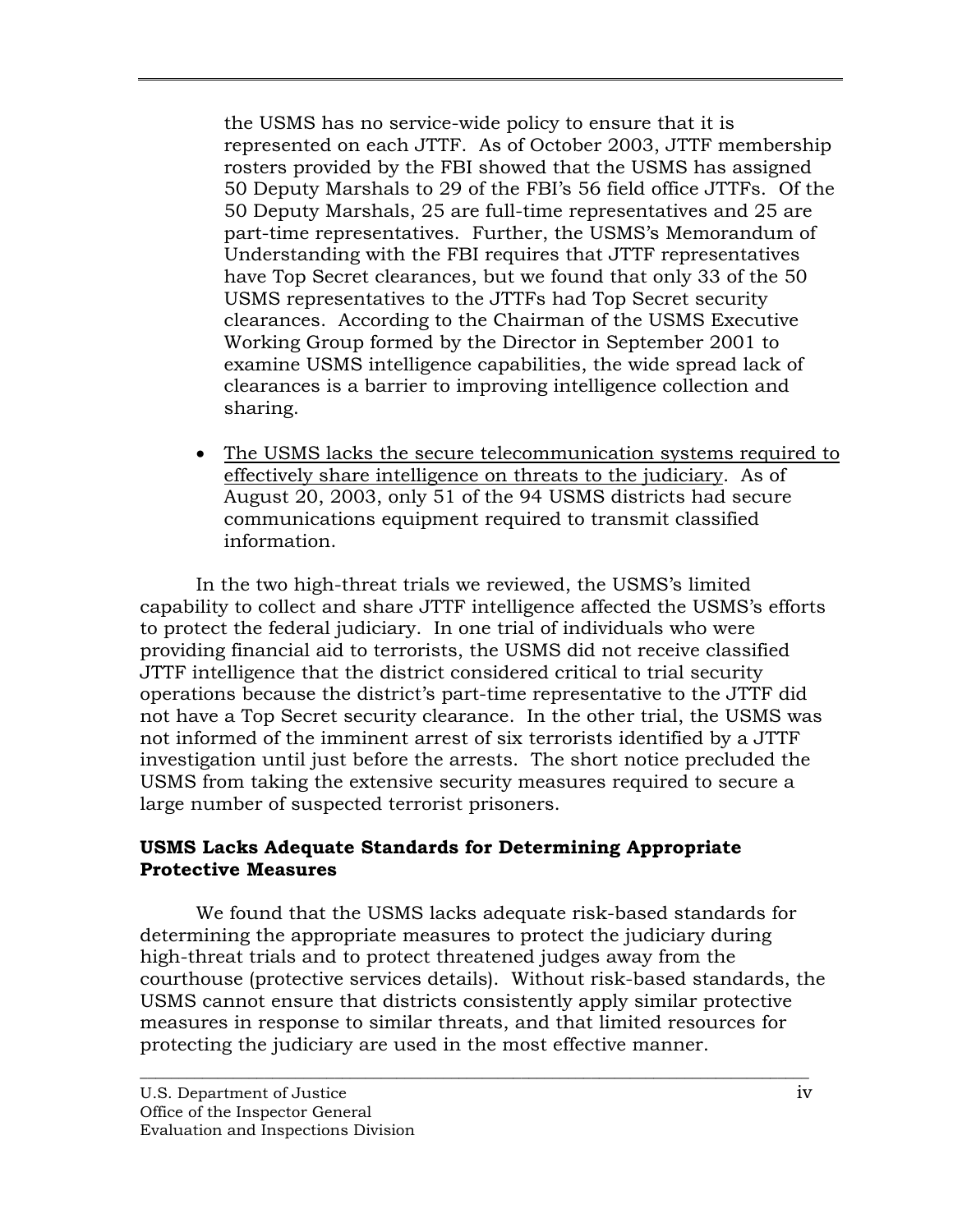the USMS has no service-wide policy to ensure that it is represented on each JTTF. As of October 2003, JTTF membership rosters provided by the FBI showed that the USMS has assigned 50 Deputy Marshals to 29 of the FBI's 56 field office JTTFs. Of the 50 Deputy Marshals, 25 are full-time representatives and 25 are part-time representatives. Further, the USMS's Memorandum of Understanding with the FBI requires that JTTF representatives have Top Secret clearances, but we found that only 33 of the 50 USMS representatives to the JTTFs had Top Secret security clearances. According to the Chairman of the USMS Executive Working Group formed by the Director in September 2001 to examine USMS intelligence capabilities, the wide spread lack of clearances is a barrier to improving intelligence collection and sharing.

- The USMS lacks the secure telecommunication systems required to effectively share intelligence on threats to the judiciary. As of August 20, 2003, only 51 of the 94 USMS districts had secure communications equipment required to transmit classified information.

In the two high-threat trials we reviewed, the USMS's limited capability to collect and share JTTF intelligence affected the USMS's efforts to protect the federal judiciary. In one trial of individuals who were providing financial aid to terrorists, the USMS did not receive classified JTTF intelligence that the district considered critical to trial security operations because the district's part-time representative to the JTTF did not have a Top Secret security clearance. In the other trial, the USMS was not informed of the imminent arrest of six terrorists identified by a JTTF investigation until just before the arrests. The short notice precluded the USMS from taking the extensive security measures required to secure a large number of suspected terrorist prisoners.

**USMS Lacks Adequate Standards for Determining Appropriate Protective Measures**

We found that the USMS lacks adequate risk-based standards for determining the appropriate measures to protect the judiciary during high-threat trials and to protect threatened judges away from the courthouse (protective services details). Without risk-based standards, the USMS cannot ensure that districts consistently apply similar protective measures in response to similar threats, and that limited resources for protecting the judiciary are used in the most effective manner.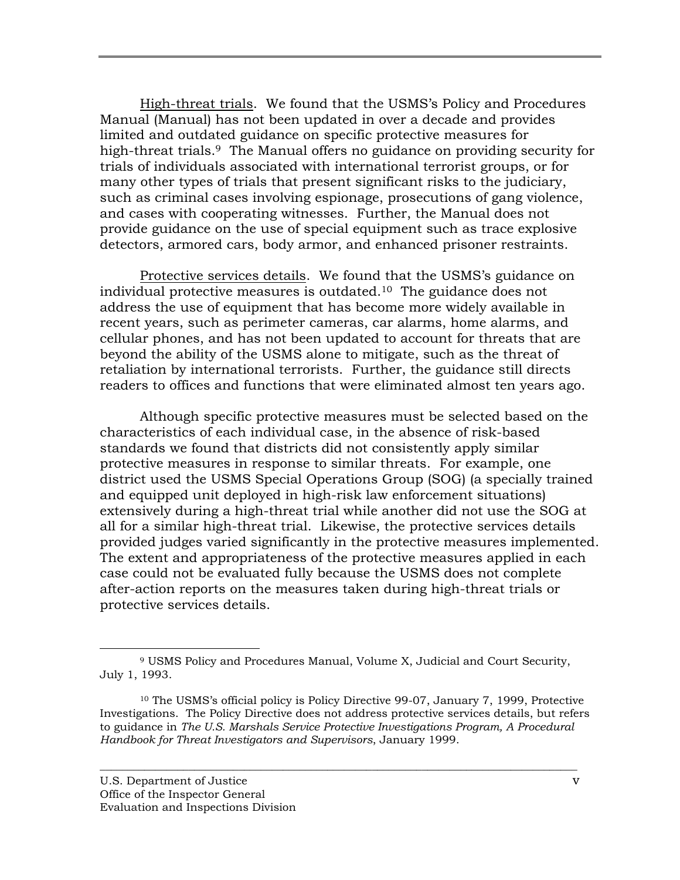High-threat trials. We found that the USMS's Policy and Procedures Manual (Manual) has not been updated in over a decade and provides limited and outdated guidance on specific protective measures for high-threat trials.[9] The Manual offers no guidance on providing security for trials of individuals associated with international terrorist groups, or for many other types of trials that present significant risks to the judiciary, such as criminal cases involving espionage, prosecutions of gang violence, and cases with cooperating witnesses. Further, the Manual does not provide guidance on the use of special equipment such as trace explosive detectors, armored cars, body armor, and enhanced prisoner restraints.

Protective services details. We found that the USMS's guidance on individual protective measures is outdated.[10] The guidance does not address the use of equipment that has become more widely available in recent years, such as perimeter cameras, car alarms, home alarms, and cellular phones, and has not been updated to account for threats that are beyond the ability of the USMS alone to mitigate, such as the threat of retaliation by international terrorists. Further, the guidance still directs readers to offices and functions that were eliminated almost ten years ago.

Although specific protective measures must be selected based on the characteristics of each individual case, in the absence of risk-based standards we found that districts did not consistently apply similar protective measures in response to similar threats. For example, one district used the USMS Special Operations Group (SOG) (a specially trained and equipped unit deployed in high-risk law enforcement situations) extensively during a high-threat trial while another did not use the SOG at all for a similar high-threat trial. Likewise, the protective services details provided judges varied significantly in the protective measures implemented. The extent and appropriateness of the protective measures applied in each case could not be evaluated fully because the USMS does not complete after-action reports on the measures taken during high-threat trials or protective services details.

---

[9] USMS Policy and Procedures Manual, Volume X, Judicial and Court Security, July 1, 1993.

[10] The USMS's official policy is Policy Directive 99-07, January 7, 1999, Protective Investigations. The Policy Directive does not address protective services details, but refers to guidance in *The U.S. Marshals Service Protective Investigations Program, A Procedural Handbook for Threat Investigators and Supervisors*, January 1999.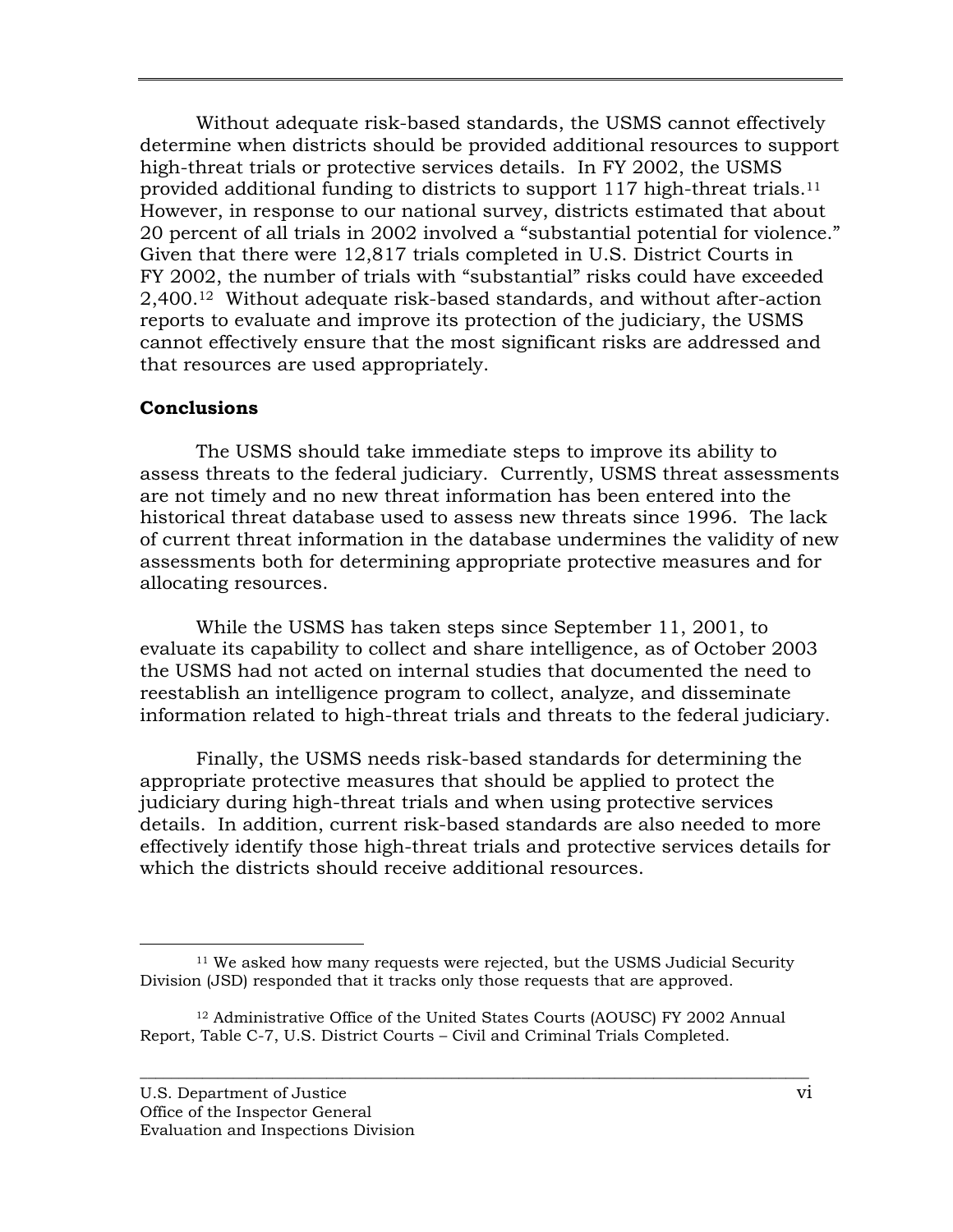Without adequate risk-based standards, the USMS cannot effectively determine when districts should be provided additional resources to support high-threat trials or protective services details. In FY 2002, the USMS provided additional funding to districts to support 117 high-threat trials.[11] However, in response to our national survey, districts estimated that about 20 percent of all trials in 2002 involved a "substantial potential for violence." Given that there were 12,817 trials completed in U.S. District Courts in FY 2002, the number of trials with "substantial" risks could have exceeded 2,400.[12] Without adequate risk-based standards, and without after-action reports to evaluate and improve its protection of the judiciary, the USMS cannot effectively ensure that the most significant risks are addressed and that resources are used appropriately.

**Conclusions**

The USMS should take immediate steps to improve its ability to assess threats to the federal judiciary. Currently, USMS threat assessments are not timely and no new threat information has been entered into the historical threat database used to assess new threats since 1996. The lack of current threat information in the database undermines the validity of new assessments both for determining appropriate protective measures and for allocating resources.

While the USMS has taken steps since September 11, 2001, to evaluate its capability to collect and share intelligence, as of October 2003 the USMS had not acted on internal studies that documented the need to reestablish an intelligence program to collect, analyze, and disseminate information related to high-threat trials and threats to the federal judiciary.

Finally, the USMS needs risk-based standards for determining the appropriate protective measures that should be applied to protect the judiciary during high-threat trials and when using protective services details. In addition, current risk-based standards are also needed to more effectively identify those high-threat trials and protective services details for which the districts should receive additional resources.

---

[11] We asked how many requests were rejected, but the USMS Judicial Security Division (JSD) responded that it tracks only those requests that are approved.

[12] Administrative Office of the United States Courts (AOUSC) FY 2002 Annual Report, Table C-7, U.S. District Courts – Civil and Criminal Trials Completed.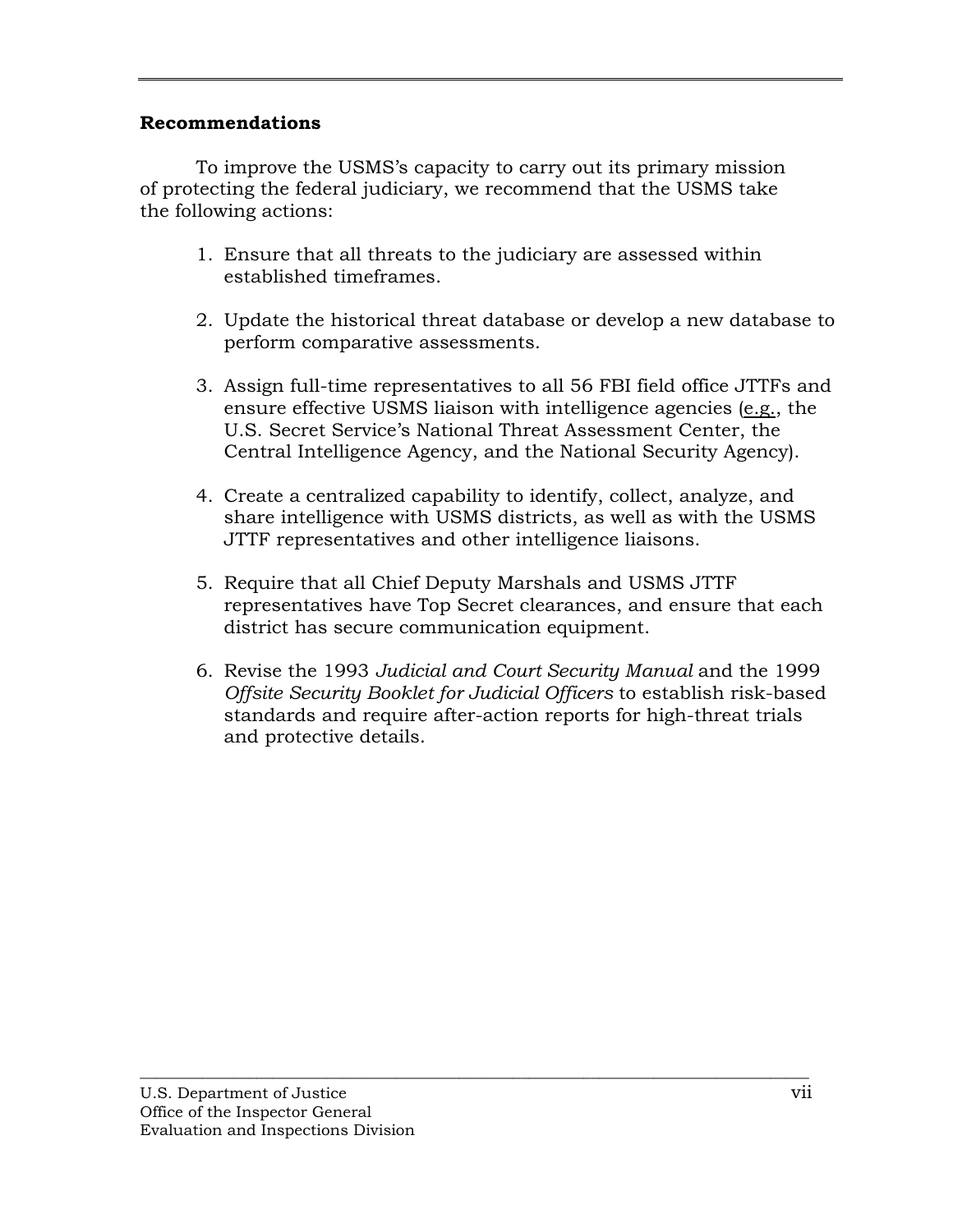**Recommendations**

To improve the USMS's capacity to carry out its primary mission of protecting the federal judiciary, we recommend that the USMS take the following actions:

1. Ensure that all threats to the judiciary are assessed within established timeframes.

2. Update the historical threat database or develop a new database to perform comparative assessments.

3. Assign full-time representatives to all 56 FBI field office JTTFs and ensure effective USMS liaison with intelligence agencies (e.g., the U.S. Secret Service's National Threat Assessment Center, the Central Intelligence Agency, and the National Security Agency).

4. Create a centralized capability to identify, collect, analyze, and share intelligence with USMS districts, as well as with the USMS JTTF representatives and other intelligence liaisons.

5. Require that all Chief Deputy Marshals and USMS JTTF representatives have Top Secret clearances, and ensure that each district has secure communication equipment.

6. Revise the 1993 *Judicial and Court Security Manual* and the 1999 *Offsite Security Booklet for Judicial Officers* to establish risk-based standards and require after-action reports for high-threat trials and protective details.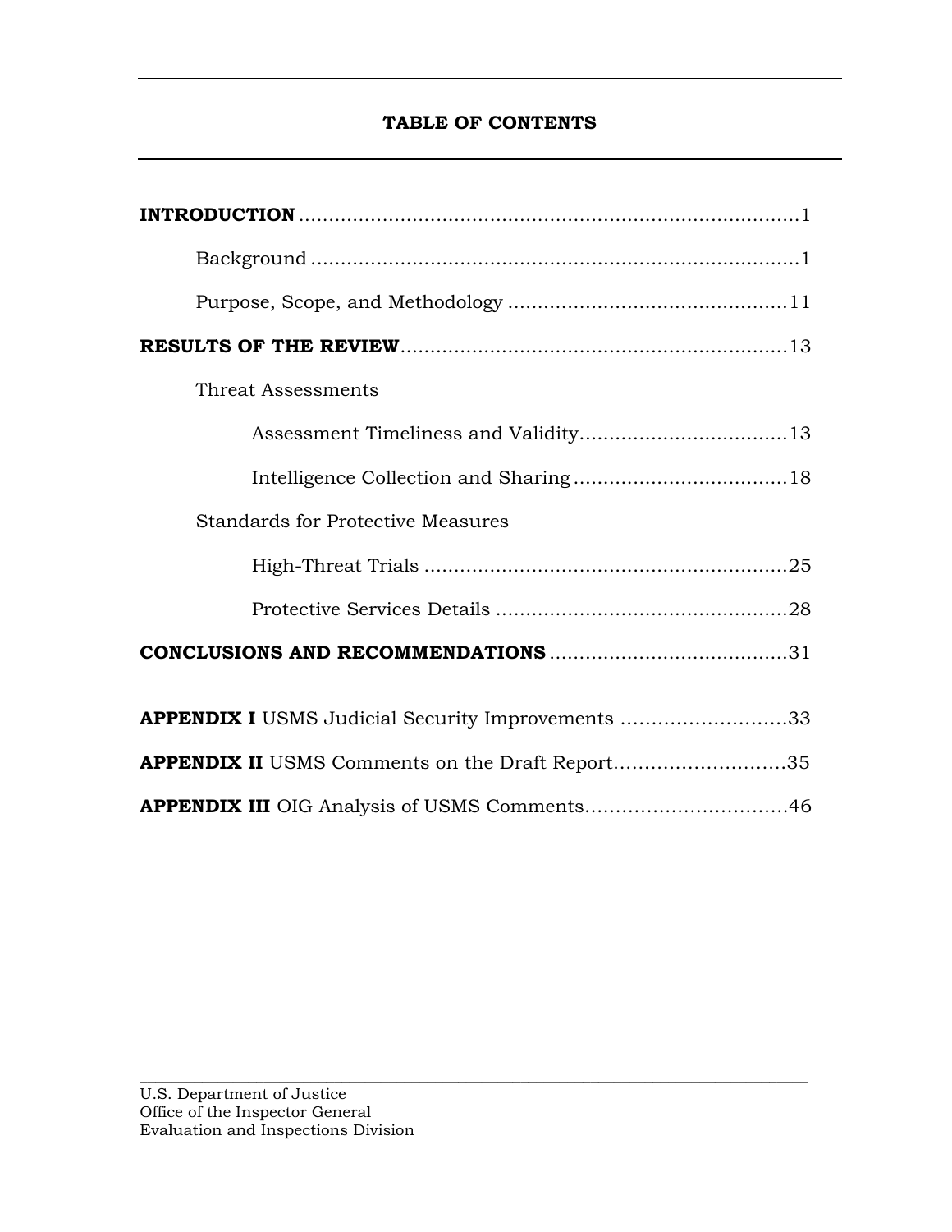## TABLE OF CONTENTS

**INTRODUCTION** .................................................................................1

Background .................................................................................1

Purpose, Scope, and Methodology ...............................................11

**RESULTS OF THE REVIEW**.................................................................13

Threat Assessments

Assessment Timeliness and Validity...................................13

Intelligence Collection and Sharing....................................18

Standards for Protective Measures

High-Threat Trials .............................................................25

Protective Services Details .................................................28

**CONCLUSIONS AND RECOMMENDATIONS** ........................................31

**APPENDIX I** USMS Judicial Security Improvements ...........................33

**APPENDIX II** USMS Comments on the Draft Report............................35

**APPENDIX III** OIG Analysis of USMS Comments................................46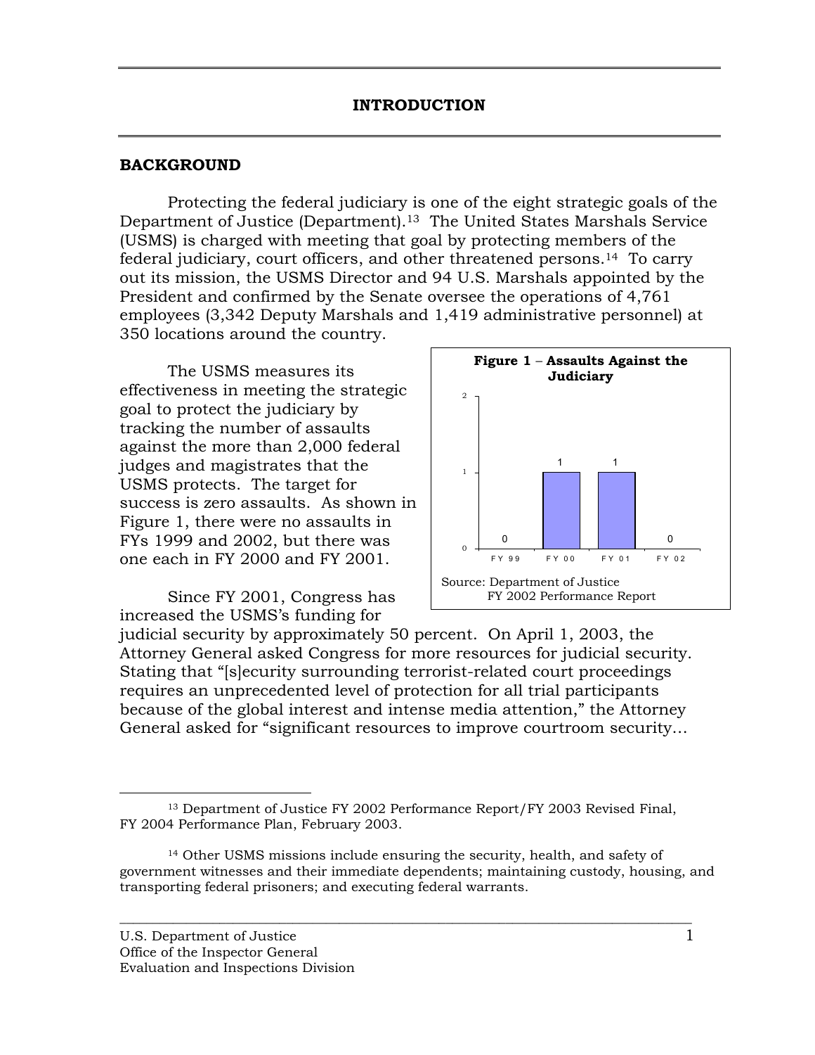# INTRODUCTION

## BACKGROUND

Protecting the federal judiciary is one of the eight strategic goals of the Department of Justice (Department).[13] The United States Marshals Service (USMS) is charged with meeting that goal by protecting members of the federal judiciary, court officers, and other threatened persons.[14] To carry out its mission, the USMS Director and 94 U.S. Marshals appointed by the President and confirmed by the Senate oversee the operations of 4,761 employees (3,342 Deputy Marshals and 1,419 administrative personnel) at 350 locations around the country.

The USMS measures its effectiveness in meeting the strategic goal to protect the judiciary by tracking the number of assaults against the more than 2,000 federal judges and magistrates that the USMS protects. The target for success is zero assaults. As shown in Figure 1, there were no assaults in FYs 1999 and 2002, but there was one each in FY 2000 and FY 2001.

**Figure 1 – Assaults Against the Judiciary**

| FY 99 | FY 00 | FY 01 | FY 02 |
|---|---|---|---|
| 0 | 1 | 1 | 0 |

Source: Department of Justice FY 2002 Performance Report

Since FY 2001, Congress has increased the USMS's funding for judicial security by approximately 50 percent. On April 1, 2003, the Attorney General asked Congress for more resources for judicial security. Stating that "[s]ecurity surrounding terrorist-related court proceedings requires an unprecedented level of protection for all trial participants because of the global interest and intense media attention," the Attorney General asked for "significant resources to improve courtroom security…

---

[13] Department of Justice FY 2002 Performance Report/FY 2003 Revised Final, FY 2004 Performance Plan, February 2003.

[14] Other USMS missions include ensuring the security, health, and safety of government witnesses and their immediate dependents; maintaining custody, housing, and transporting federal prisoners; and executing federal warrants.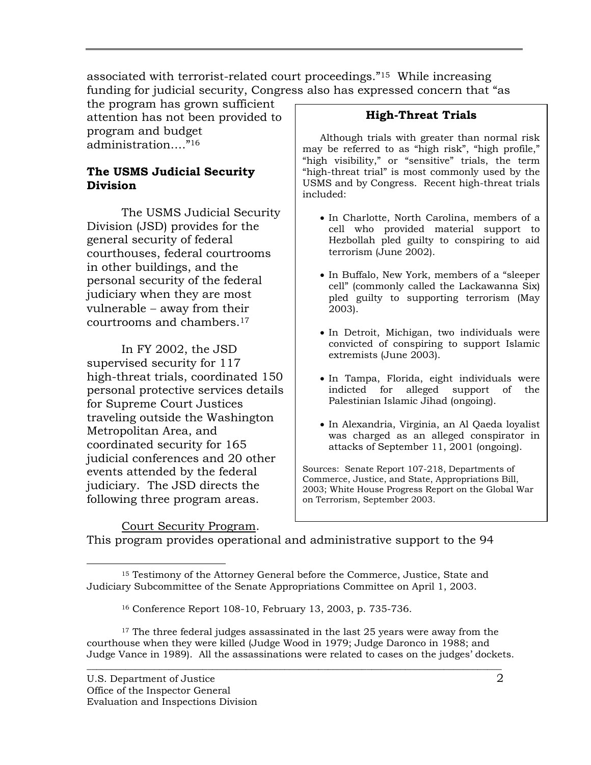associated with terrorist-related court proceedings."[15] While increasing funding for judicial security, Congress also has expressed concern that "as the program has grown sufficient attention has not been provided to program and budget administration...."[16]

### The USMS Judicial Security Division

The USMS Judicial Security Division (JSD) provides for the general security of federal courthouses, federal courtrooms in other buildings, and the personal security of the federal judiciary when they are most vulnerable – away from their courtrooms and chambers.[17]

In FY 2002, the JSD supervised security for 117 high-threat trials, coordinated 150 personal protective services details for Supreme Court Justices traveling outside the Washington Metropolitan Area, and coordinated security for 165 judicial conferences and 20 other events attended by the federal judiciary. The JSD directs the following three program areas.

> **High-Threat Trials**
>
> Although trials with greater than normal risk may be referred to as "high risk", "high profile," "high visibility," or "sensitive" trials, the term "high-threat trial" is most commonly used by the USMS and by Congress. Recent high-threat trials included:
>
> - In Charlotte, North Carolina, members of a cell who provided material support to Hezbollah pled guilty to conspiring to aid terrorism (June 2002).
> - In Buffalo, New York, members of a "sleeper cell" (commonly called the Lackawanna Six) pled guilty to supporting terrorism (May 2003).
> - In Detroit, Michigan, two individuals were convicted of conspiring to support Islamic extremists (June 2003).
> - In Tampa, Florida, eight individuals were indicted for alleged support of the Palestinian Islamic Jihad (ongoing).
> - In Alexandria, Virginia, an Al Qaeda loyalist was charged as an alleged conspirator in attacks of September 11, 2001 (ongoing).
>
> Sources: Senate Report 107-218, Departments of Commerce, Justice, and State, Appropriations Bill, 2003; White House Progress Report on the Global War on Terrorism, September 2003.

<u>Court Security Program</u>. This program provides operational and administrative support to the 94

---

[15] Testimony of the Attorney General before the Commerce, Justice, State and Judiciary Subcommittee of the Senate Appropriations Committee on April 1, 2003.

[16] Conference Report 108-10, February 13, 2003, p. 735-736.

[17] The three federal judges assassinated in the last 25 years were away from the courthouse when they were killed (Judge Wood in 1979; Judge Daronco in 1988; and Judge Vance in 1989). All the assassinations were related to cases on the judges' dockets.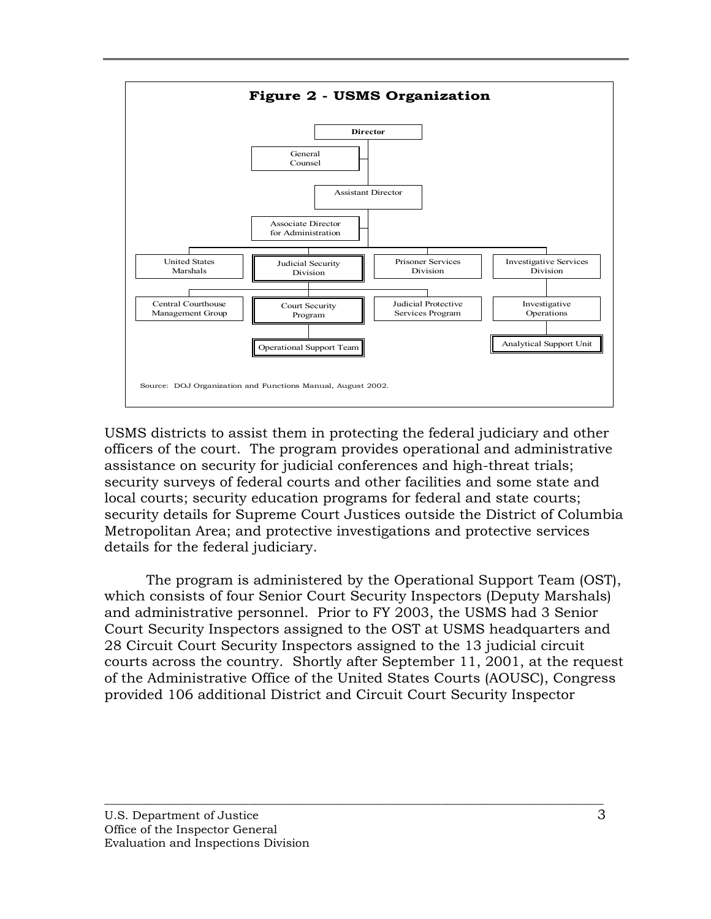**Figure 2 - USMS Organization**

- Director
  - General Counsel
  - Assistant Director
    - Associate Director for Administration
    - United States Marshals
      - Central Courthouse Management Group
    - Judicial Security Division
      - Court Security Program
        - Operational Support Team
      - Judicial Protective Services Program
    - Prisoner Services Division
    - Investigative Services Division
      - Investigative Operations
        - Analytical Support Unit

Source: DOJ Organization and Functions Manual, August 2002.

USMS districts to assist them in protecting the federal judiciary and other officers of the court. The program provides operational and administrative assistance on security for judicial conferences and high-threat trials; security surveys of federal courts and other facilities and some state and local courts; security education programs for federal and state courts; security details for Supreme Court Justices outside the District of Columbia Metropolitan Area; and protective investigations and protective services details for the federal judiciary.

The program is administered by the Operational Support Team (OST), which consists of four Senior Court Security Inspectors (Deputy Marshals) and administrative personnel. Prior to FY 2003, the USMS had 3 Senior Court Security Inspectors assigned to the OST at USMS headquarters and 28 Circuit Court Security Inspectors assigned to the 13 judicial circuit courts across the country. Shortly after September 11, 2001, at the request of the Administrative Office of the United States Courts (AOUSC), Congress provided 106 additional District and Circuit Court Security Inspector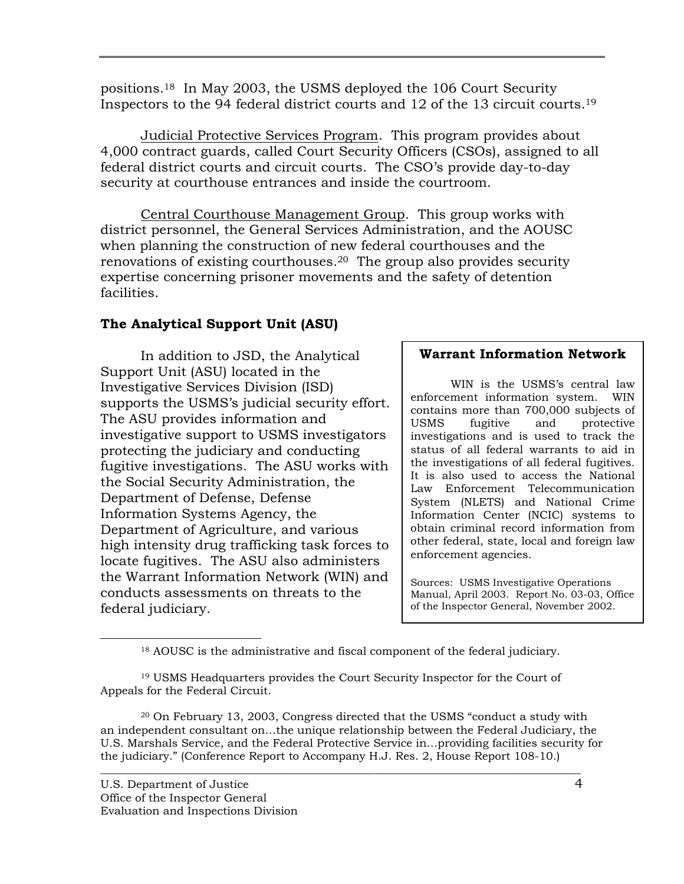positions.[18] In May 2003, the USMS deployed the 106 Court Security Inspectors to the 94 federal district courts and 12 of the 13 circuit courts.[19]

Judicial Protective Services Program. This program provides about 4,000 contract guards, called Court Security Officers (CSOs), assigned to all federal district courts and circuit courts. The CSO's provide day-to-day security at courthouse entrances and inside the courtroom.

Central Courthouse Management Group. This group works with district personnel, the General Services Administration, and the AOUSC when planning the construction of new federal courthouses and the renovations of existing courthouses.[20] The group also provides security expertise concerning prisoner movements and the safety of detention facilities.

**The Analytical Support Unit (ASU)**

In addition to JSD, the Analytical Support Unit (ASU) located in the Investigative Services Division (ISD) supports the USMS's judicial security effort. The ASU provides information and investigative support to USMS investigators protecting the judiciary and conducting fugitive investigations. The ASU works with the Social Security Administration, the Department of Defense, Defense Information Systems Agency, the Department of Agriculture, and various high intensity drug trafficking task forces to locate fugitives. The ASU also administers the Warrant Information Network (WIN) and conducts assessments on threats to the federal judiciary.

> **Warrant Information Network**
>
> WIN is the USMS's central law enforcement information system. WIN contains more than 700,000 subjects of USMS fugitive and protective investigations and is used to track the status of all federal warrants to aid in the investigations of all federal fugitives. It is also used to access the National Law Enforcement Telecommunication System (NLETS) and National Crime Information Center (NCIC) systems to obtain criminal record information from other federal, state, local and foreign law enforcement agencies.
>
> Sources: USMS Investigative Operations Manual, April 2003. Report No. 03-03, Office of the Inspector General, November 2002.

[18] AOUSC is the administrative and fiscal component of the federal judiciary.

[19] USMS Headquarters provides the Court Security Inspector for the Court of Appeals for the Federal Circuit.

[20] On February 13, 2003, Congress directed that the USMS "conduct a study with an independent consultant on…the unique relationship between the Federal Judiciary, the U.S. Marshals Service, and the Federal Protective Service in…providing facilities security for the judiciary." (Conference Report to Accompany H.J. Res. 2, House Report 108-10.)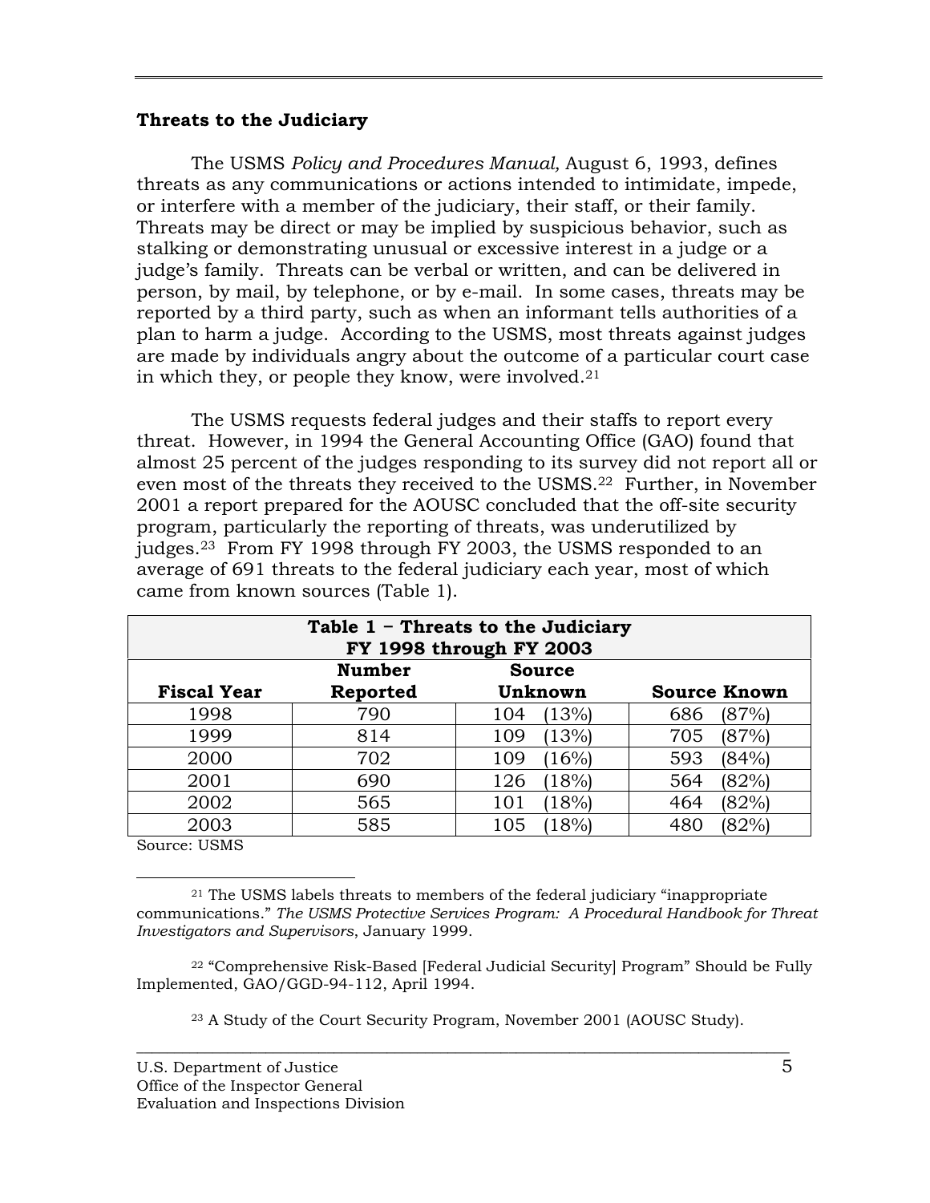## Threats to the Judiciary

The USMS *Policy and Procedures Manual,* August 6, 1993, defines threats as any communications or actions intended to intimidate, impede, or interfere with a member of the judiciary, their staff, or their family. Threats may be direct or may be implied by suspicious behavior, such as stalking or demonstrating unusual or excessive interest in a judge or a judge's family. Threats can be verbal or written, and can be delivered in person, by mail, by telephone, or by e-mail. In some cases, threats may be reported by a third party, such as when an informant tells authorities of a plan to harm a judge. According to the USMS, most threats against judges are made by individuals angry about the outcome of a particular court case in which they, or people they know, were involved.[21]

The USMS requests federal judges and their staffs to report every threat. However, in 1994 the General Accounting Office (GAO) found that almost 25 percent of the judges responding to its survey did not report all or even most of the threats they received to the USMS.[22] Further, in November 2001 a report prepared for the AOUSC concluded that the off-site security program, particularly the reporting of threats, was underutilized by judges.[23] From FY 1998 through FY 2003, the USMS responded to an average of 691 threats to the federal judiciary each year, most of which came from known sources (Table 1).

**Table 1 – Threats to the Judiciary FY 1998 through FY 2003**

| Fiscal Year | Number Reported | Source Unknown | Source Known |
|---|---|---|---|
| 1998 | 790 | 104 (13%) | 686 (87%) |
| 1999 | 814 | 109 (13%) | 705 (87%) |
| 2000 | 702 | 109 (16%) | 593 (84%) |
| 2001 | 690 | 126 (18%) | 564 (82%) |
| 2002 | 565 | 101 (18%) | 464 (82%) |
| 2003 | 585 | 105 (18%) | 480 (82%) |

Source: USMS

[21] The USMS labels threats to members of the federal judiciary "inappropriate communications." *The USMS Protective Services Program: A Procedural Handbook for Threat Investigators and Supervisors*, January 1999.

[22] "Comprehensive Risk-Based [Federal Judicial Security] Program" Should be Fully Implemented, GAO/GGD-94-112, April 1994.

[23] A Study of the Court Security Program, November 2001 (AOUSC Study).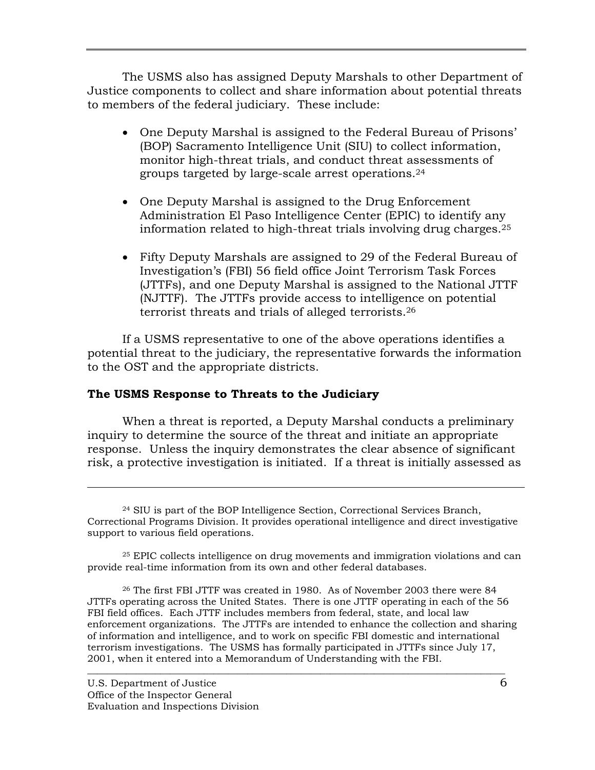The USMS also has assigned Deputy Marshals to other Department of Justice components to collect and share information about potential threats to members of the federal judiciary. These include:

- One Deputy Marshal is assigned to the Federal Bureau of Prisons' (BOP) Sacramento Intelligence Unit (SIU) to collect information, monitor high-threat trials, and conduct threat assessments of groups targeted by large-scale arrest operations.[24]

- One Deputy Marshal is assigned to the Drug Enforcement Administration El Paso Intelligence Center (EPIC) to identify any information related to high-threat trials involving drug charges.[25]

- Fifty Deputy Marshals are assigned to 29 of the Federal Bureau of Investigation's (FBI) 56 field office Joint Terrorism Task Forces (JTTFs), and one Deputy Marshal is assigned to the National JTTF (NJTTF). The JTTFs provide access to intelligence on potential terrorist threats and trials of alleged terrorists.[26]

If a USMS representative to one of the above operations identifies a potential threat to the judiciary, the representative forwards the information to the OST and the appropriate districts.

**The USMS Response to Threats to the Judiciary**

When a threat is reported, a Deputy Marshal conducts a preliminary inquiry to determine the source of the threat and initiate an appropriate response. Unless the inquiry demonstrates the clear absence of significant risk, a protective investigation is initiated. If a threat is initially assessed as

---

[24] SIU is part of the BOP Intelligence Section, Correctional Services Branch, Correctional Programs Division. It provides operational intelligence and direct investigative support to various field operations.

[25] EPIC collects intelligence on drug movements and immigration violations and can provide real-time information from its own and other federal databases.

[26] The first FBI JTTF was created in 1980. As of November 2003 there were 84 JTTFs operating across the United States. There is one JTTF operating in each of the 56 FBI field offices. Each JTTF includes members from federal, state, and local law enforcement organizations. The JTTFs are intended to enhance the collection and sharing of information and intelligence, and to work on specific FBI domestic and international terrorism investigations. The USMS has formally participated in JTTFs since July 17, 2001, when it entered into a Memorandum of Understanding with the FBI.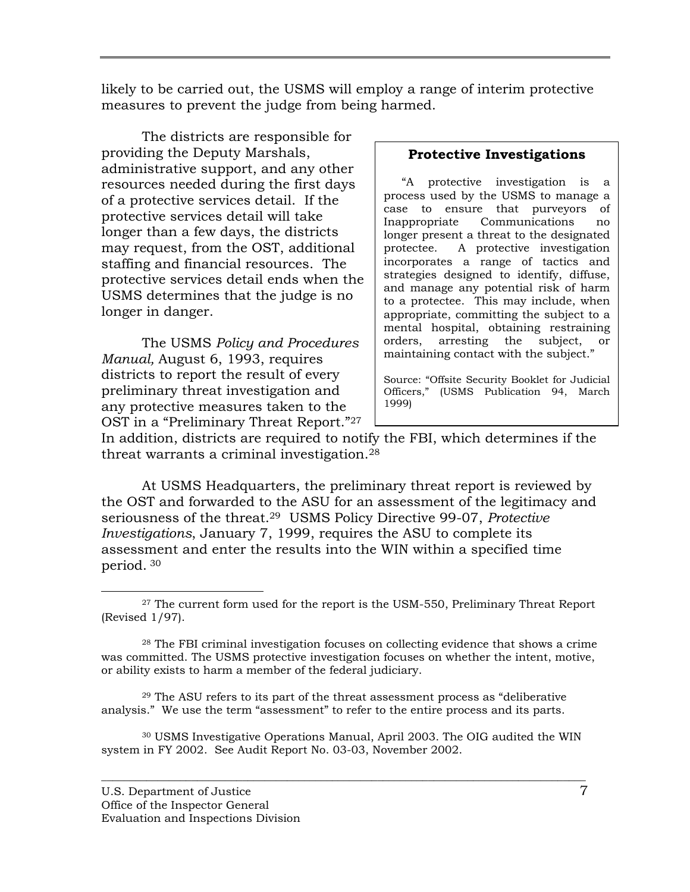likely to be carried out, the USMS will employ a range of interim protective measures to prevent the judge from being harmed.

The districts are responsible for providing the Deputy Marshals, administrative support, and any other resources needed during the first days of a protective services detail. If the protective services detail will take longer than a few days, the districts may request, from the OST, additional staffing and financial resources. The protective services detail ends when the USMS determines that the judge is no longer in danger.

> **Protective Investigations**
>
> "A protective investigation is a process used by the USMS to manage a case to ensure that purveyors of Inappropriate Communications no longer present a threat to the designated protectee. A protective investigation incorporates a range of tactics and strategies designed to identify, diffuse, and manage any potential risk of harm to a protectee. This may include, when appropriate, committing the subject to a mental hospital, obtaining restraining orders, arresting the subject, or maintaining contact with the subject."
>
> Source: "Offsite Security Booklet for Judicial Officers," (USMS Publication 94, March 1999)

The USMS *Policy and Procedures Manual,* August 6, 1993, requires districts to report the result of every preliminary threat investigation and any protective measures taken to the OST in a "Preliminary Threat Report."[27] In addition, districts are required to notify the FBI, which determines if the threat warrants a criminal investigation.[28]

At USMS Headquarters, the preliminary threat report is reviewed by the OST and forwarded to the ASU for an assessment of the legitimacy and seriousness of the threat.[29] USMS Policy Directive 99-07, *Protective Investigations*, January 7, 1999, requires the ASU to complete its assessment and enter the results into the WIN within a specified time period.[30]

---

[27] The current form used for the report is the USM-550, Preliminary Threat Report (Revised 1/97).

[28] The FBI criminal investigation focuses on collecting evidence that shows a crime was committed. The USMS protective investigation focuses on whether the intent, motive, or ability exists to harm a member of the federal judiciary.

[29] The ASU refers to its part of the threat assessment process as "deliberative analysis." We use the term "assessment" to refer to the entire process and its parts.

[30] USMS Investigative Operations Manual, April 2003. The OIG audited the WIN system in FY 2002. See Audit Report No. 03-03, November 2002.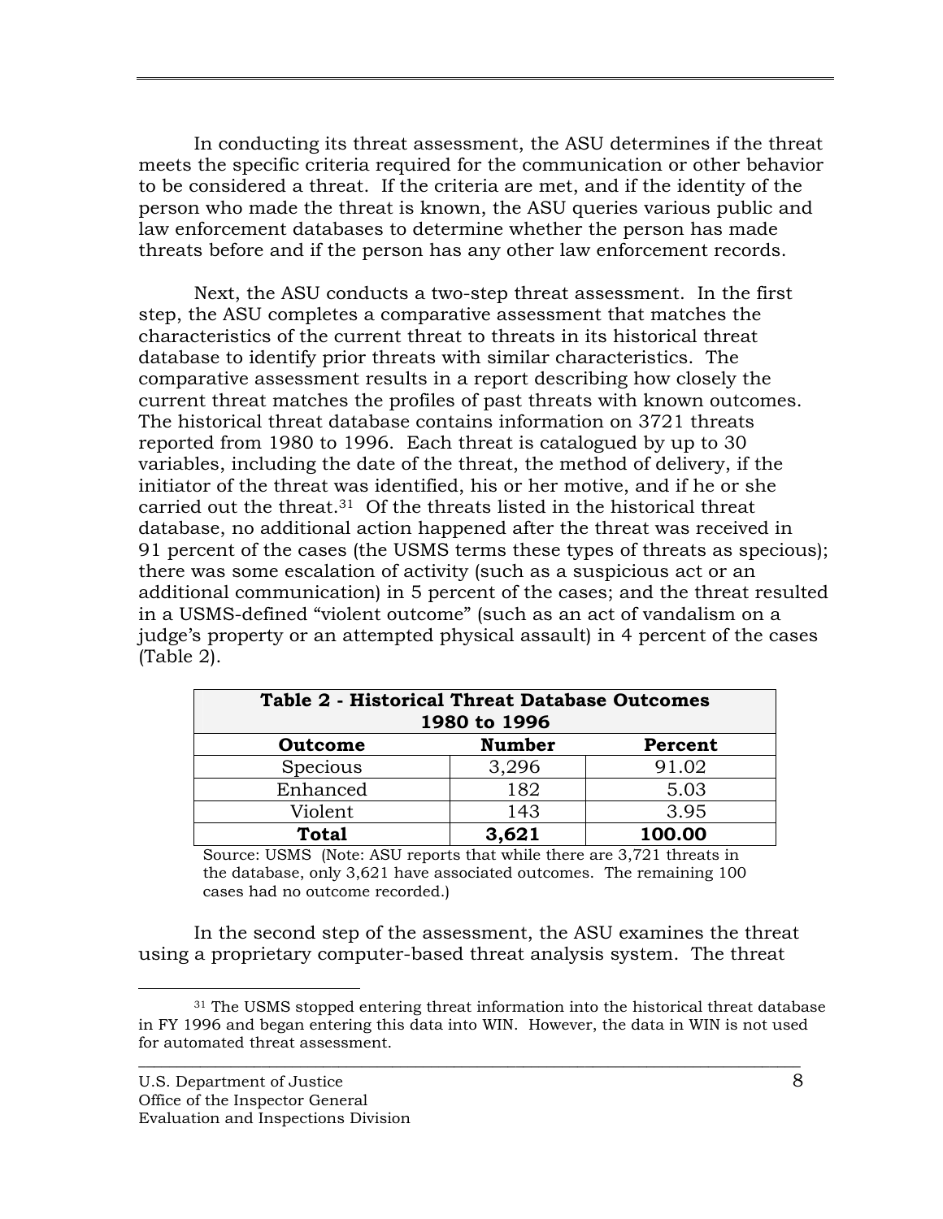In conducting its threat assessment, the ASU determines if the threat meets the specific criteria required for the communication or other behavior to be considered a threat. If the criteria are met, and if the identity of the person who made the threat is known, the ASU queries various public and law enforcement databases to determine whether the person has made threats before and if the person has any other law enforcement records.

Next, the ASU conducts a two-step threat assessment. In the first step, the ASU completes a comparative assessment that matches the characteristics of the current threat to threats in its historical threat database to identify prior threats with similar characteristics. The comparative assessment results in a report describing how closely the current threat matches the profiles of past threats with known outcomes. The historical threat database contains information on 3721 threats reported from 1980 to 1996. Each threat is catalogued by up to 30 variables, including the date of the threat, the method of delivery, if the initiator of the threat was identified, his or her motive, and if he or she carried out the threat.[31] Of the threats listed in the historical threat database, no additional action happened after the threat was received in 91 percent of the cases (the USMS terms these types of threats as specious); there was some escalation of activity (such as a suspicious act or an additional communication) in 5 percent of the cases; and the threat resulted in a USMS-defined "violent outcome" (such as an act of vandalism on a judge's property or an attempted physical assault) in 4 percent of the cases (Table 2).

**Table 2 - Historical Threat Database Outcomes 1980 to 1996**

| Outcome | Number | Percent |
|---|---|---|
| Specious | 3,296 | 91.02 |
| Enhanced | 182 | 5.03 |
| Violent | 143 | 3.95 |
| **Total** | **3,621** | **100.00** |

Source: USMS (Note: ASU reports that while there are 3,721 threats in the database, only 3,621 have associated outcomes. The remaining 100 cases had no outcome recorded.)

In the second step of the assessment, the ASU examines the threat using a proprietary computer-based threat analysis system. The threat

[31] The USMS stopped entering threat information into the historical threat database in FY 1996 and began entering this data into WIN. However, the data in WIN is not used for automated threat assessment.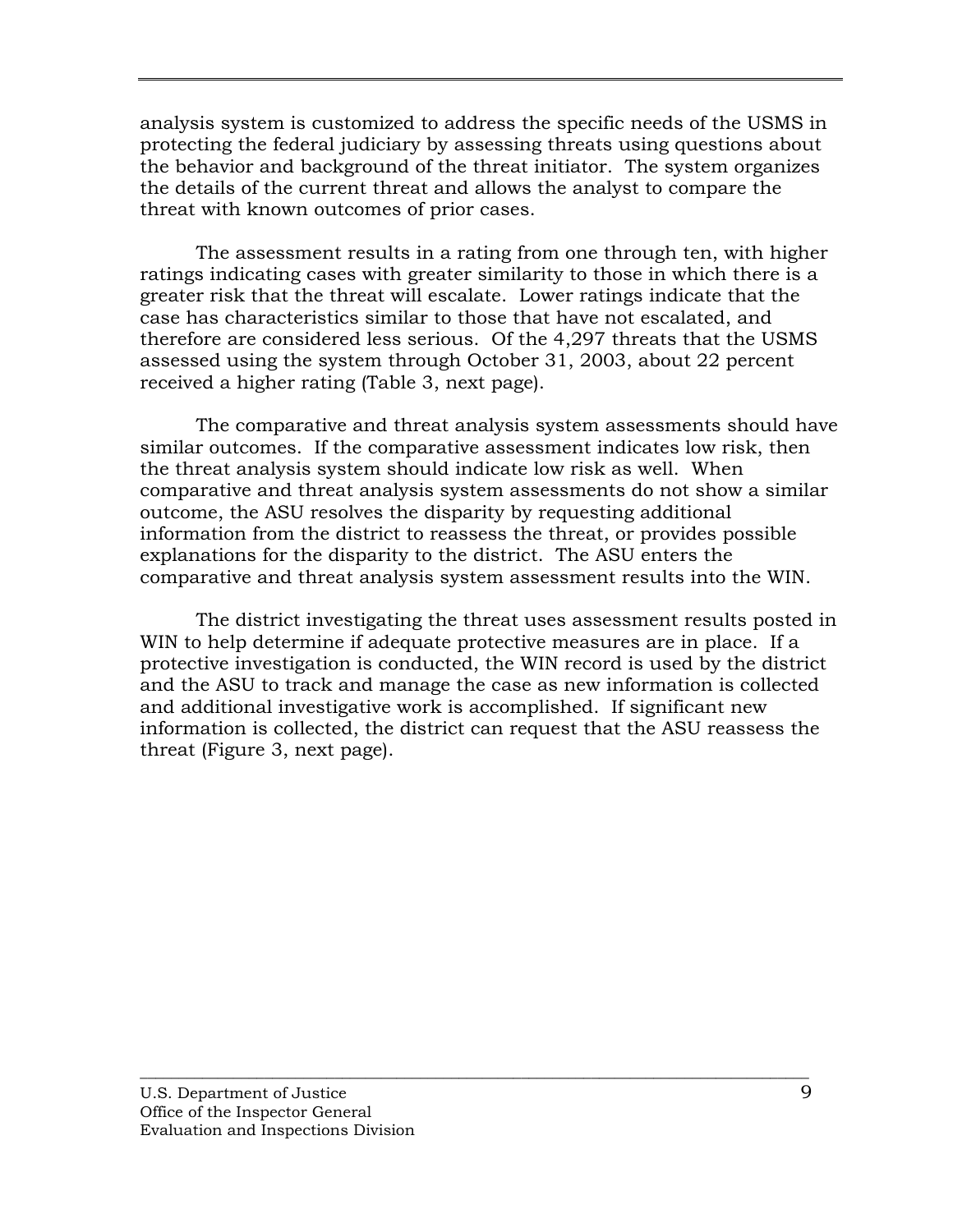analysis system is customized to address the specific needs of the USMS in protecting the federal judiciary by assessing threats using questions about the behavior and background of the threat initiator. The system organizes the details of the current threat and allows the analyst to compare the threat with known outcomes of prior cases.

The assessment results in a rating from one through ten, with higher ratings indicating cases with greater similarity to those in which there is a greater risk that the threat will escalate. Lower ratings indicate that the case has characteristics similar to those that have not escalated, and therefore are considered less serious. Of the 4,297 threats that the USMS assessed using the system through October 31, 2003, about 22 percent received a higher rating (Table 3, next page).

The comparative and threat analysis system assessments should have similar outcomes. If the comparative assessment indicates low risk, then the threat analysis system should indicate low risk as well. When comparative and threat analysis system assessments do not show a similar outcome, the ASU resolves the disparity by requesting additional information from the district to reassess the threat, or provides possible explanations for the disparity to the district. The ASU enters the comparative and threat analysis system assessment results into the WIN.

The district investigating the threat uses assessment results posted in WIN to help determine if adequate protective measures are in place. If a protective investigation is conducted, the WIN record is used by the district and the ASU to track and manage the case as new information is collected and additional investigative work is accomplished. If significant new information is collected, the district can request that the ASU reassess the threat (Figure 3, next page).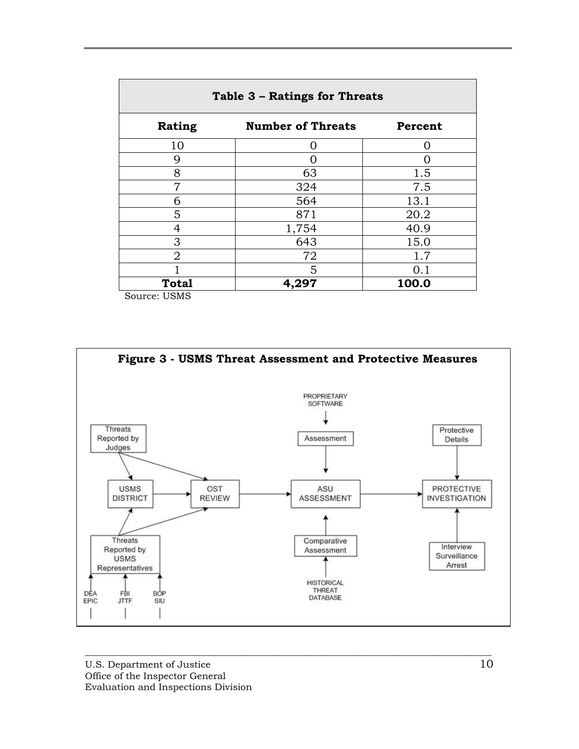**Table 3 – Ratings for Threats**

| Rating | Number of Threats | Percent |
|---|---|---|
| 10 | 0 | 0 |
| 9 | 0 | 0 |
| 8 | 63 | 1.5 |
| 7 | 324 | 7.5 |
| 6 | 564 | 13.1 |
| 5 | 871 | 20.2 |
| 4 | 1,754 | 40.9 |
| 3 | 643 | 15.0 |
| 2 | 72 | 1.7 |
| 1 | 5 | 0.1 |
| **Total** | **4,297** | **100.0** |

Source: USMS

**Figure 3 - USMS Threat Assessment and Protective Measures**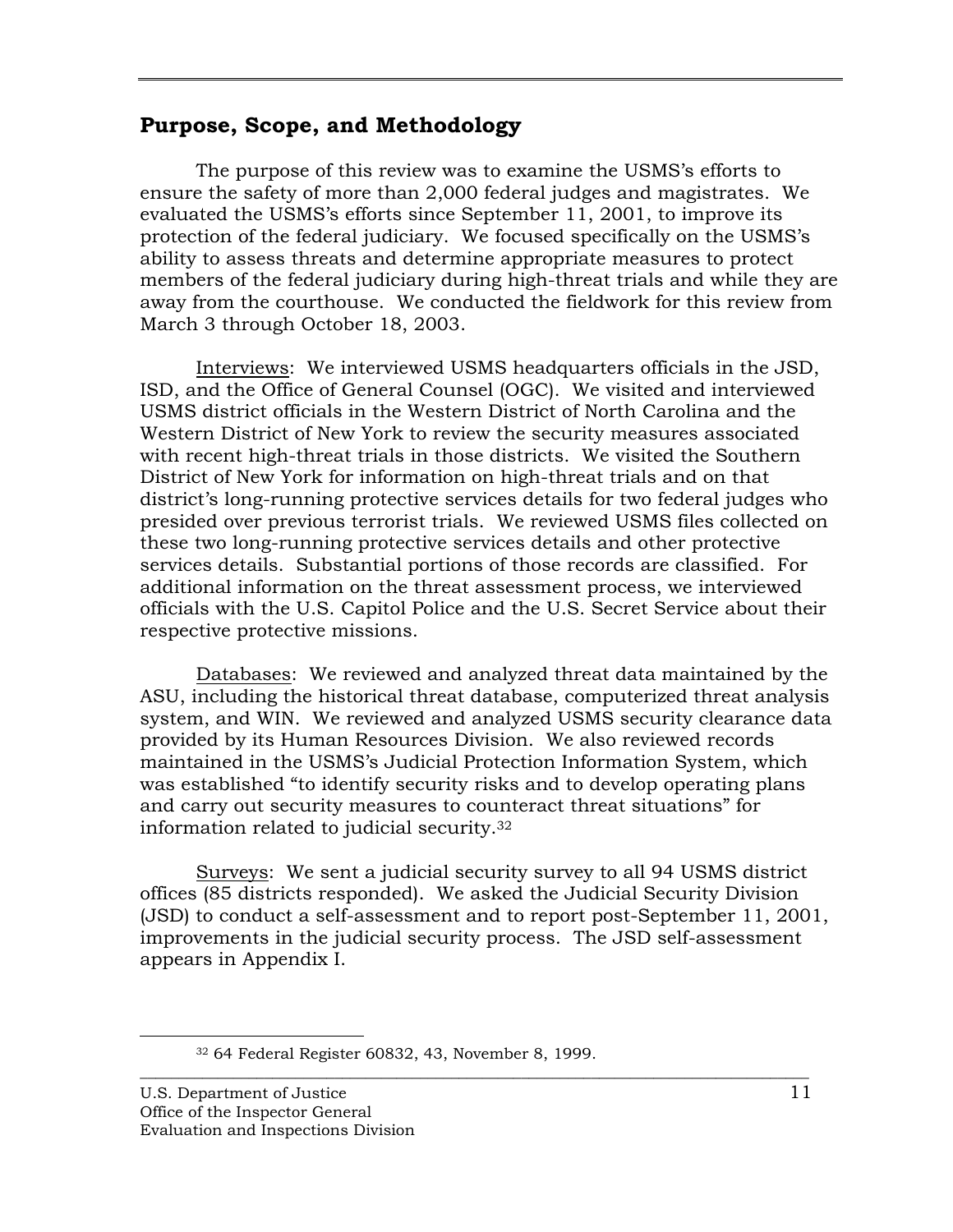## Purpose, Scope, and Methodology

The purpose of this review was to examine the USMS's efforts to ensure the safety of more than 2,000 federal judges and magistrates. We evaluated the USMS's efforts since September 11, 2001, to improve its protection of the federal judiciary. We focused specifically on the USMS's ability to assess threats and determine appropriate measures to protect members of the federal judiciary during high-threat trials and while they are away from the courthouse. We conducted the fieldwork for this review from March 3 through October 18, 2003.

Interviews: We interviewed USMS headquarters officials in the JSD, ISD, and the Office of General Counsel (OGC). We visited and interviewed USMS district officials in the Western District of North Carolina and the Western District of New York to review the security measures associated with recent high-threat trials in those districts. We visited the Southern District of New York for information on high-threat trials and on that district's long-running protective services details for two federal judges who presided over previous terrorist trials. We reviewed USMS files collected on these two long-running protective services details and other protective services details. Substantial portions of those records are classified. For additional information on the threat assessment process, we interviewed officials with the U.S. Capitol Police and the U.S. Secret Service about their respective protective missions.

Databases: We reviewed and analyzed threat data maintained by the ASU, including the historical threat database, computerized threat analysis system, and WIN. We reviewed and analyzed USMS security clearance data provided by its Human Resources Division. We also reviewed records maintained in the USMS's Judicial Protection Information System, which was established "to identify security risks and to develop operating plans and carry out security measures to counteract threat situations" for information related to judicial security.[32]

Surveys: We sent a judicial security survey to all 94 USMS district offices (85 districts responded). We asked the Judicial Security Division (JSD) to conduct a self-assessment and to report post-September 11, 2001, improvements in the judicial security process. The JSD self-assessment appears in Appendix I.

[32] 64 Federal Register 60832, 43, November 8, 1999.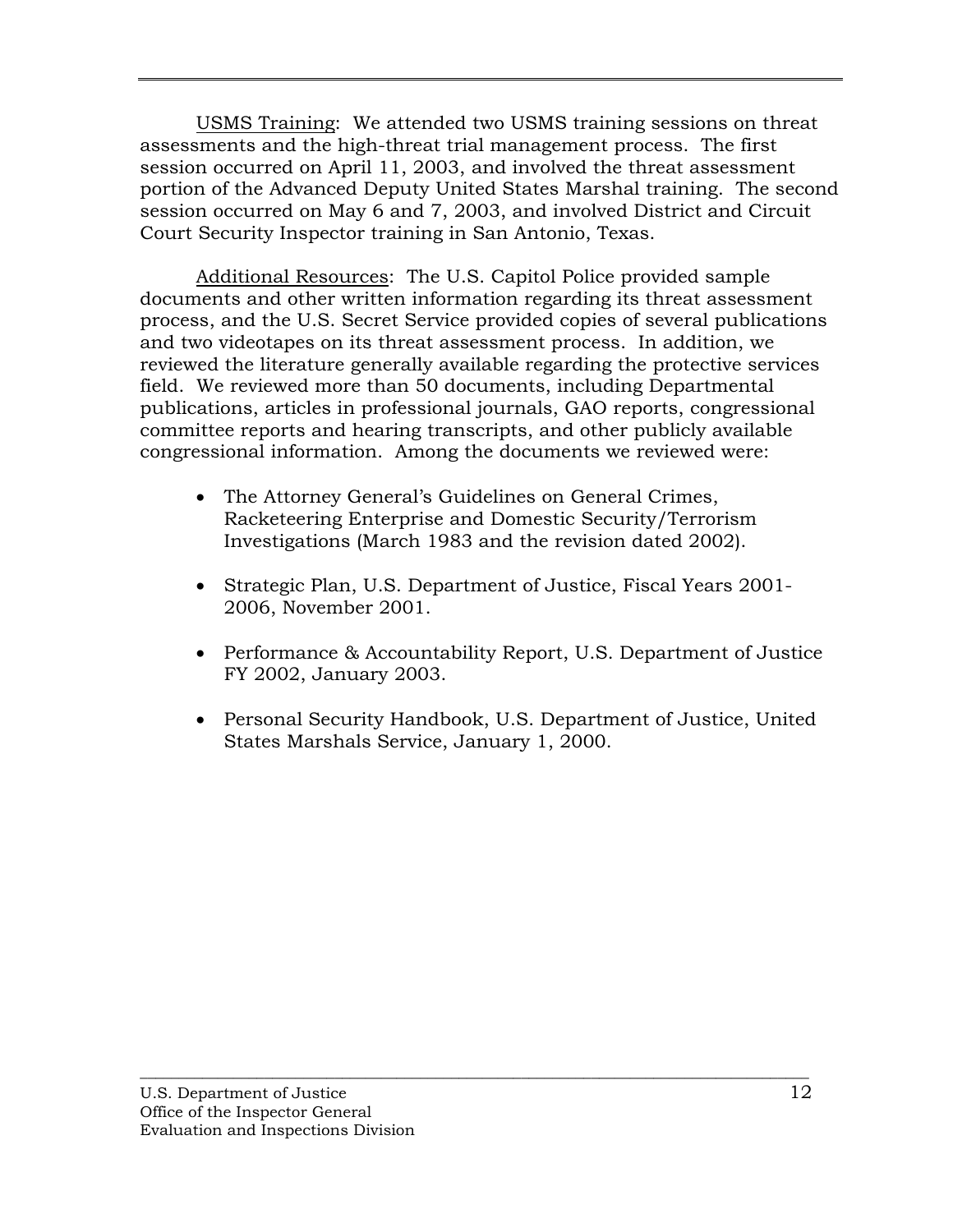USMS Training: We attended two USMS training sessions on threat assessments and the high-threat trial management process. The first session occurred on April 11, 2003, and involved the threat assessment portion of the Advanced Deputy United States Marshal training. The second session occurred on May 6 and 7, 2003, and involved District and Circuit Court Security Inspector training in San Antonio, Texas.

Additional Resources: The U.S. Capitol Police provided sample documents and other written information regarding its threat assessment process, and the U.S. Secret Service provided copies of several publications and two videotapes on its threat assessment process. In addition, we reviewed the literature generally available regarding the protective services field. We reviewed more than 50 documents, including Departmental publications, articles in professional journals, GAO reports, congressional committee reports and hearing transcripts, and other publicly available congressional information. Among the documents we reviewed were:

- The Attorney General's Guidelines on General Crimes, Racketeering Enterprise and Domestic Security/Terrorism Investigations (March 1983 and the revision dated 2002).

- Strategic Plan, U.S. Department of Justice, Fiscal Years 2001-2006, November 2001.

- Performance & Accountability Report, U.S. Department of Justice FY 2002, January 2003.

- Personal Security Handbook, U.S. Department of Justice, United States Marshals Service, January 1, 2000.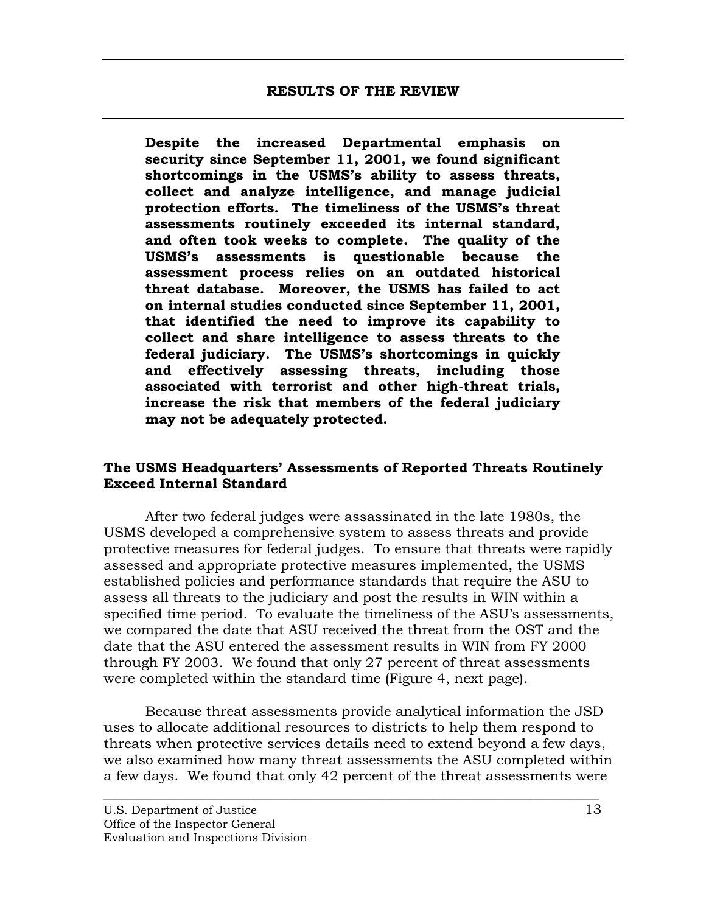## RESULTS OF THE REVIEW

**Despite the increased Departmental emphasis on security since September 11, 2001, we found significant shortcomings in the USMS's ability to assess threats, collect and analyze intelligence, and manage judicial protection efforts. The timeliness of the USMS's threat assessments routinely exceeded its internal standard, and often took weeks to complete. The quality of the USMS's assessments is questionable because the assessment process relies on an outdated historical threat database. Moreover, the USMS has failed to act on internal studies conducted since September 11, 2001, that identified the need to improve its capability to collect and share intelligence to assess threats to the federal judiciary. The USMS's shortcomings in quickly and effectively assessing threats, including those associated with terrorist and other high-threat trials, increase the risk that members of the federal judiciary may not be adequately protected.**

### The USMS Headquarters' Assessments of Reported Threats Routinely Exceed Internal Standard

After two federal judges were assassinated in the late 1980s, the USMS developed a comprehensive system to assess threats and provide protective measures for federal judges. To ensure that threats were rapidly assessed and appropriate protective measures implemented, the USMS established policies and performance standards that require the ASU to assess all threats to the judiciary and post the results in WIN within a specified time period. To evaluate the timeliness of the ASU's assessments, we compared the date that ASU received the threat from the OST and the date that the ASU entered the assessment results in WIN from FY 2000 through FY 2003. We found that only 27 percent of threat assessments were completed within the standard time (Figure 4, next page).

Because threat assessments provide analytical information the JSD uses to allocate additional resources to districts to help them respond to threats when protective services details need to extend beyond a few days, we also examined how many threat assessments the ASU completed within a few days. We found that only 42 percent of the threat assessments were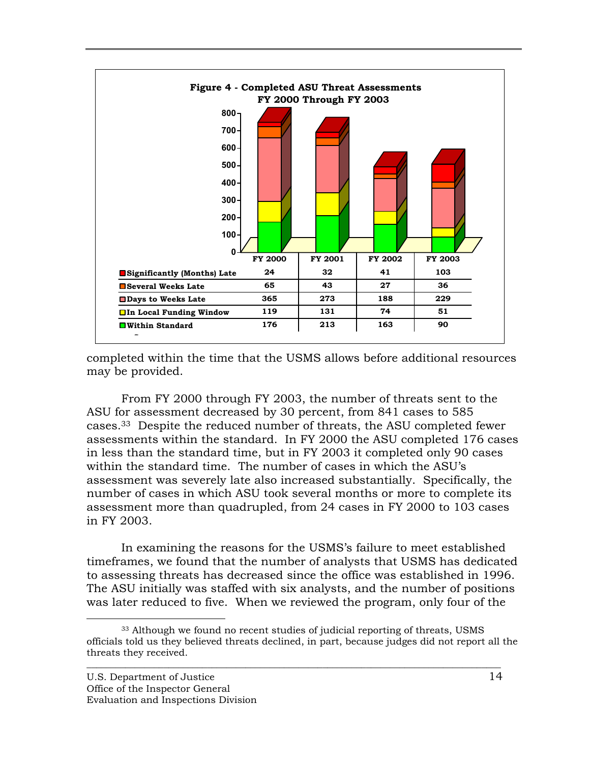**Figure 4 - Completed ASU Threat Assessments FY 2000 Through FY 2003**

| | FY 2000 | FY 2001 | FY 2002 | FY 2003 |
|---|---|---|---|---|
| Significantly (Months) Late | 24 | 32 | 41 | 103 |
| Several Weeks Late | 65 | 43 | 27 | 36 |
| Days to Weeks Late | 365 | 273 | 188 | 229 |
| In Local Funding Window | 119 | 131 | 74 | 51 |
| Within Standard | 176 | 213 | 163 | 90 |

completed within the time that the USMS allows before additional resources may be provided.

From FY 2000 through FY 2003, the number of threats sent to the ASU for assessment decreased by 30 percent, from 841 cases to 585 cases.[33] Despite the reduced number of threats, the ASU completed fewer assessments within the standard. In FY 2000 the ASU completed 176 cases in less than the standard time, but in FY 2003 it completed only 90 cases within the standard time. The number of cases in which the ASU's assessment was severely late also increased substantially. Specifically, the number of cases in which ASU took several months or more to complete its assessment more than quadrupled, from 24 cases in FY 2000 to 103 cases in FY 2003.

In examining the reasons for the USMS's failure to meet established timeframes, we found that the number of analysts that USMS has dedicated to assessing threats has decreased since the office was established in 1996. The ASU initially was staffed with six analysts, and the number of positions was later reduced to five. When we reviewed the program, only four of the

[33] Although we found no recent studies of judicial reporting of threats, USMS officials told us they believed threats declined, in part, because judges did not report all the threats they received.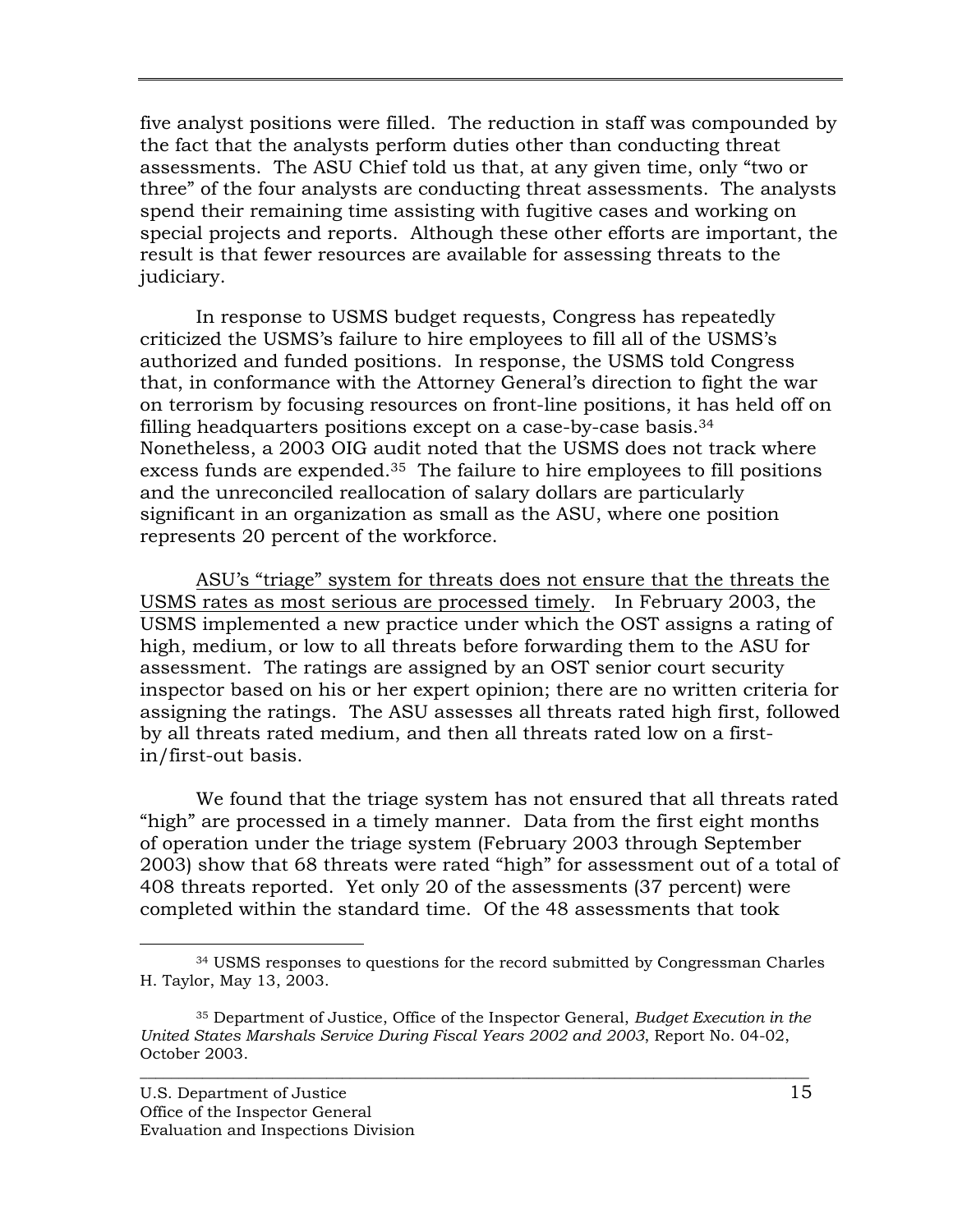five analyst positions were filled. The reduction in staff was compounded by the fact that the analysts perform duties other than conducting threat assessments. The ASU Chief told us that, at any given time, only "two or three" of the four analysts are conducting threat assessments. The analysts spend their remaining time assisting with fugitive cases and working on special projects and reports. Although these other efforts are important, the result is that fewer resources are available for assessing threats to the judiciary.

In response to USMS budget requests, Congress has repeatedly criticized the USMS's failure to hire employees to fill all of the USMS's authorized and funded positions. In response, the USMS told Congress that, in conformance with the Attorney General's direction to fight the war on terrorism by focusing resources on front-line positions, it has held off on filling headquarters positions except on a case-by-case basis.[34] Nonetheless, a 2003 OIG audit noted that the USMS does not track where excess funds are expended.[35] The failure to hire employees to fill positions and the unreconciled reallocation of salary dollars are particularly significant in an organization as small as the ASU, where one position represents 20 percent of the workforce.

ASU's "triage" system for threats does not ensure that the threats the USMS rates as most serious are processed timely. In February 2003, the USMS implemented a new practice under which the OST assigns a rating of high, medium, or low to all threats before forwarding them to the ASU for assessment. The ratings are assigned by an OST senior court security inspector based on his or her expert opinion; there are no written criteria for assigning the ratings. The ASU assesses all threats rated high first, followed by all threats rated medium, and then all threats rated low on a first-in/first-out basis.

We found that the triage system has not ensured that all threats rated "high" are processed in a timely manner. Data from the first eight months of operation under the triage system (February 2003 through September 2003) show that 68 threats were rated "high" for assessment out of a total of 408 threats reported. Yet only 20 of the assessments (37 percent) were completed within the standard time. Of the 48 assessments that took

---

[34] USMS responses to questions for the record submitted by Congressman Charles H. Taylor, May 13, 2003.

[35] Department of Justice, Office of the Inspector General, *Budget Execution in the United States Marshals Service During Fiscal Years 2002 and 2003*, Report No. 04-02, October 2003.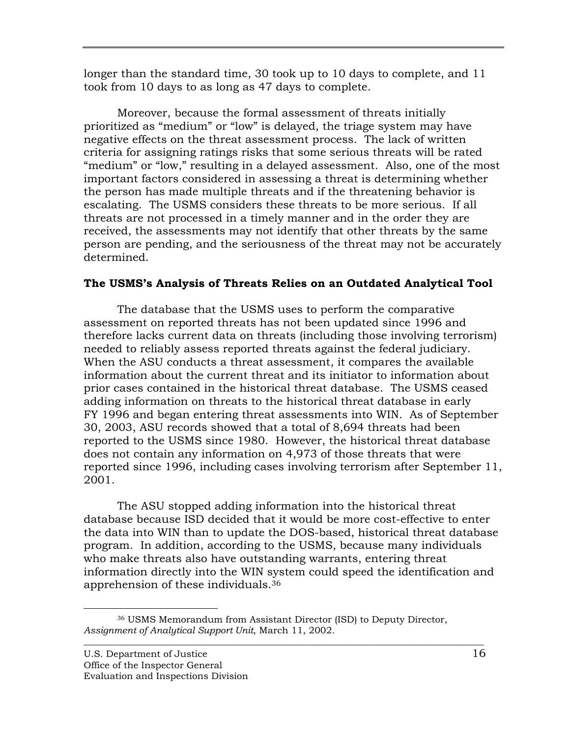longer than the standard time, 30 took up to 10 days to complete, and 11 took from 10 days to as long as 47 days to complete.

Moreover, because the formal assessment of threats initially prioritized as "medium" or "low" is delayed, the triage system may have negative effects on the threat assessment process. The lack of written criteria for assigning ratings risks that some serious threats will be rated "medium" or "low," resulting in a delayed assessment. Also, one of the most important factors considered in assessing a threat is determining whether the person has made multiple threats and if the threatening behavior is escalating. The USMS considers these threats to be more serious. If all threats are not processed in a timely manner and in the order they are received, the assessments may not identify that other threats by the same person are pending, and the seriousness of the threat may not be accurately determined.

### The USMS's Analysis of Threats Relies on an Outdated Analytical Tool

The database that the USMS uses to perform the comparative assessment on reported threats has not been updated since 1996 and therefore lacks current data on threats (including those involving terrorism) needed to reliably assess reported threats against the federal judiciary. When the ASU conducts a threat assessment, it compares the available information about the current threat and its initiator to information about prior cases contained in the historical threat database. The USMS ceased adding information on threats to the historical threat database in early FY 1996 and began entering threat assessments into WIN. As of September 30, 2003, ASU records showed that a total of 8,694 threats had been reported to the USMS since 1980. However, the historical threat database does not contain any information on 4,973 of those threats that were reported since 1996, including cases involving terrorism after September 11, 2001.

The ASU stopped adding information into the historical threat database because ISD decided that it would be more cost-effective to enter the data into WIN than to update the DOS-based, historical threat database program. In addition, according to the USMS, because many individuals who make threats also have outstanding warrants, entering threat information directly into the WIN system could speed the identification and apprehension of these individuals.[36]

---

[36] USMS Memorandum from Assistant Director (ISD) to Deputy Director, *Assignment of Analytical Support Unit*, March 11, 2002.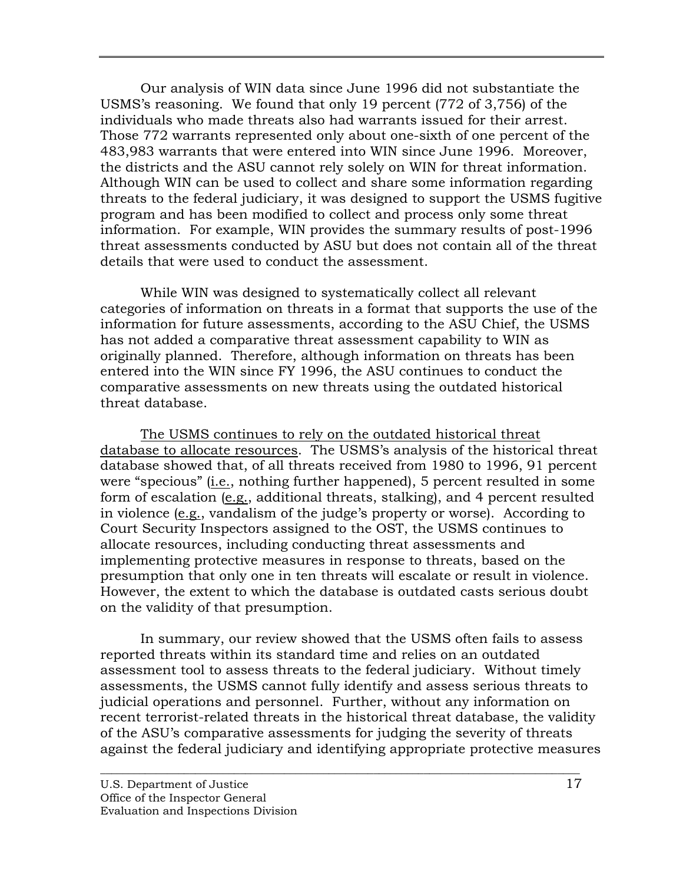Our analysis of WIN data since June 1996 did not substantiate the USMS's reasoning. We found that only 19 percent (772 of 3,756) of the individuals who made threats also had warrants issued for their arrest. Those 772 warrants represented only about one-sixth of one percent of the 483,983 warrants that were entered into WIN since June 1996. Moreover, the districts and the ASU cannot rely solely on WIN for threat information. Although WIN can be used to collect and share some information regarding threats to the federal judiciary, it was designed to support the USMS fugitive program and has been modified to collect and process only some threat information. For example, WIN provides the summary results of post-1996 threat assessments conducted by ASU but does not contain all of the threat details that were used to conduct the assessment.

While WIN was designed to systematically collect all relevant categories of information on threats in a format that supports the use of the information for future assessments, according to the ASU Chief, the USMS has not added a comparative threat assessment capability to WIN as originally planned. Therefore, although information on threats has been entered into the WIN since FY 1996, the ASU continues to conduct the comparative assessments on new threats using the outdated historical threat database.

<u>The USMS continues to rely on the outdated historical threat database to allocate resources</u>. The USMS's analysis of the historical threat database showed that, of all threats received from 1980 to 1996, 91 percent were "specious" (<u>i.e.</u>, nothing further happened), 5 percent resulted in some form of escalation (<u>e.g.</u>, additional threats, stalking), and 4 percent resulted in violence (<u>e.g.</u>, vandalism of the judge's property or worse). According to Court Security Inspectors assigned to the OST, the USMS continues to allocate resources, including conducting threat assessments and implementing protective measures in response to threats, based on the presumption that only one in ten threats will escalate or result in violence. However, the extent to which the database is outdated casts serious doubt on the validity of that presumption.

In summary, our review showed that the USMS often fails to assess reported threats within its standard time and relies on an outdated assessment tool to assess threats to the federal judiciary. Without timely assessments, the USMS cannot fully identify and assess serious threats to judicial operations and personnel. Further, without any information on recent terrorist-related threats in the historical threat database, the validity of the ASU's comparative assessments for judging the severity of threats against the federal judiciary and identifying appropriate protective measures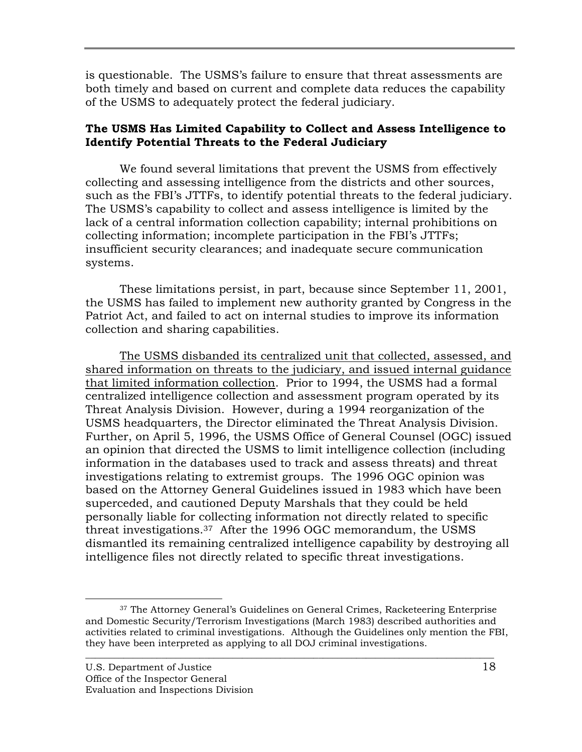is questionable. The USMS's failure to ensure that threat assessments are both timely and based on current and complete data reduces the capability of the USMS to adequately protect the federal judiciary.

**The USMS Has Limited Capability to Collect and Assess Intelligence to Identify Potential Threats to the Federal Judiciary**

We found several limitations that prevent the USMS from effectively collecting and assessing intelligence from the districts and other sources, such as the FBI's JTTFs, to identify potential threats to the federal judiciary. The USMS's capability to collect and assess intelligence is limited by the lack of a central information collection capability; internal prohibitions on collecting information; incomplete participation in the FBI's JTTFs; insufficient security clearances; and inadequate secure communication systems.

These limitations persist, in part, because since September 11, 2001, the USMS has failed to implement new authority granted by Congress in the Patriot Act, and failed to act on internal studies to improve its information collection and sharing capabilities.

<u>The USMS disbanded its centralized unit that collected, assessed, and shared information on threats to the judiciary, and issued internal guidance that limited information collection</u>. Prior to 1994, the USMS had a formal centralized intelligence collection and assessment program operated by its Threat Analysis Division. However, during a 1994 reorganization of the USMS headquarters, the Director eliminated the Threat Analysis Division. Further, on April 5, 1996, the USMS Office of General Counsel (OGC) issued an opinion that directed the USMS to limit intelligence collection (including information in the databases used to track and assess threats) and threat investigations relating to extremist groups. The 1996 OGC opinion was based on the Attorney General Guidelines issued in 1983 which have been superceded, and cautioned Deputy Marshals that they could be held personally liable for collecting information not directly related to specific threat investigations.[37] After the 1996 OGC memorandum, the USMS dismantled its remaining centralized intelligence capability by destroying all intelligence files not directly related to specific threat investigations.

[37] The Attorney General's Guidelines on General Crimes, Racketeering Enterprise and Domestic Security/Terrorism Investigations (March 1983) described authorities and activities related to criminal investigations. Although the Guidelines only mention the FBI, they have been interpreted as applying to all DOJ criminal investigations.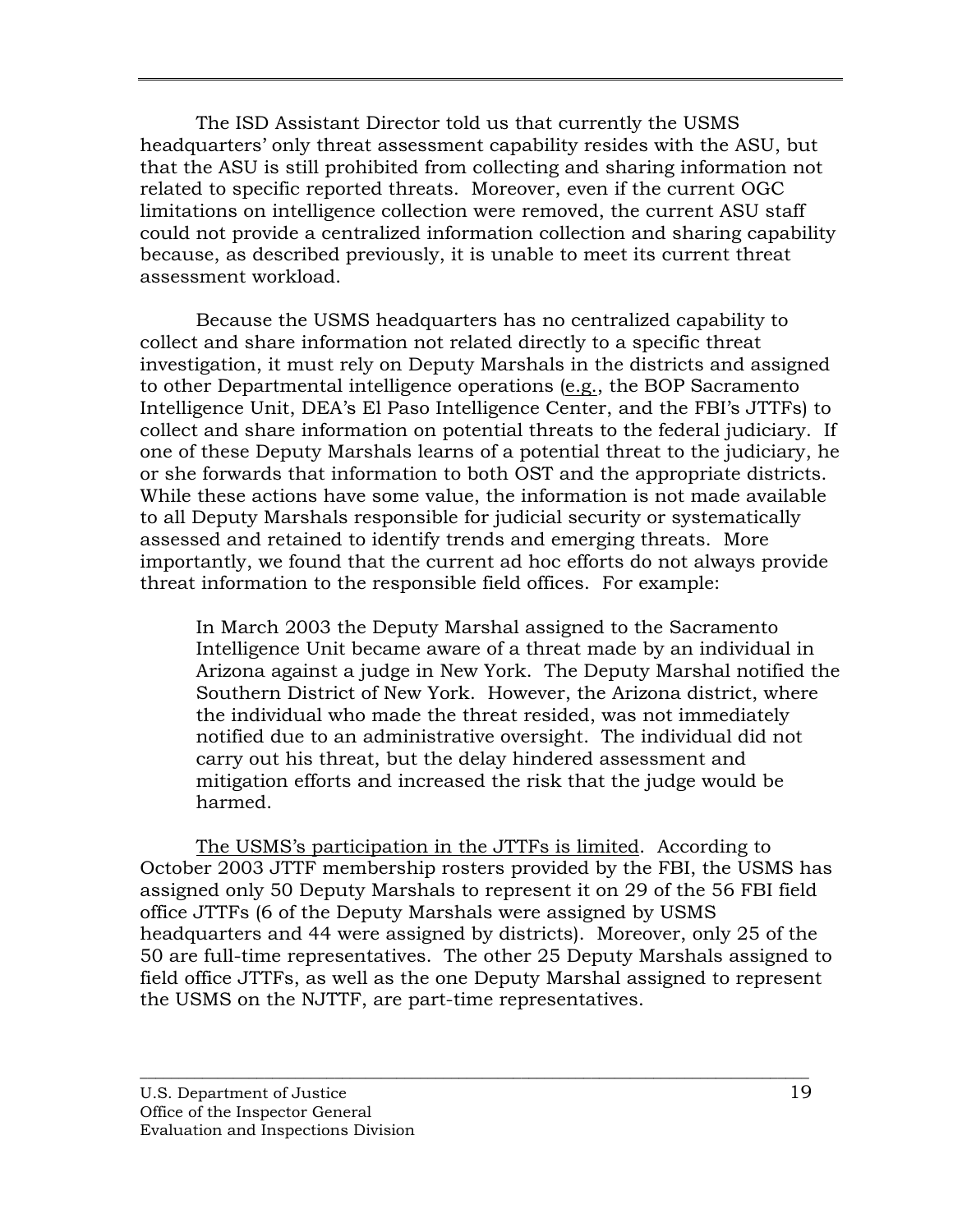The ISD Assistant Director told us that currently the USMS headquarters' only threat assessment capability resides with the ASU, but that the ASU is still prohibited from collecting and sharing information not related to specific reported threats. Moreover, even if the current OGC limitations on intelligence collection were removed, the current ASU staff could not provide a centralized information collection and sharing capability because, as described previously, it is unable to meet its current threat assessment workload.

Because the USMS headquarters has no centralized capability to collect and share information not related directly to a specific threat investigation, it must rely on Deputy Marshals in the districts and assigned to other Departmental intelligence operations (e.g., the BOP Sacramento Intelligence Unit, DEA's El Paso Intelligence Center, and the FBI's JTTFs) to collect and share information on potential threats to the federal judiciary. If one of these Deputy Marshals learns of a potential threat to the judiciary, he or she forwards that information to both OST and the appropriate districts. While these actions have some value, the information is not made available to all Deputy Marshals responsible for judicial security or systematically assessed and retained to identify trends and emerging threats. More importantly, we found that the current ad hoc efforts do not always provide threat information to the responsible field offices. For example:

> In March 2003 the Deputy Marshal assigned to the Sacramento Intelligence Unit became aware of a threat made by an individual in Arizona against a judge in New York. The Deputy Marshal notified the Southern District of New York. However, the Arizona district, where the individual who made the threat resided, was not immediately notified due to an administrative oversight. The individual did not carry out his threat, but the delay hindered assessment and mitigation efforts and increased the risk that the judge would be harmed.

The USMS's participation in the JTTFs is limited. According to October 2003 JTTF membership rosters provided by the FBI, the USMS has assigned only 50 Deputy Marshals to represent it on 29 of the 56 FBI field office JTTFs (6 of the Deputy Marshals were assigned by USMS headquarters and 44 were assigned by districts). Moreover, only 25 of the 50 are full-time representatives. The other 25 Deputy Marshals assigned to field office JTTFs, as well as the one Deputy Marshal assigned to represent the USMS on the NJTTF, are part-time representatives.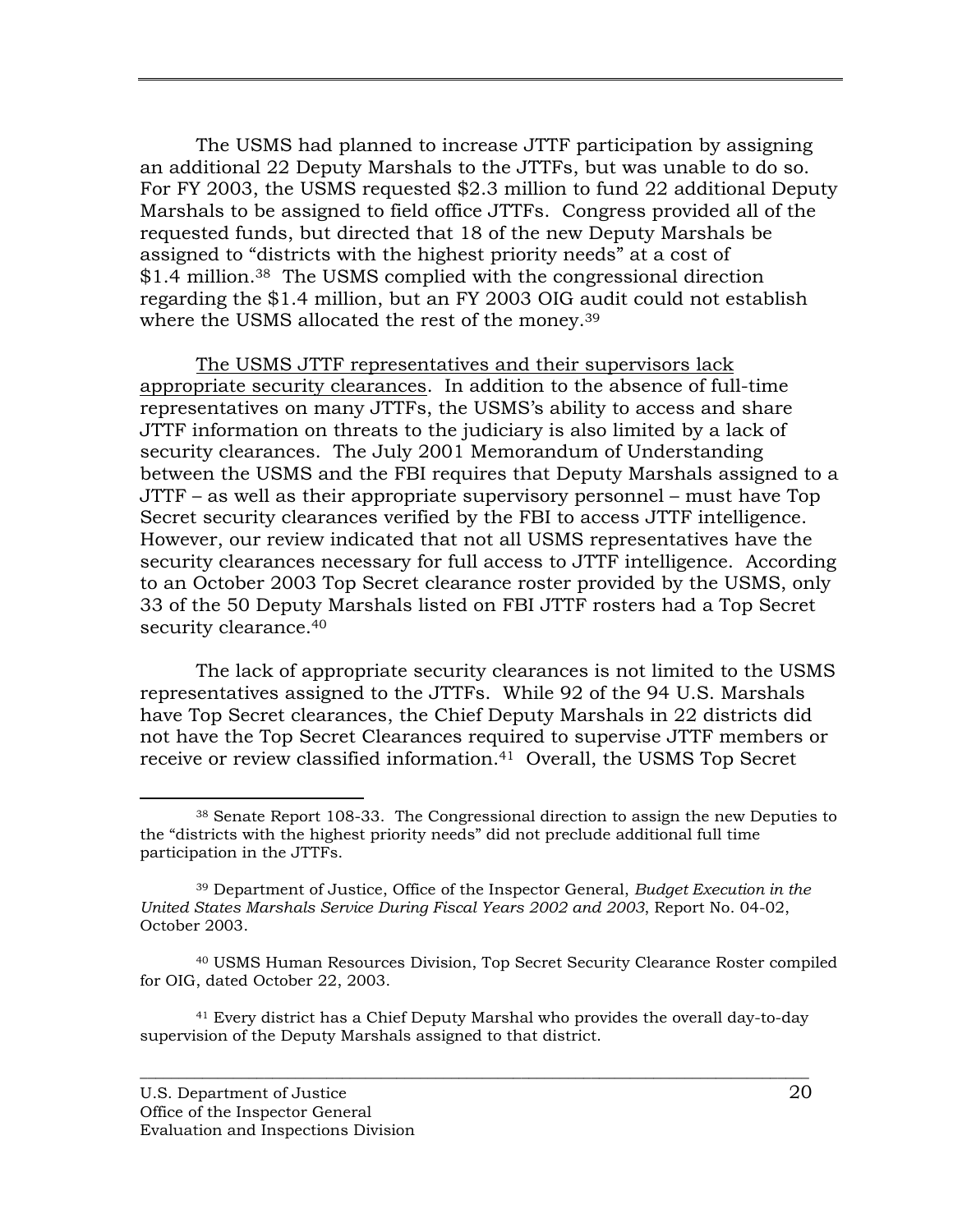The USMS had planned to increase JTTF participation by assigning an additional 22 Deputy Marshals to the JTTFs, but was unable to do so. For FY 2003, the USMS requested $2.3 million to fund 22 additional Deputy Marshals to be assigned to field office JTTFs. Congress provided all of the requested funds, but directed that 18 of the new Deputy Marshals be assigned to "districts with the highest priority needs" at a cost of $1.4 million.[38] The USMS complied with the congressional direction regarding the $1.4 million, but an FY 2003 OIG audit could not establish where the USMS allocated the rest of the money.[39]

The USMS JTTF representatives and their supervisors lack appropriate security clearances. In addition to the absence of full-time representatives on many JTTFs, the USMS's ability to access and share JTTF information on threats to the judiciary is also limited by a lack of security clearances. The July 2001 Memorandum of Understanding between the USMS and the FBI requires that Deputy Marshals assigned to a JTTF – as well as their appropriate supervisory personnel – must have Top Secret security clearances verified by the FBI to access JTTF intelligence. However, our review indicated that not all USMS representatives have the security clearances necessary for full access to JTTF intelligence. According to an October 2003 Top Secret clearance roster provided by the USMS, only 33 of the 50 Deputy Marshals listed on FBI JTTF rosters had a Top Secret security clearance.[40]

The lack of appropriate security clearances is not limited to the USMS representatives assigned to the JTTFs. While 92 of the 94 U.S. Marshals have Top Secret clearances, the Chief Deputy Marshals in 22 districts did not have the Top Secret Clearances required to supervise JTTF members or receive or review classified information.[41] Overall, the USMS Top Secret

---

[38] Senate Report 108-33. The Congressional direction to assign the new Deputies to the "districts with the highest priority needs" did not preclude additional full time participation in the JTTFs.

[39] Department of Justice, Office of the Inspector General, *Budget Execution in the United States Marshals Service During Fiscal Years 2002 and 2003*, Report No. 04-02, October 2003.

[40] USMS Human Resources Division, Top Secret Security Clearance Roster compiled for OIG, dated October 22, 2003.

[41] Every district has a Chief Deputy Marshal who provides the overall day-to-day supervision of the Deputy Marshals assigned to that district.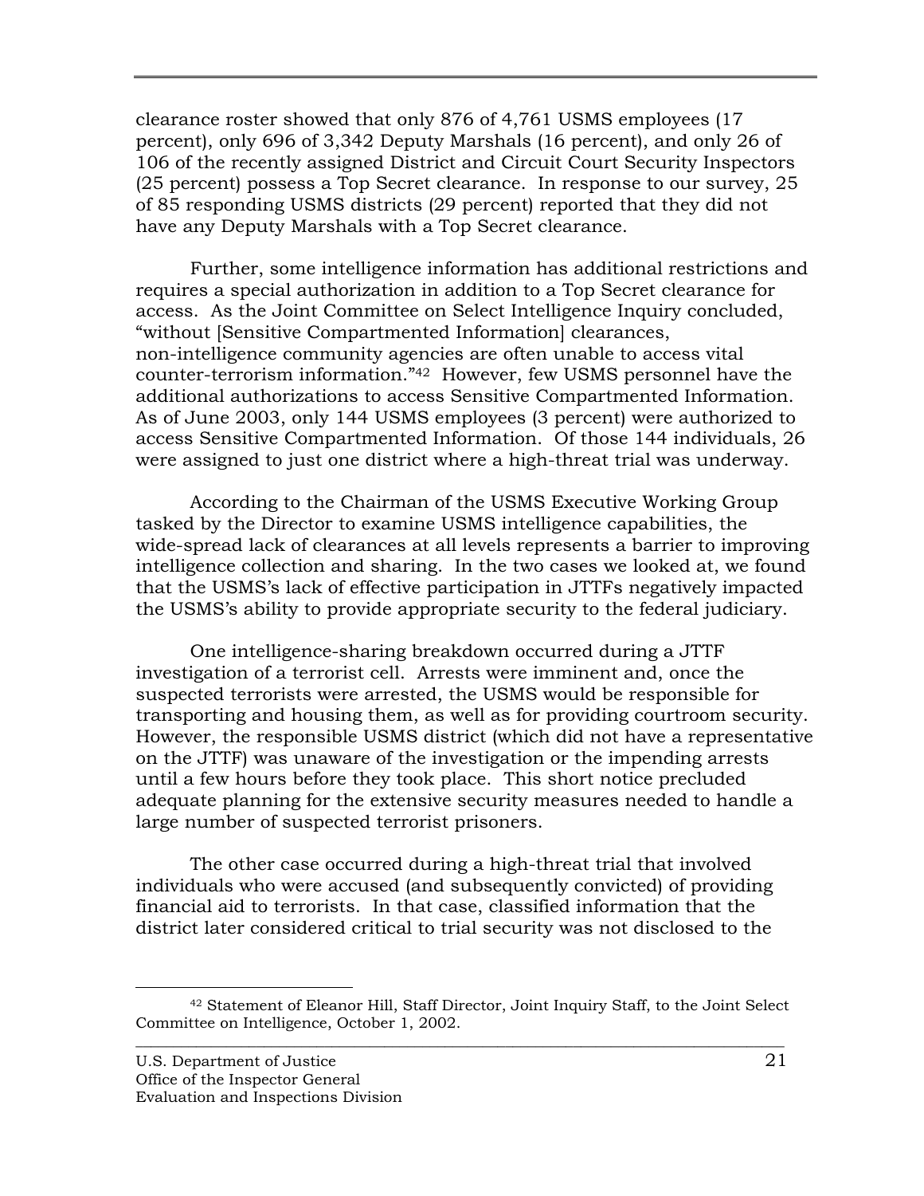clearance roster showed that only 876 of 4,761 USMS employees (17 percent), only 696 of 3,342 Deputy Marshals (16 percent), and only 26 of 106 of the recently assigned District and Circuit Court Security Inspectors (25 percent) possess a Top Secret clearance. In response to our survey, 25 of 85 responding USMS districts (29 percent) reported that they did not have any Deputy Marshals with a Top Secret clearance.

Further, some intelligence information has additional restrictions and requires a special authorization in addition to a Top Secret clearance for access. As the Joint Committee on Select Intelligence Inquiry concluded, "without [Sensitive Compartmented Information] clearances, non-intelligence community agencies are often unable to access vital counter-terrorism information."[42] However, few USMS personnel have the additional authorizations to access Sensitive Compartmented Information. As of June 2003, only 144 USMS employees (3 percent) were authorized to access Sensitive Compartmented Information. Of those 144 individuals, 26 were assigned to just one district where a high-threat trial was underway.

According to the Chairman of the USMS Executive Working Group tasked by the Director to examine USMS intelligence capabilities, the wide-spread lack of clearances at all levels represents a barrier to improving intelligence collection and sharing. In the two cases we looked at, we found that the USMS's lack of effective participation in JTTFs negatively impacted the USMS's ability to provide appropriate security to the federal judiciary.

One intelligence-sharing breakdown occurred during a JTTF investigation of a terrorist cell. Arrests were imminent and, once the suspected terrorists were arrested, the USMS would be responsible for transporting and housing them, as well as for providing courtroom security. However, the responsible USMS district (which did not have a representative on the JTTF) was unaware of the investigation or the impending arrests until a few hours before they took place. This short notice precluded adequate planning for the extensive security measures needed to handle a large number of suspected terrorist prisoners.

The other case occurred during a high-threat trial that involved individuals who were accused (and subsequently convicted) of providing financial aid to terrorists. In that case, classified information that the district later considered critical to trial security was not disclosed to the

---

[42] Statement of Eleanor Hill, Staff Director, Joint Inquiry Staff, to the Joint Select Committee on Intelligence, October 1, 2002.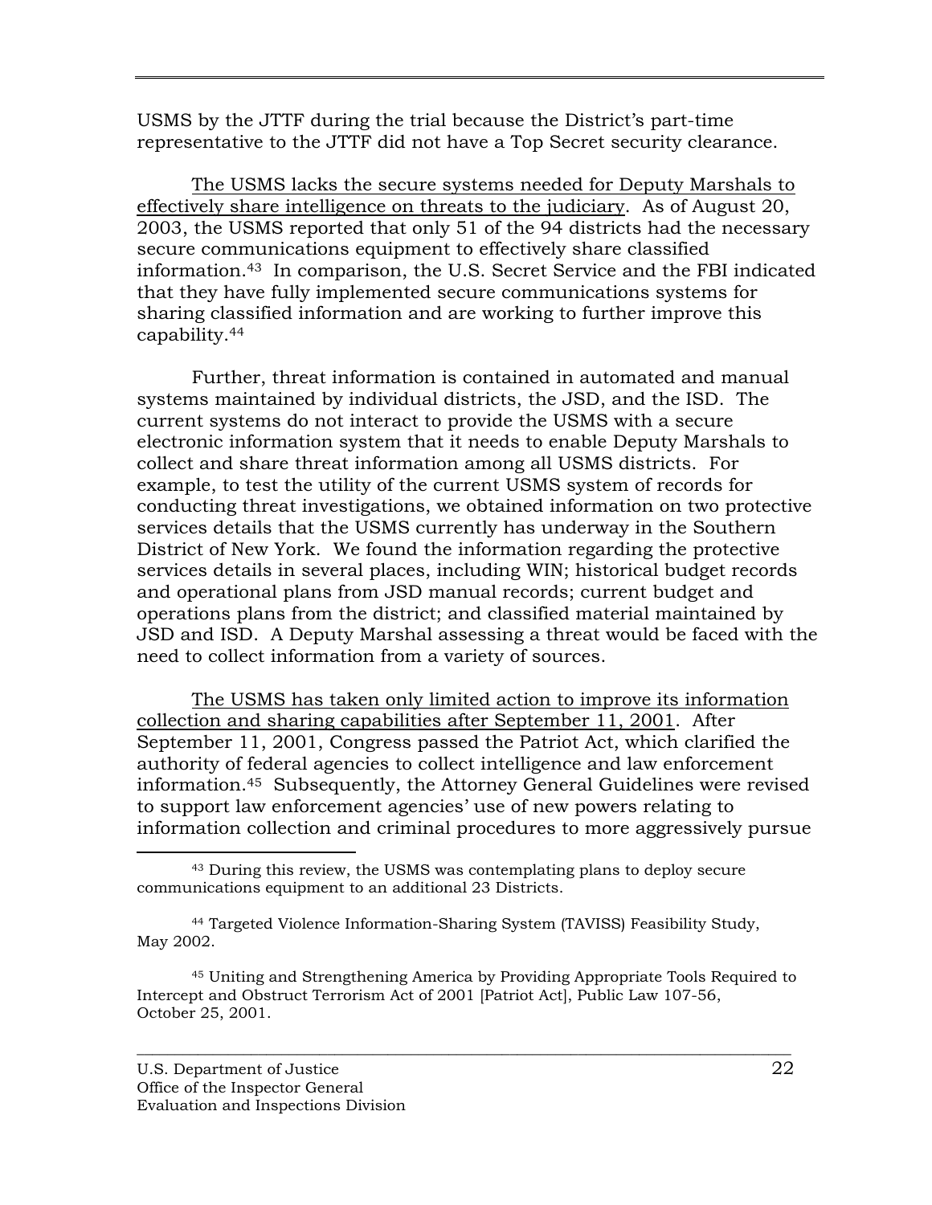USMS by the JTTF during the trial because the District's part-time representative to the JTTF did not have a Top Secret security clearance.

<u>The USMS lacks the secure systems needed for Deputy Marshals to effectively share intelligence on threats to the judiciary</u>. As of August 20, 2003, the USMS reported that only 51 of the 94 districts had the necessary secure communications equipment to effectively share classified information.[43] In comparison, the U.S. Secret Service and the FBI indicated that they have fully implemented secure communications systems for sharing classified information and are working to further improve this capability.[44]

Further, threat information is contained in automated and manual systems maintained by individual districts, the JSD, and the ISD. The current systems do not interact to provide the USMS with a secure electronic information system that it needs to enable Deputy Marshals to collect and share threat information among all USMS districts. For example, to test the utility of the current USMS system of records for conducting threat investigations, we obtained information on two protective services details that the USMS currently has underway in the Southern District of New York. We found the information regarding the protective services details in several places, including WIN; historical budget records and operational plans from JSD manual records; current budget and operations plans from the district; and classified material maintained by JSD and ISD. A Deputy Marshal assessing a threat would be faced with the need to collect information from a variety of sources.

<u>The USMS has taken only limited action to improve its information collection and sharing capabilities after September 11, 2001</u>. After September 11, 2001, Congress passed the Patriot Act, which clarified the authority of federal agencies to collect intelligence and law enforcement information.[45] Subsequently, the Attorney General Guidelines were revised to support law enforcement agencies' use of new powers relating to information collection and criminal procedures to more aggressively pursue

---

[43] During this review, the USMS was contemplating plans to deploy secure communications equipment to an additional 23 Districts.

[44] Targeted Violence Information-Sharing System (TAVISS) Feasibility Study, May 2002.

[45] Uniting and Strengthening America by Providing Appropriate Tools Required to Intercept and Obstruct Terrorism Act of 2001 [Patriot Act], Public Law 107-56, October 25, 2001.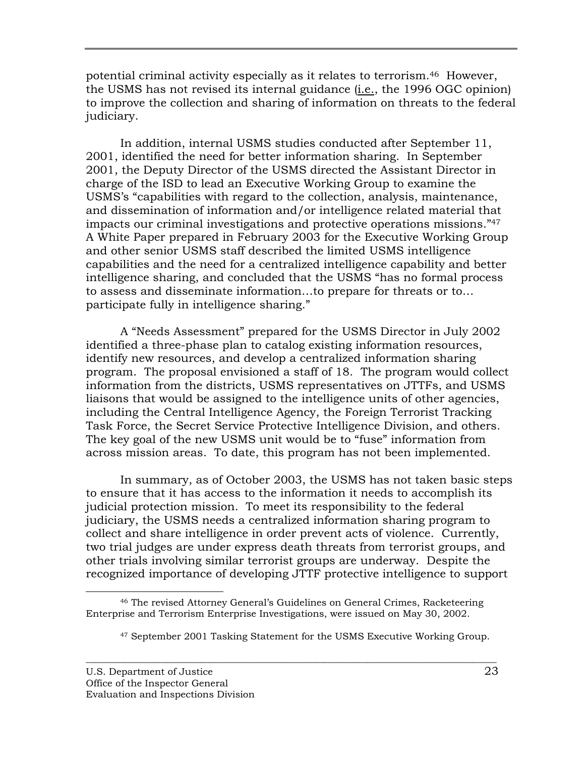potential criminal activity especially as it relates to terrorism.[46] However, the USMS has not revised its internal guidance (i.e., the 1996 OGC opinion) to improve the collection and sharing of information on threats to the federal judiciary.

In addition, internal USMS studies conducted after September 11, 2001, identified the need for better information sharing. In September 2001, the Deputy Director of the USMS directed the Assistant Director in charge of the ISD to lead an Executive Working Group to examine the USMS's "capabilities with regard to the collection, analysis, maintenance, and dissemination of information and/or intelligence related material that impacts our criminal investigations and protective operations missions."[47] A White Paper prepared in February 2003 for the Executive Working Group and other senior USMS staff described the limited USMS intelligence capabilities and the need for a centralized intelligence capability and better intelligence sharing, and concluded that the USMS "has no formal process to assess and disseminate information…to prepare for threats or to… participate fully in intelligence sharing."

A "Needs Assessment" prepared for the USMS Director in July 2002 identified a three-phase plan to catalog existing information resources, identify new resources, and develop a centralized information sharing program. The proposal envisioned a staff of 18. The program would collect information from the districts, USMS representatives on JTTFs, and USMS liaisons that would be assigned to the intelligence units of other agencies, including the Central Intelligence Agency, the Foreign Terrorist Tracking Task Force, the Secret Service Protective Intelligence Division, and others. The key goal of the new USMS unit would be to "fuse" information from across mission areas. To date, this program has not been implemented.

In summary, as of October 2003, the USMS has not taken basic steps to ensure that it has access to the information it needs to accomplish its judicial protection mission. To meet its responsibility to the federal judiciary, the USMS needs a centralized information sharing program to collect and share intelligence in order prevent acts of violence. Currently, two trial judges are under express death threats from terrorist groups, and other trials involving similar terrorist groups are underway. Despite the recognized importance of developing JTTF protective intelligence to support

---

[46] The revised Attorney General's Guidelines on General Crimes, Racketeering Enterprise and Terrorism Enterprise Investigations, were issued on May 30, 2002.

[47] September 2001 Tasking Statement for the USMS Executive Working Group.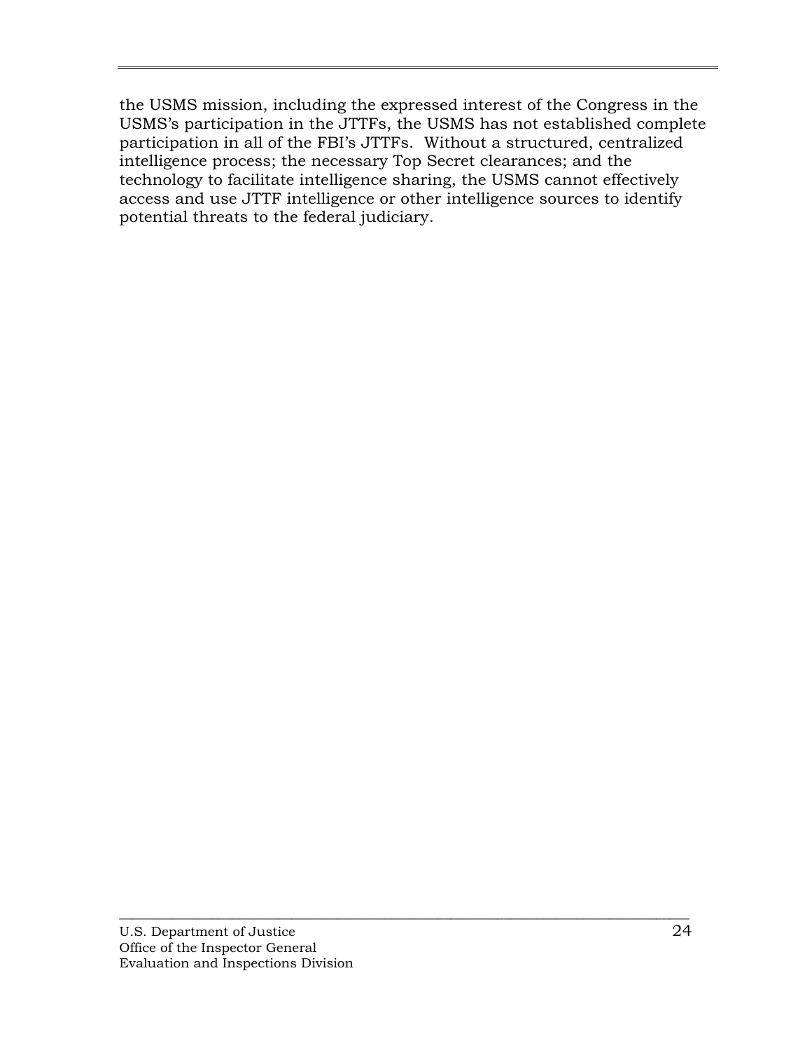the USMS mission, including the expressed interest of the Congress in the USMS's participation in the JTTFs, the USMS has not established complete participation in all of the FBI's JTTFs. Without a structured, centralized intelligence process; the necessary Top Secret clearances; and the technology to facilitate intelligence sharing, the USMS cannot effectively access and use JTTF intelligence or other intelligence sources to identify potential threats to the federal judiciary.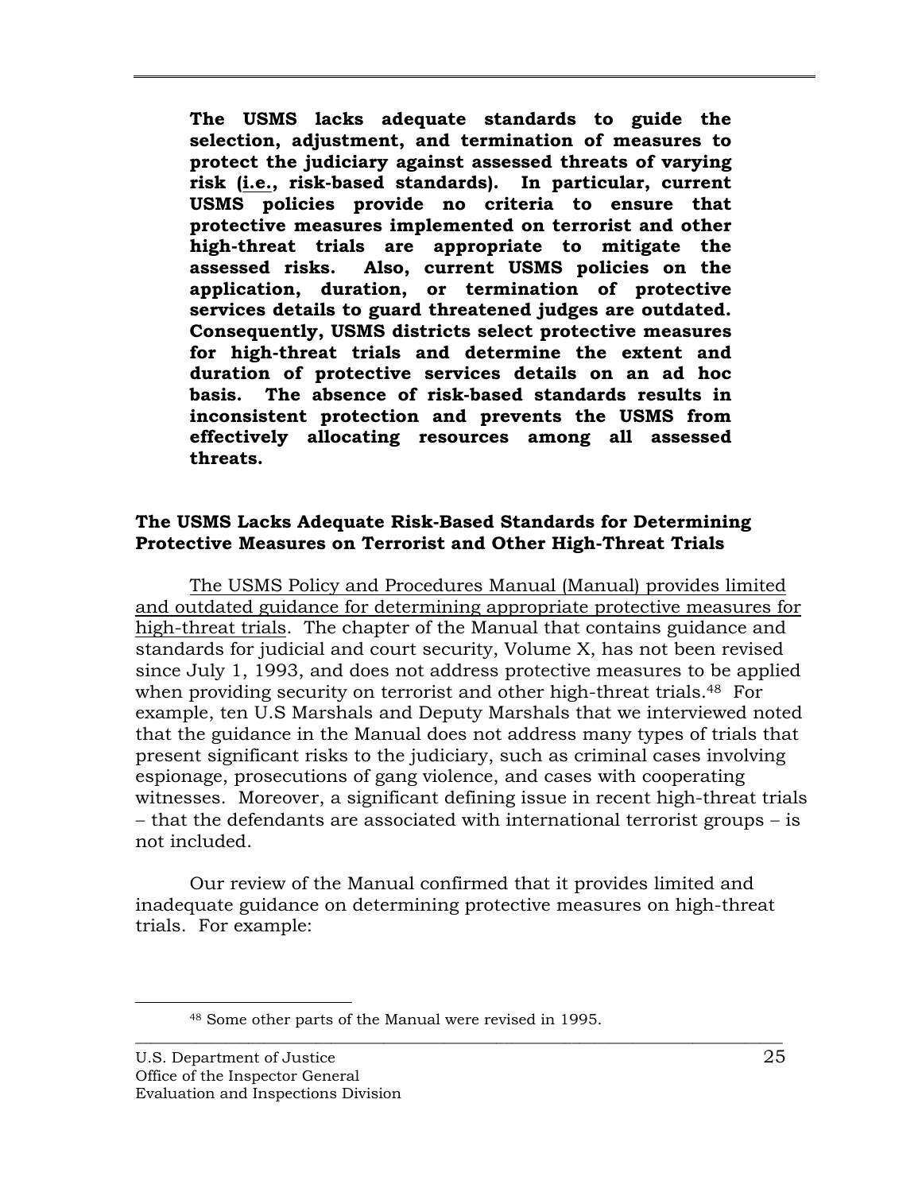**The USMS lacks adequate standards to guide the selection, adjustment, and termination of measures to protect the judiciary against assessed threats of varying risk (i.e., risk-based standards). In particular, current USMS policies provide no criteria to ensure that protective measures implemented on terrorist and other high-threat trials are appropriate to mitigate the assessed risks. Also, current USMS policies on the application, duration, or termination of protective services details to guard threatened judges are outdated. Consequently, USMS districts select protective measures for high-threat trials and determine the extent and duration of protective services details on an ad hoc basis. The absence of risk-based standards results in inconsistent protection and prevents the USMS from effectively allocating resources among all assessed threats.**

### The USMS Lacks Adequate Risk-Based Standards for Determining Protective Measures on Terrorist and Other High-Threat Trials

The USMS Policy and Procedures Manual (Manual) provides limited and outdated guidance for determining appropriate protective measures for high-threat trials. The chapter of the Manual that contains guidance and standards for judicial and court security, Volume X, has not been revised since July 1, 1993, and does not address protective measures to be applied when providing security on terrorist and other high-threat trials.[48] For example, ten U.S Marshals and Deputy Marshals that we interviewed noted that the guidance in the Manual does not address many types of trials that present significant risks to the judiciary, such as criminal cases involving espionage, prosecutions of gang violence, and cases with cooperating witnesses. Moreover, a significant defining issue in recent high-threat trials – that the defendants are associated with international terrorist groups – is not included.

Our review of the Manual confirmed that it provides limited and inadequate guidance on determining protective measures on high-threat trials. For example:

---

[48] Some other parts of the Manual were revised in 1995.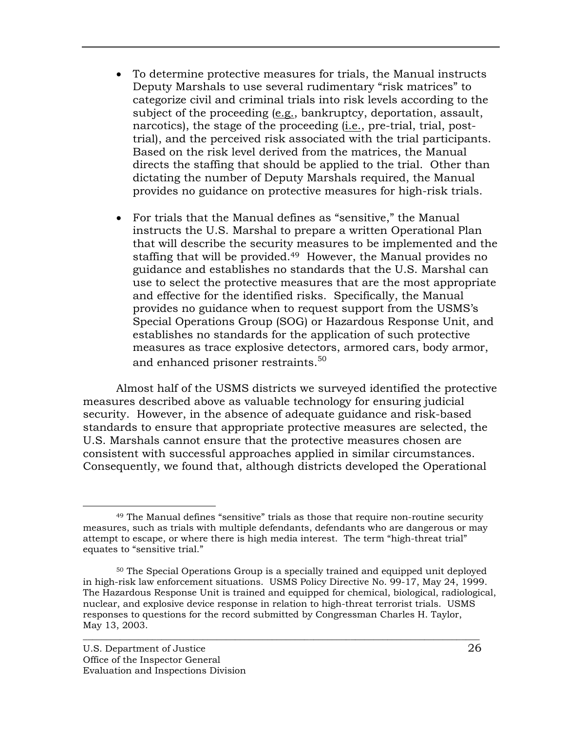- To determine protective measures for trials, the Manual instructs Deputy Marshals to use several rudimentary "risk matrices" to categorize civil and criminal trials into risk levels according to the subject of the proceeding (e.g., bankruptcy, deportation, assault, narcotics), the stage of the proceeding (i.e., pre-trial, trial, post-trial), and the perceived risk associated with the trial participants. Based on the risk level derived from the matrices, the Manual directs the staffing that should be applied to the trial. Other than dictating the number of Deputy Marshals required, the Manual provides no guidance on protective measures for high-risk trials.

- For trials that the Manual defines as "sensitive," the Manual instructs the U.S. Marshal to prepare a written Operational Plan that will describe the security measures to be implemented and the staffing that will be provided.[49] However, the Manual provides no guidance and establishes no standards that the U.S. Marshal can use to select the protective measures that are the most appropriate and effective for the identified risks. Specifically, the Manual provides no guidance when to request support from the USMS's Special Operations Group (SOG) or Hazardous Response Unit, and establishes no standards for the application of such protective measures as trace explosive detectors, armored cars, body armor, and enhanced prisoner restraints.[50]

Almost half of the USMS districts we surveyed identified the protective measures described above as valuable technology for ensuring judicial security. However, in the absence of adequate guidance and risk-based standards to ensure that appropriate protective measures are selected, the U.S. Marshals cannot ensure that the protective measures chosen are consistent with successful approaches applied in similar circumstances. Consequently, we found that, although districts developed the Operational

---

[49] The Manual defines "sensitive" trials as those that require non-routine security measures, such as trials with multiple defendants, defendants who are dangerous or may attempt to escape, or where there is high media interest. The term "high-threat trial" equates to "sensitive trial."

[50] The Special Operations Group is a specially trained and equipped unit deployed in high-risk law enforcement situations. USMS Policy Directive No. 99-17, May 24, 1999. The Hazardous Response Unit is trained and equipped for chemical, biological, radiological, nuclear, and explosive device response in relation to high-threat terrorist trials. USMS responses to questions for the record submitted by Congressman Charles H. Taylor, May 13, 2003.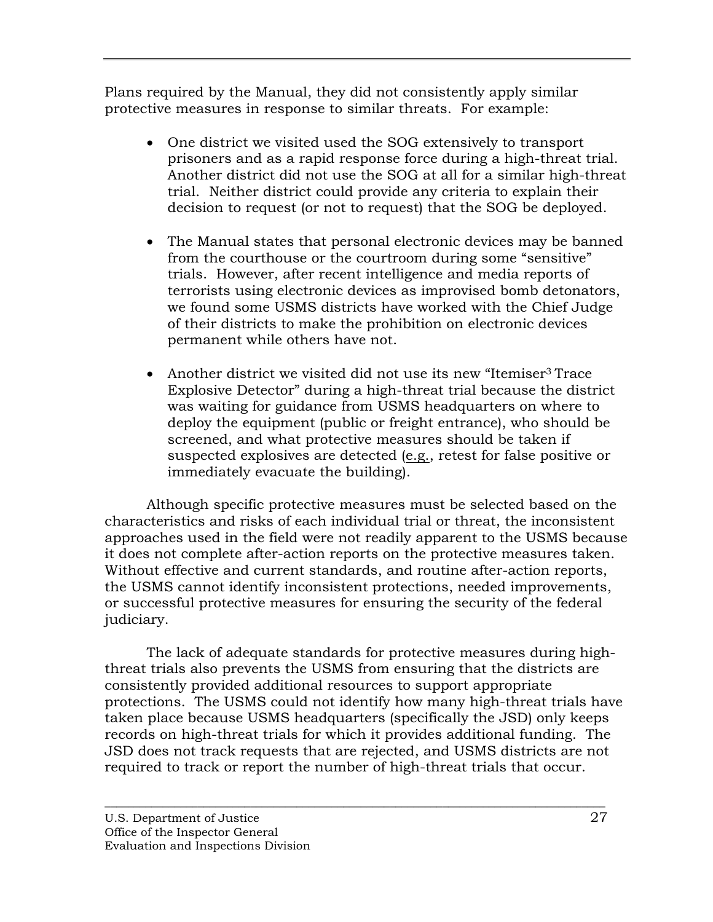Plans required by the Manual, they did not consistently apply similar protective measures in response to similar threats. For example:

- One district we visited used the SOG extensively to transport prisoners and as a rapid response force during a high-threat trial. Another district did not use the SOG at all for a similar high-threat trial. Neither district could provide any criteria to explain their decision to request (or not to request) that the SOG be deployed.

- The Manual states that personal electronic devices may be banned from the courthouse or the courtroom during some "sensitive" trials. However, after recent intelligence and media reports of terrorists using electronic devices as improvised bomb detonators, we found some USMS districts have worked with the Chief Judge of their districts to make the prohibition on electronic devices permanent while others have not.

- Another district we visited did not use its new "Itemiser[3] Trace Explosive Detector" during a high-threat trial because the district was waiting for guidance from USMS headquarters on where to deploy the equipment (public or freight entrance), who should be screened, and what protective measures should be taken if suspected explosives are detected (e.g., retest for false positive or immediately evacuate the building).

Although specific protective measures must be selected based on the characteristics and risks of each individual trial or threat, the inconsistent approaches used in the field were not readily apparent to the USMS because it does not complete after-action reports on the protective measures taken. Without effective and current standards, and routine after-action reports, the USMS cannot identify inconsistent protections, needed improvements, or successful protective measures for ensuring the security of the federal judiciary.

The lack of adequate standards for protective measures during high-threat trials also prevents the USMS from ensuring that the districts are consistently provided additional resources to support appropriate protections. The USMS could not identify how many high-threat trials have taken place because USMS headquarters (specifically the JSD) only keeps records on high-threat trials for which it provides additional funding. The JSD does not track requests that are rejected, and USMS districts are not required to track or report the number of high-threat trials that occur.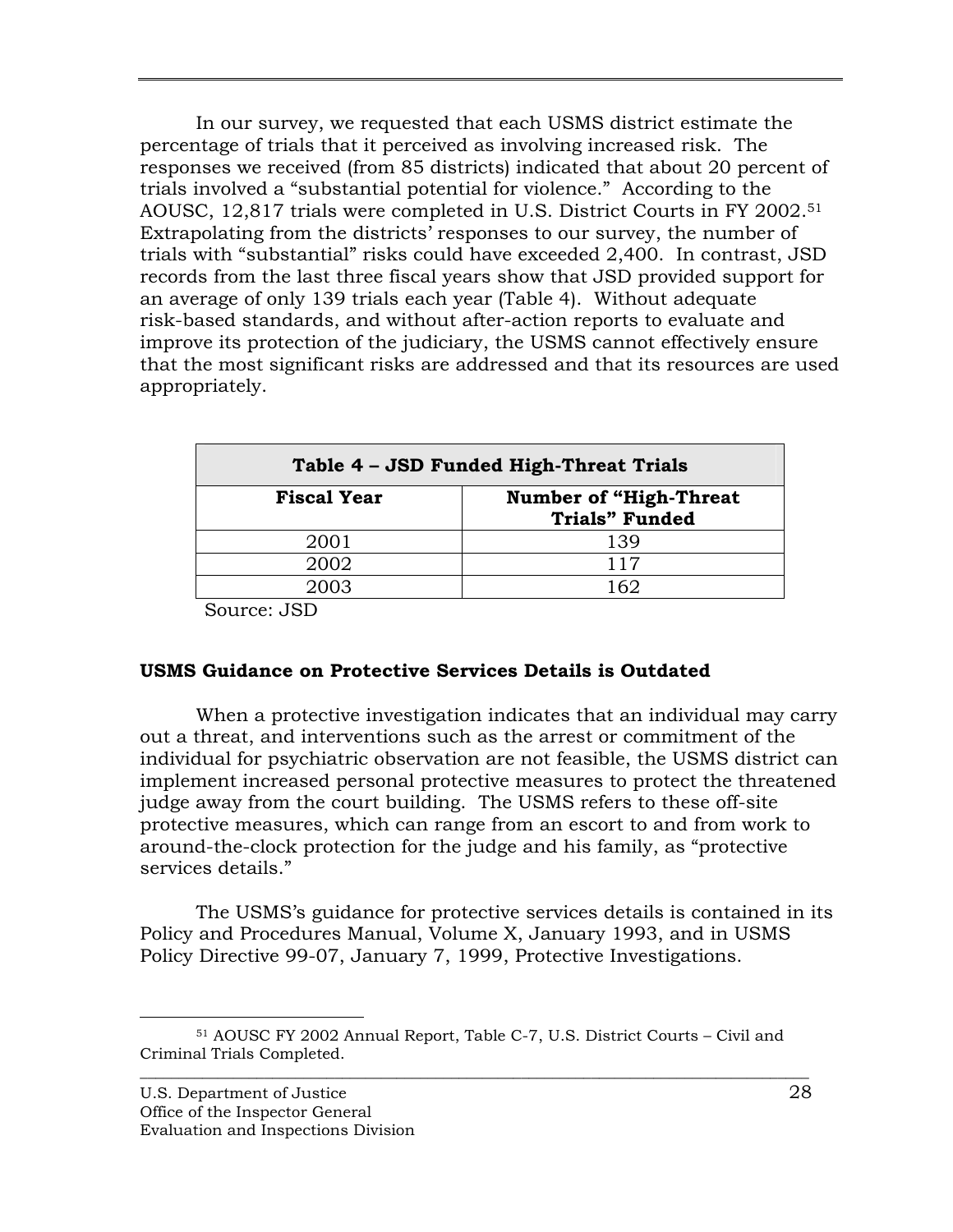In our survey, we requested that each USMS district estimate the percentage of trials that it perceived as involving increased risk. The responses we received (from 85 districts) indicated that about 20 percent of trials involved a "substantial potential for violence." According to the AOUSC, 12,817 trials were completed in U.S. District Courts in FY 2002.[51] Extrapolating from the districts' responses to our survey, the number of trials with "substantial" risks could have exceeded 2,400. In contrast, JSD records from the last three fiscal years show that JSD provided support for an average of only 139 trials each year (Table 4). Without adequate risk-based standards, and without after-action reports to evaluate and improve its protection of the judiciary, the USMS cannot effectively ensure that the most significant risks are addressed and that its resources are used appropriately.

**Table 4 – JSD Funded High-Threat Trials**

| Fiscal Year | Number of "High-Threat Trials" Funded |
|---|---|
| 2001 | 139 |
| 2002 | 117 |
| 2003 | 162 |

Source: JSD

### USMS Guidance on Protective Services Details is Outdated

When a protective investigation indicates that an individual may carry out a threat, and interventions such as the arrest or commitment of the individual for psychiatric observation are not feasible, the USMS district can implement increased personal protective measures to protect the threatened judge away from the court building. The USMS refers to these off-site protective measures, which can range from an escort to and from work to around-the-clock protection for the judge and his family, as "protective services details."

The USMS's guidance for protective services details is contained in its Policy and Procedures Manual, Volume X, January 1993, and in USMS Policy Directive 99-07, January 7, 1999, Protective Investigations.

---

[51] AOUSC FY 2002 Annual Report, Table C-7, U.S. District Courts – Civil and Criminal Trials Completed.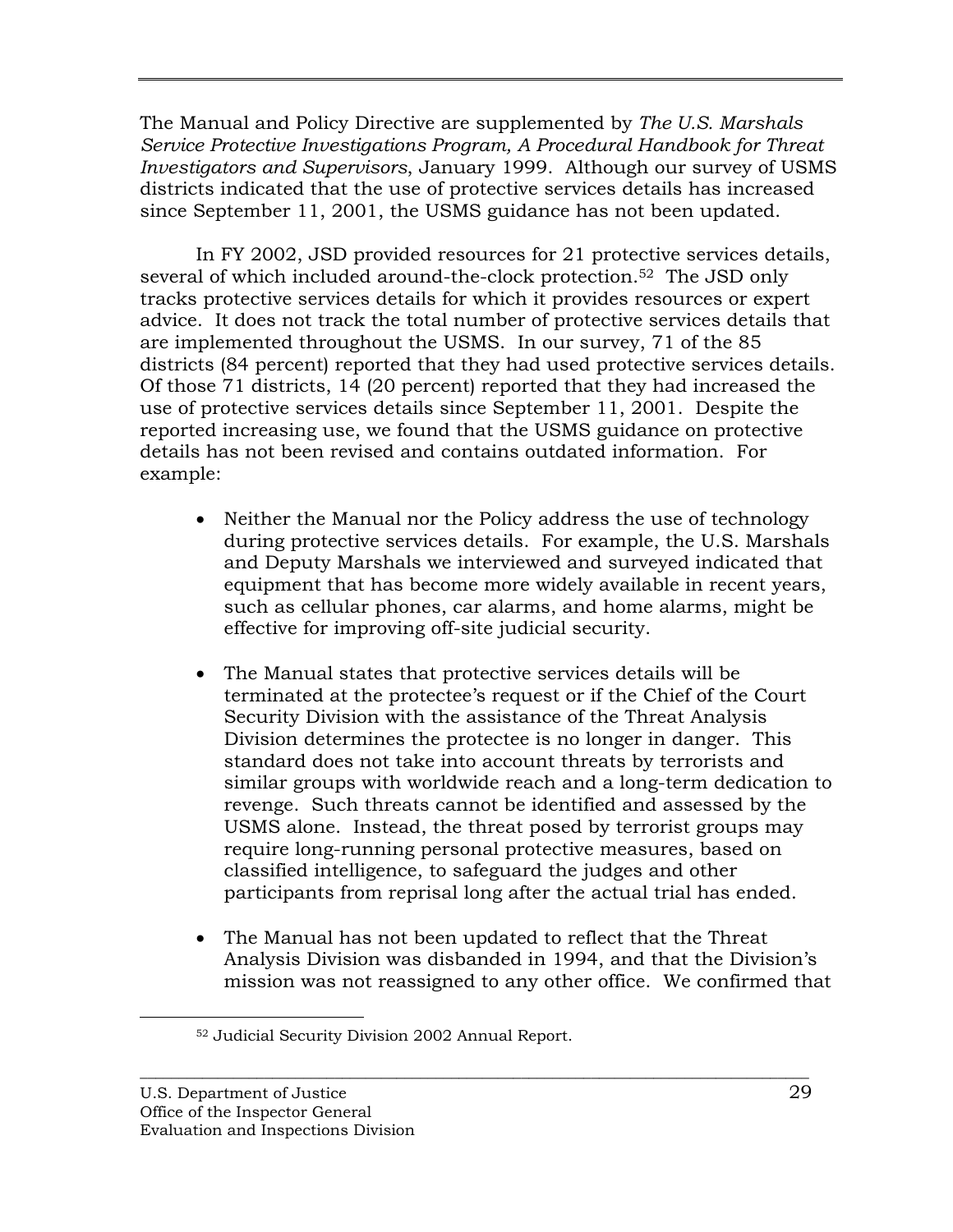The Manual and Policy Directive are supplemented by *The U.S. Marshals Service Protective Investigations Program, A Procedural Handbook for Threat Investigators and Supervisors*, January 1999. Although our survey of USMS districts indicated that the use of protective services details has increased since September 11, 2001, the USMS guidance has not been updated.

In FY 2002, JSD provided resources for 21 protective services details, several of which included around-the-clock protection.[52] The JSD only tracks protective services details for which it provides resources or expert advice. It does not track the total number of protective services details that are implemented throughout the USMS. In our survey, 71 of the 85 districts (84 percent) reported that they had used protective services details. Of those 71 districts, 14 (20 percent) reported that they had increased the use of protective services details since September 11, 2001. Despite the reported increasing use, we found that the USMS guidance on protective details has not been revised and contains outdated information. For example:

- Neither the Manual nor the Policy address the use of technology during protective services details. For example, the U.S. Marshals and Deputy Marshals we interviewed and surveyed indicated that equipment that has become more widely available in recent years, such as cellular phones, car alarms, and home alarms, might be effective for improving off-site judicial security.

- The Manual states that protective services details will be terminated at the protectee's request or if the Chief of the Court Security Division with the assistance of the Threat Analysis Division determines the protectee is no longer in danger. This standard does not take into account threats by terrorists and similar groups with worldwide reach and a long-term dedication to revenge. Such threats cannot be identified and assessed by the USMS alone. Instead, the threat posed by terrorist groups may require long-running personal protective measures, based on classified intelligence, to safeguard the judges and other participants from reprisal long after the actual trial has ended.

- The Manual has not been updated to reflect that the Threat Analysis Division was disbanded in 1994, and that the Division's mission was not reassigned to any other office. We confirmed that

[52] Judicial Security Division 2002 Annual Report.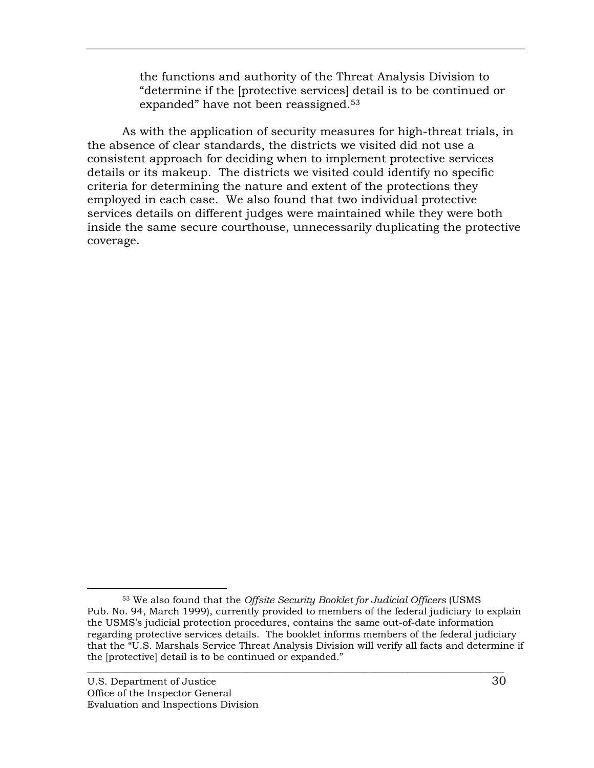the functions and authority of the Threat Analysis Division to "determine if the [protective services] detail is to be continued or expanded" have not been reassigned.[53]

As with the application of security measures for high-threat trials, in the absence of clear standards, the districts we visited did not use a consistent approach for deciding when to implement protective services details or its makeup. The districts we visited could identify no specific criteria for determining the nature and extent of the protections they employed in each case. We also found that two individual protective services details on different judges were maintained while they were both inside the same secure courthouse, unnecessarily duplicating the protective coverage.

---

[53] We also found that the *Offsite Security Booklet for Judicial Officers* (USMS Pub. No. 94, March 1999), currently provided to members of the federal judiciary to explain the USMS's judicial protection procedures, contains the same out-of-date information regarding protective services details. The booklet informs members of the federal judiciary that the "U.S. Marshals Service Threat Analysis Division will verify all facts and determine if the [protective] detail is to be continued or expanded."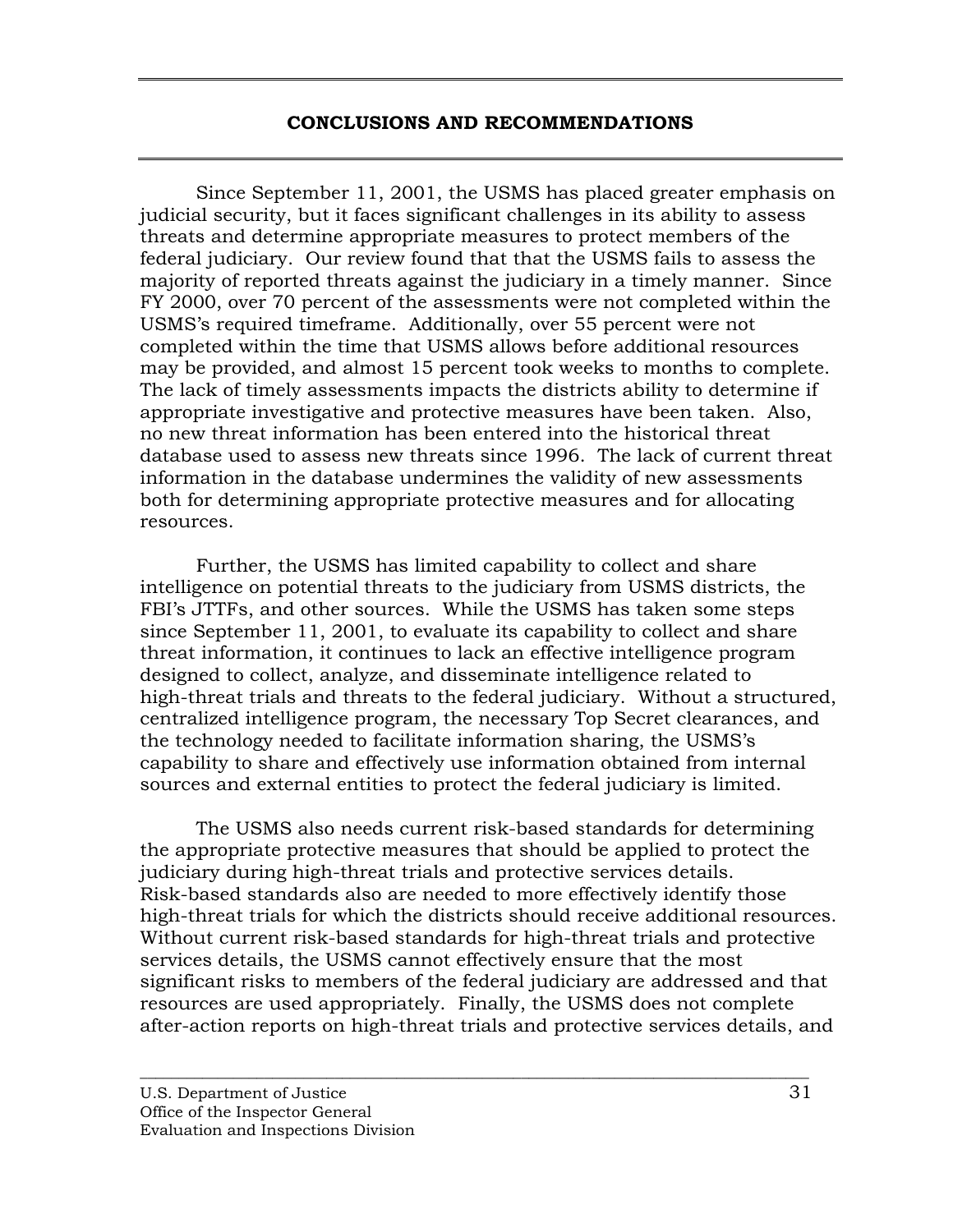## CONCLUSIONS AND RECOMMENDATIONS

Since September 11, 2001, the USMS has placed greater emphasis on judicial security, but it faces significant challenges in its ability to assess threats and determine appropriate measures to protect members of the federal judiciary. Our review found that that the USMS fails to assess the majority of reported threats against the judiciary in a timely manner. Since FY 2000, over 70 percent of the assessments were not completed within the USMS's required timeframe. Additionally, over 55 percent were not completed within the time that USMS allows before additional resources may be provided, and almost 15 percent took weeks to months to complete. The lack of timely assessments impacts the districts ability to determine if appropriate investigative and protective measures have been taken. Also, no new threat information has been entered into the historical threat database used to assess new threats since 1996. The lack of current threat information in the database undermines the validity of new assessments both for determining appropriate protective measures and for allocating resources.

Further, the USMS has limited capability to collect and share intelligence on potential threats to the judiciary from USMS districts, the FBI's JTTFs, and other sources. While the USMS has taken some steps since September 11, 2001, to evaluate its capability to collect and share threat information, it continues to lack an effective intelligence program designed to collect, analyze, and disseminate intelligence related to high-threat trials and threats to the federal judiciary. Without a structured, centralized intelligence program, the necessary Top Secret clearances, and the technology needed to facilitate information sharing, the USMS's capability to share and effectively use information obtained from internal sources and external entities to protect the federal judiciary is limited.

The USMS also needs current risk-based standards for determining the appropriate protective measures that should be applied to protect the judiciary during high-threat trials and protective services details. Risk-based standards also are needed to more effectively identify those high-threat trials for which the districts should receive additional resources. Without current risk-based standards for high-threat trials and protective services details, the USMS cannot effectively ensure that the most significant risks to members of the federal judiciary are addressed and that resources are used appropriately. Finally, the USMS does not complete after-action reports on high-threat trials and protective services details, and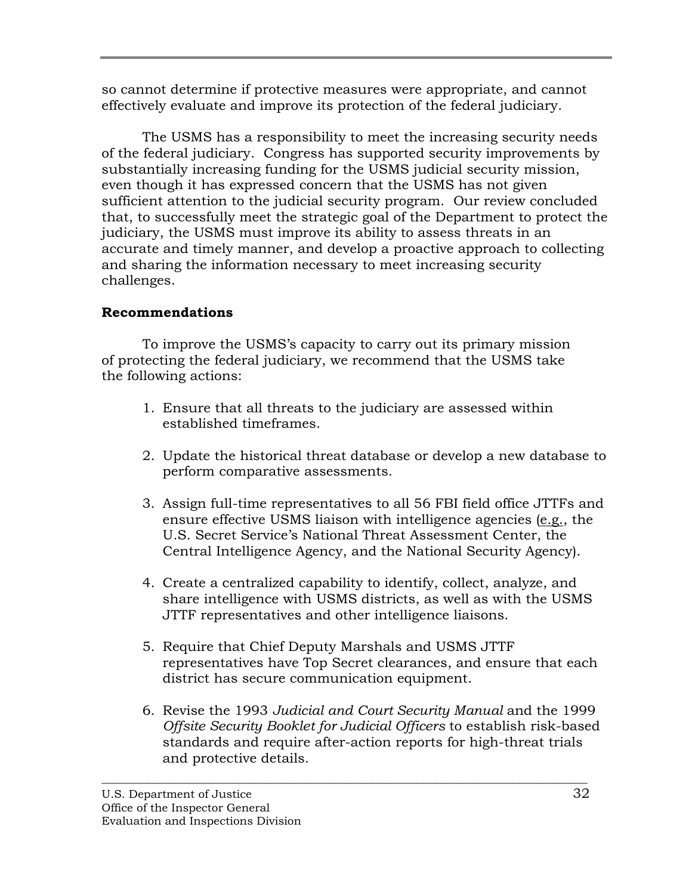so cannot determine if protective measures were appropriate, and cannot effectively evaluate and improve its protection of the federal judiciary.

The USMS has a responsibility to meet the increasing security needs of the federal judiciary. Congress has supported security improvements by substantially increasing funding for the USMS judicial security mission, even though it has expressed concern that the USMS has not given sufficient attention to the judicial security program. Our review concluded that, to successfully meet the strategic goal of the Department to protect the judiciary, the USMS must improve its ability to assess threats in an accurate and timely manner, and develop a proactive approach to collecting and sharing the information necessary to meet increasing security challenges.

**Recommendations**

To improve the USMS's capacity to carry out its primary mission of protecting the federal judiciary, we recommend that the USMS take the following actions:

1. Ensure that all threats to the judiciary are assessed within established timeframes.

2. Update the historical threat database or develop a new database to perform comparative assessments.

3. Assign full-time representatives to all 56 FBI field office JTTFs and ensure effective USMS liaison with intelligence agencies (e.g., the U.S. Secret Service's National Threat Assessment Center, the Central Intelligence Agency, and the National Security Agency).

4. Create a centralized capability to identify, collect, analyze, and share intelligence with USMS districts, as well as with the USMS JTTF representatives and other intelligence liaisons.

5. Require that Chief Deputy Marshals and USMS JTTF representatives have Top Secret clearances, and ensure that each district has secure communication equipment.

6. Revise the 1993 *Judicial and Court Security Manual* and the 1999 *Offsite Security Booklet for Judicial Officers* to establish risk-based standards and require after-action reports for high-threat trials and protective details.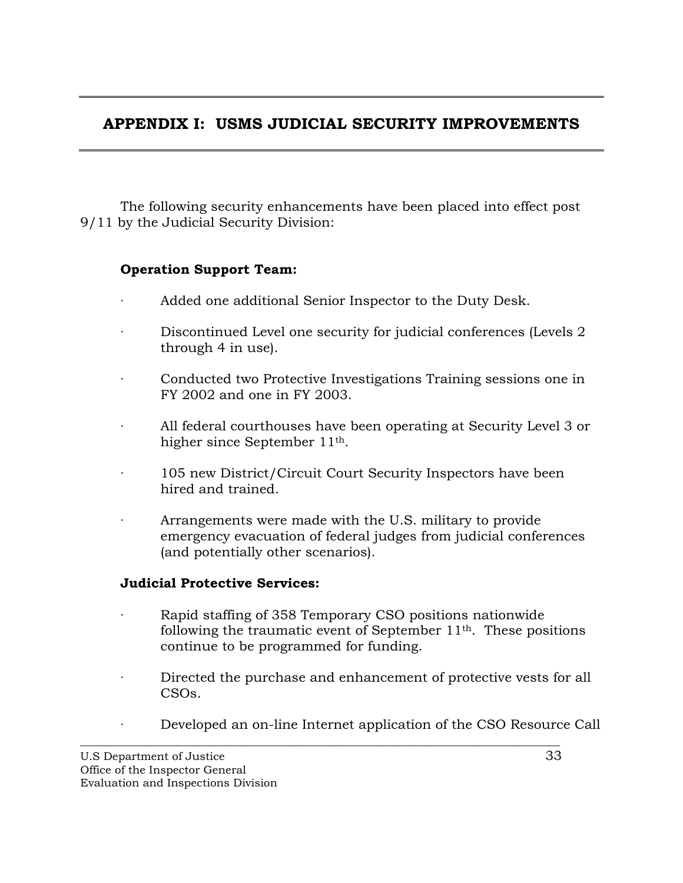## APPENDIX I: USMS JUDICIAL SECURITY IMPROVEMENTS

The following security enhancements have been placed into effect post 9/11 by the Judicial Security Division:

**Operation Support Team:**

- Added one additional Senior Inspector to the Duty Desk.
- Discontinued Level one security for judicial conferences (Levels 2 through 4 in use).
- Conducted two Protective Investigations Training sessions one in FY 2002 and one in FY 2003.
- All federal courthouses have been operating at Security Level 3 or higher since September 11th.
- 105 new District/Circuit Court Security Inspectors have been hired and trained.
- Arrangements were made with the U.S. military to provide emergency evacuation of federal judges from judicial conferences (and potentially other scenarios).

**Judicial Protective Services:**

- Rapid staffing of 358 Temporary CSO positions nationwide following the traumatic event of September 11th. These positions continue to be programmed for funding.
- Directed the purchase and enhancement of protective vests for all CSOs.
- Developed an on-line Internet application of the CSO Resource Call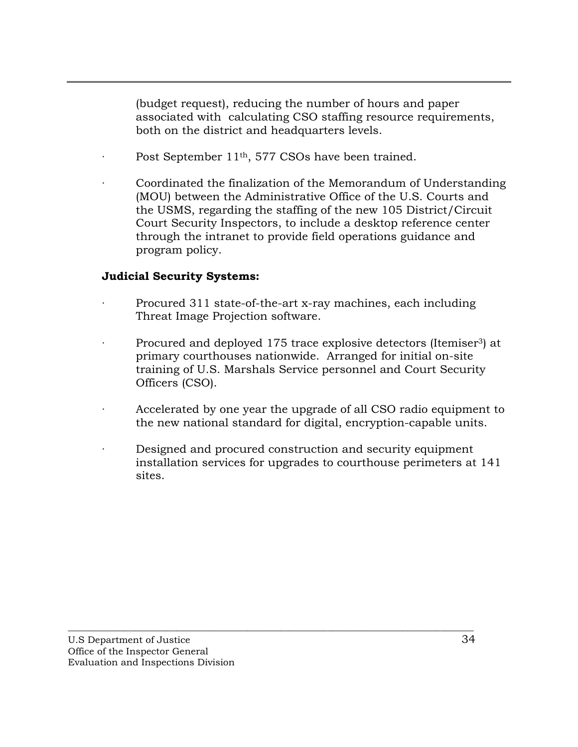(budget request), reducing the number of hours and paper associated with calculating CSO staffing resource requirements, both on the district and headquarters levels.

- Post September 11th, 577 CSOs have been trained.
- Coordinated the finalization of the Memorandum of Understanding (MOU) between the Administrative Office of the U.S. Courts and the USMS, regarding the staffing of the new 105 District/Circuit Court Security Inspectors, to include a desktop reference center through the intranet to provide field operations guidance and program policy.

**Judicial Security Systems:**

- Procured 311 state-of-the-art x-ray machines, each including Threat Image Projection software.
- Procured and deployed 175 trace explosive detectors (Itemiser[3]) at primary courthouses nationwide. Arranged for initial on-site training of U.S. Marshals Service personnel and Court Security Officers (CSO).
- Accelerated by one year the upgrade of all CSO radio equipment to the new national standard for digital, encryption-capable units.
- Designed and procured construction and security equipment installation services for upgrades to courthouse perimeters at 141 sites.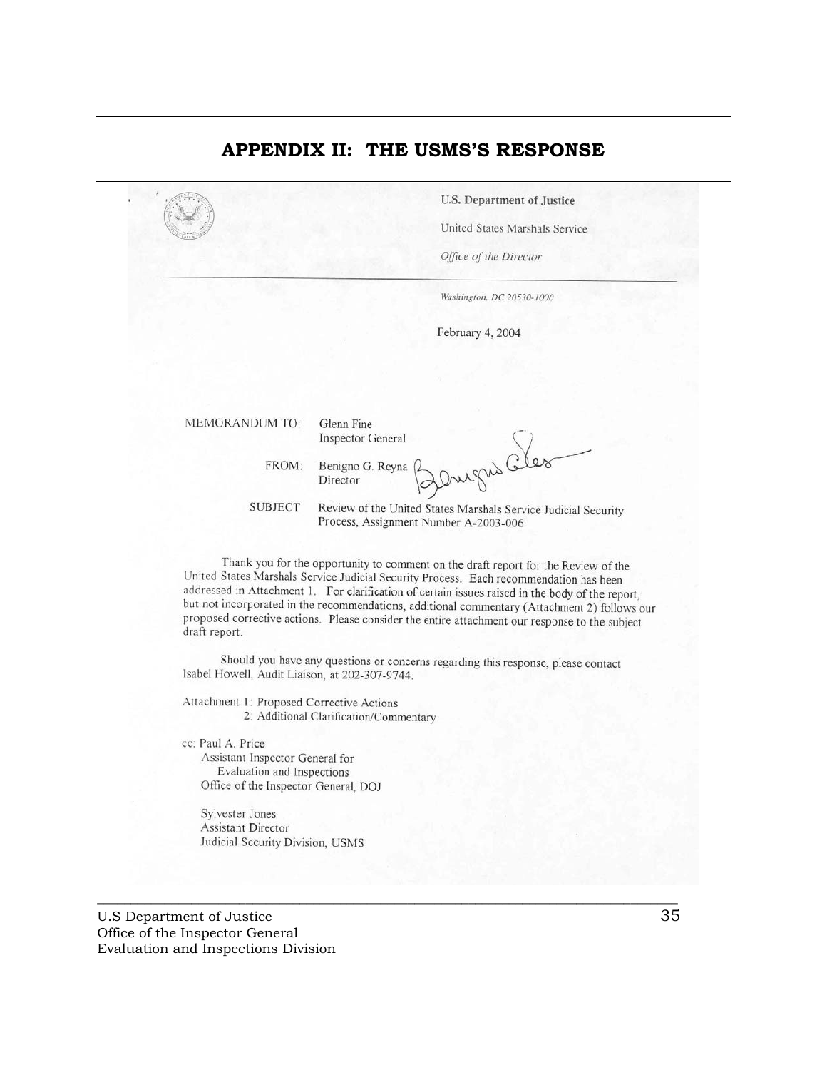## APPENDIX II: THE USMS'S RESPONSE

U.S. Department of Justice

United States Marshals Service

*Office of the Director*

*Washington, DC 20530-1000*

February 4, 2004

MEMORANDUM TO: Glenn Fine
Inspector General

FROM: Benigno G. Reyna
Director

SUBJECT Review of the United States Marshals Service Judicial Security Process, Assignment Number A-2003-006

Thank you for the opportunity to comment on the draft report for the Review of the United States Marshals Service Judicial Security Process. Each recommendation has been addressed in Attachment 1. For clarification of certain issues raised in the body of the report, but not incorporated in the recommendations, additional commentary (Attachment 2) follows our proposed corrective actions. Please consider the entire attachment our response to the subject draft report.

Should you have any questions or concerns regarding this response, please contact Isabel Howell, Audit Liaison, at 202-307-9744.

Attachment 1: Proposed Corrective Actions
2: Additional Clarification/Commentary

cc: Paul A. Price
Assistant Inspector General for
Evaluation and Inspections
Office of the Inspector General, DOJ

Sylvester Jones
Assistant Director
Judicial Security Division, USMS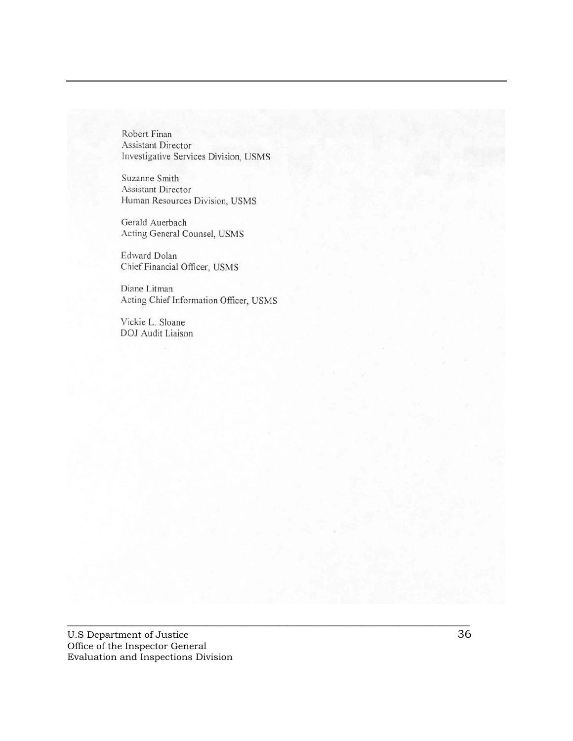Robert Finan
Assistant Director
Investigative Services Division, USMS

Suzanne Smith
Assistant Director
Human Resources Division, USMS

Gerald Auerbach
Acting General Counsel, USMS

Edward Dolan
Chief Financial Officer, USMS

Diane Litman
Acting Chief Information Officer, USMS

Vickie L. Sloane
DOJ Audit Liaison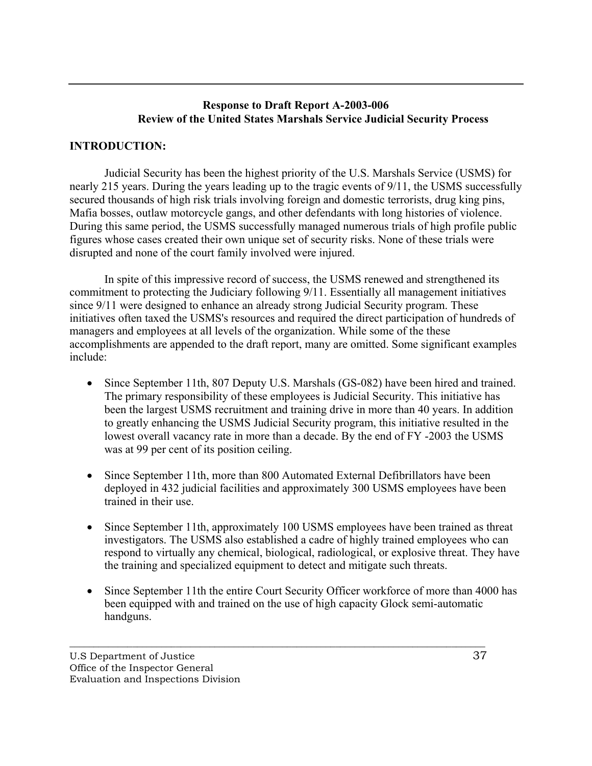**Response to Draft Report A-2003-006**
**Review of the United States Marshals Service Judicial Security Process**

## INTRODUCTION:

Judicial Security has been the highest priority of the U.S. Marshals Service (USMS) for nearly 215 years. During the years leading up to the tragic events of 9/11, the USMS successfully secured thousands of high risk trials involving foreign and domestic terrorists, drug king pins, Mafia bosses, outlaw motorcycle gangs, and other defendants with long histories of violence. During this same period, the USMS successfully managed numerous trials of high profile public figures whose cases created their own unique set of security risks. None of these trials were disrupted and none of the court family involved were injured.

In spite of this impressive record of success, the USMS renewed and strengthened its commitment to protecting the Judiciary following 9/11. Essentially all management initiatives since 9/11 were designed to enhance an already strong Judicial Security program. These initiatives often taxed the USMS's resources and required the direct participation of hundreds of managers and employees at all levels of the organization. While some of the these accomplishments are appended to the draft report, many are omitted. Some significant examples include:

- Since September 11th, 807 Deputy U.S. Marshals (GS-082) have been hired and trained. The primary responsibility of these employees is Judicial Security. This initiative has been the largest USMS recruitment and training drive in more than 40 years. In addition to greatly enhancing the USMS Judicial Security program, this initiative resulted in the lowest overall vacancy rate in more than a decade. By the end of FY -2003 the USMS was at 99 per cent of its position ceiling.

- Since September 11th, more than 800 Automated External Defibrillators have been deployed in 432 judicial facilities and approximately 300 USMS employees have been trained in their use.

- Since September 11th, approximately 100 USMS employees have been trained as threat investigators. The USMS also established a cadre of highly trained employees who can respond to virtually any chemical, biological, radiological, or explosive threat. They have the training and specialized equipment to detect and mitigate such threats.

- Since September 11th the entire Court Security Officer workforce of more than 4000 has been equipped with and trained on the use of high capacity Glock semi-automatic handguns.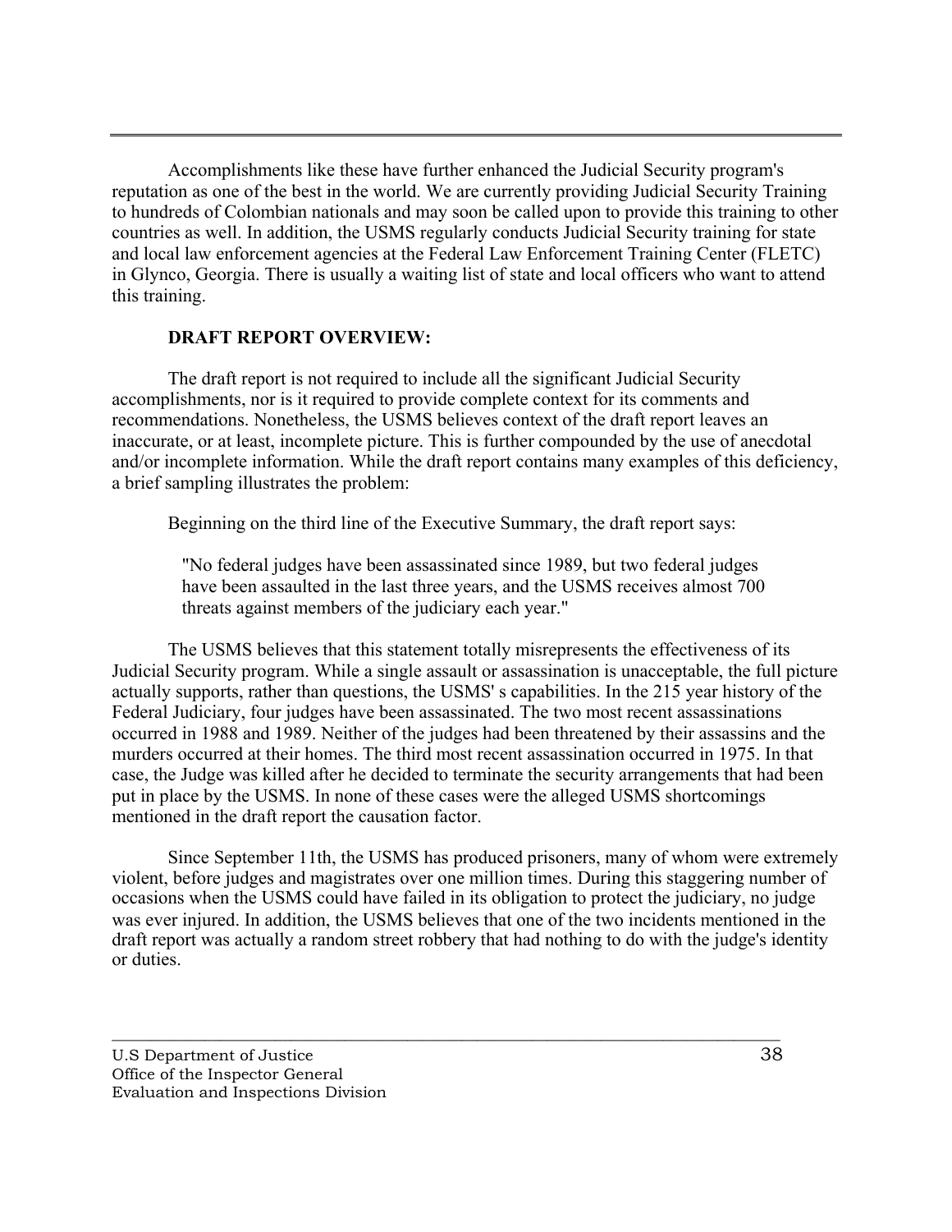Accomplishments like these have further enhanced the Judicial Security program's reputation as one of the best in the world. We are currently providing Judicial Security Training to hundreds of Colombian nationals and may soon be called upon to provide this training to other countries as well. In addition, the USMS regularly conducts Judicial Security training for state and local law enforcement agencies at the Federal Law Enforcement Training Center (FLETC) in Glynco, Georgia. There is usually a waiting list of state and local officers who want to attend this training.

**DRAFT REPORT OVERVIEW:**

The draft report is not required to include all the significant Judicial Security accomplishments, nor is it required to provide complete context for its comments and recommendations. Nonetheless, the USMS believes context of the draft report leaves an inaccurate, or at least, incomplete picture. This is further compounded by the use of anecdotal and/or incomplete information. While the draft report contains many examples of this deficiency, a brief sampling illustrates the problem:

Beginning on the third line of the Executive Summary, the draft report says:

> "No federal judges have been assassinated since 1989, but two federal judges have been assaulted in the last three years, and the USMS receives almost 700 threats against members of the judiciary each year."

The USMS believes that this statement totally misrepresents the effectiveness of its Judicial Security program. While a single assault or assassination is unacceptable, the full picture actually supports, rather than questions, the USMS' s capabilities. In the 215 year history of the Federal Judiciary, four judges have been assassinated. The two most recent assassinations occurred in 1988 and 1989. Neither of the judges had been threatened by their assassins and the murders occurred at their homes. The third most recent assassination occurred in 1975. In that case, the Judge was killed after he decided to terminate the security arrangements that had been put in place by the USMS. In none of these cases were the alleged USMS shortcomings mentioned in the draft report the causation factor.

Since September 11th, the USMS has produced prisoners, many of whom were extremely violent, before judges and magistrates over one million times. During this staggering number of occasions when the USMS could have failed in its obligation to protect the judiciary, no judge was ever injured. In addition, the USMS believes that one of the two incidents mentioned in the draft report was actually a random street robbery that had nothing to do with the judge's identity or duties.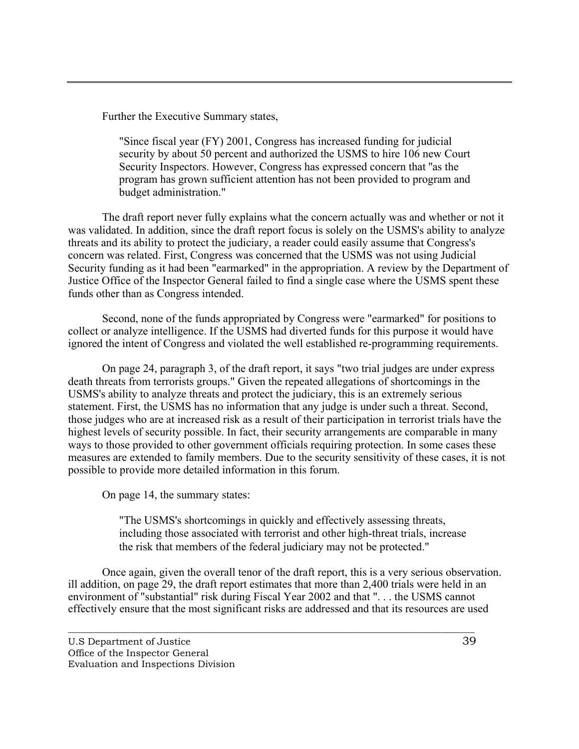Further the Executive Summary states,

> "Since fiscal year (FY) 2001, Congress has increased funding for judicial security by about 50 percent and authorized the USMS to hire 106 new Court Security Inspectors. However, Congress has expressed concern that "as the program has grown sufficient attention has not been provided to program and budget administration."

The draft report never fully explains what the concern actually was and whether or not it was validated. In addition, since the draft report focus is solely on the USMS's ability to analyze threats and its ability to protect the judiciary, a reader could easily assume that Congress's concern was related. First, Congress was concerned that the USMS was not using Judicial Security funding as it had been "earmarked" in the appropriation. A review by the Department of Justice Office of the Inspector General failed to find a single case where the USMS spent these funds other than as Congress intended.

Second, none of the funds appropriated by Congress were "earmarked" for positions to collect or analyze intelligence. If the USMS had diverted funds for this purpose it would have ignored the intent of Congress and violated the well established re-programming requirements.

On page 24, paragraph 3, of the draft report, it says "two trial judges are under express death threats from terrorists groups." Given the repeated allegations of shortcomings in the USMS's ability to analyze threats and protect the judiciary, this is an extremely serious statement. First, the USMS has no information that any judge is under such a threat. Second, those judges who are at increased risk as a result of their participation in terrorist trials have the highest levels of security possible. In fact, their security arrangements are comparable in many ways to those provided to other government officials requiring protection. In some cases these measures are extended to family members. Due to the security sensitivity of these cases, it is not possible to provide more detailed information in this forum.

On page 14, the summary states:

> "The USMS's shortcomings in quickly and effectively assessing threats, including those associated with terrorist and other high-threat trials, increase the risk that members of the federal judiciary may not be protected."

Once again, given the overall tenor of the draft report, this is a very serious observation. ill addition, on page 29, the draft report estimates that more than 2,400 trials were held in an environment of "substantial" risk during Fiscal Year 2002 and that ". . . the USMS cannot effectively ensure that the most significant risks are addressed and that its resources are used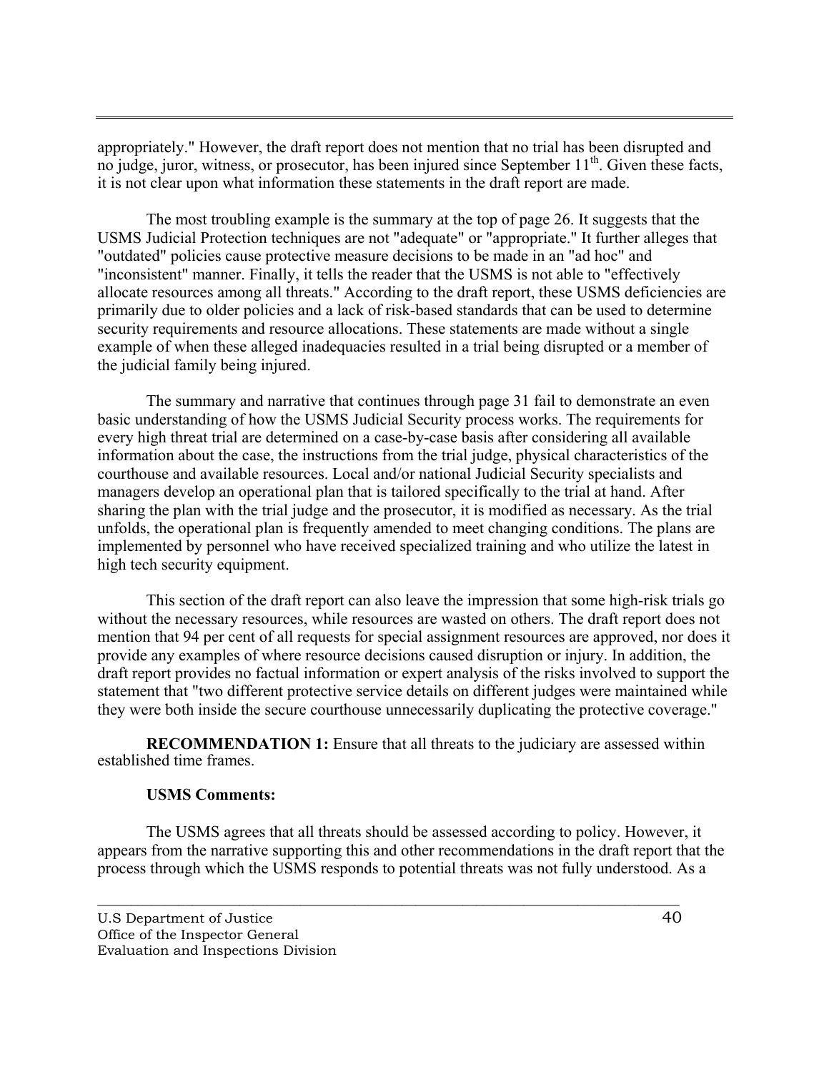appropriately." However, the draft report does not mention that no trial has been disrupted and no judge, juror, witness, or prosecutor, has been injured since September 11th. Given these facts, it is not clear upon what information these statements in the draft report are made.

The most troubling example is the summary at the top of page 26. It suggests that the USMS Judicial Protection techniques are not "adequate" or "appropriate." It further alleges that "outdated" policies cause protective measure decisions to be made in an "ad hoc" and "inconsistent" manner. Finally, it tells the reader that the USMS is not able to "effectively allocate resources among all threats." According to the draft report, these USMS deficiencies are primarily due to older policies and a lack of risk-based standards that can be used to determine security requirements and resource allocations. These statements are made without a single example of when these alleged inadequacies resulted in a trial being disrupted or a member of the judicial family being injured.

The summary and narrative that continues through page 31 fail to demonstrate an even basic understanding of how the USMS Judicial Security process works. The requirements for every high threat trial are determined on a case-by-case basis after considering all available information about the case, the instructions from the trial judge, physical characteristics of the courthouse and available resources. Local and/or national Judicial Security specialists and managers develop an operational plan that is tailored specifically to the trial at hand. After sharing the plan with the trial judge and the prosecutor, it is modified as necessary. As the trial unfolds, the operational plan is frequently amended to meet changing conditions. The plans are implemented by personnel who have received specialized training and who utilize the latest in high tech security equipment.

This section of the draft report can also leave the impression that some high-risk trials go without the necessary resources, while resources are wasted on others. The draft report does not mention that 94 per cent of all requests for special assignment resources are approved, nor does it provide any examples of where resource decisions caused disruption or injury. In addition, the draft report provides no factual information or expert analysis of the risks involved to support the statement that "two different protective service details on different judges were maintained while they were both inside the secure courthouse unnecessarily duplicating the protective coverage."

**RECOMMENDATION 1:** Ensure that all threats to the judiciary are assessed within established time frames.

**USMS Comments:**

The USMS agrees that all threats should be assessed according to policy. However, it appears from the narrative supporting this and other recommendations in the draft report that the process through which the USMS responds to potential threats was not fully understood. As a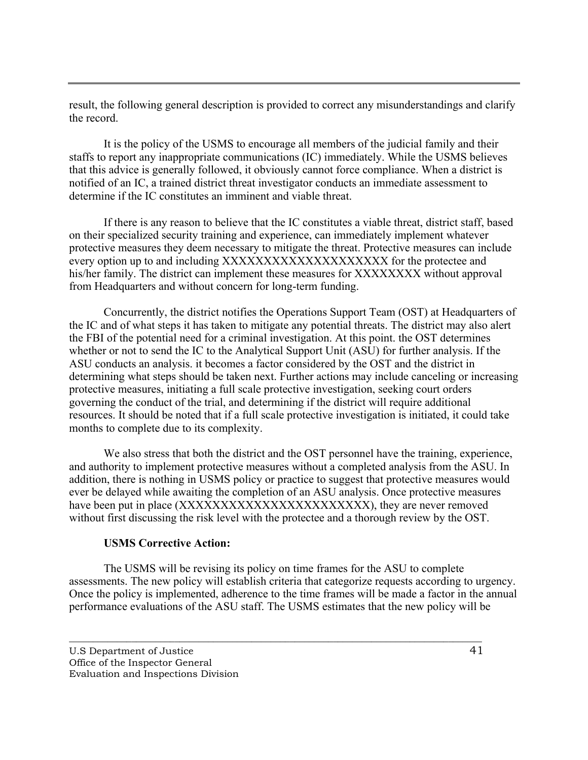result, the following general description is provided to correct any misunderstandings and clarify the record.

It is the policy of the USMS to encourage all members of the judicial family and their staffs to report any inappropriate communications (IC) immediately. While the USMS believes that this advice is generally followed, it obviously cannot force compliance. When a district is notified of an IC, a trained district threat investigator conducts an immediate assessment to determine if the IC constitutes an imminent and viable threat.

If there is any reason to believe that the IC constitutes a viable threat, district staff, based on their specialized security training and experience, can immediately implement whatever protective measures they deem necessary to mitigate the threat. Protective measures can include every option up to and including XXXXXXXXXXXXXXXXXXXX for the protectee and his/her family. The district can implement these measures for XXXXXXXX without approval from Headquarters and without concern for long-term funding.

Concurrently, the district notifies the Operations Support Team (OST) at Headquarters of the IC and of what steps it has taken to mitigate any potential threats. The district may also alert the FBI of the potential need for a criminal investigation. At this point. the OST determines whether or not to send the IC to the Analytical Support Unit (ASU) for further analysis. If the ASU conducts an analysis. it becomes a factor considered by the OST and the district in determining what steps should be taken next. Further actions may include canceling or increasing protective measures, initiating a full scale protective investigation, seeking court orders governing the conduct of the trial, and determining if the district will require additional resources. It should be noted that if a full scale protective investigation is initiated, it could take months to complete due to its complexity.

We also stress that both the district and the OST personnel have the training, experience, and authority to implement protective measures without a completed analysis from the ASU. In addition, there is nothing in USMS policy or practice to suggest that protective measures would ever be delayed while awaiting the completion of an ASU analysis. Once protective measures have been put in place (XXXXXXXXXXXXXXXXXXXXXXX), they are never removed without first discussing the risk level with the protectee and a thorough review by the OST.

**USMS Corrective Action:**

The USMS will be revising its policy on time frames for the ASU to complete assessments. The new policy will establish criteria that categorize requests according to urgency. Once the policy is implemented, adherence to the time frames will be made a factor in the annual performance evaluations of the ASU staff. The USMS estimates that the new policy will be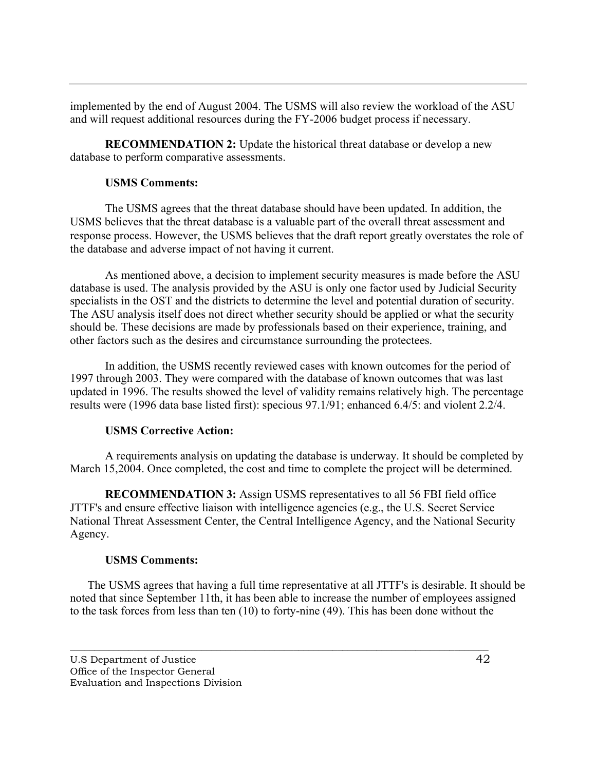implemented by the end of August 2004. The USMS will also review the workload of the ASU and will request additional resources during the FY-2006 budget process if necessary.

**RECOMMENDATION 2:** Update the historical threat database or develop a new database to perform comparative assessments.

**USMS Comments:**

The USMS agrees that the threat database should have been updated. In addition, the USMS believes that the threat database is a valuable part of the overall threat assessment and response process. However, the USMS believes that the draft report greatly overstates the role of the database and adverse impact of not having it current.

As mentioned above, a decision to implement security measures is made before the ASU database is used. The analysis provided by the ASU is only one factor used by Judicial Security specialists in the OST and the districts to determine the level and potential duration of security. The ASU analysis itself does not direct whether security should be applied or what the security should be. These decisions are made by professionals based on their experience, training, and other factors such as the desires and circumstance surrounding the protectees.

In addition, the USMS recently reviewed cases with known outcomes for the period of 1997 through 2003. They were compared with the database of known outcomes that was last updated in 1996. The results showed the level of validity remains relatively high. The percentage results were (1996 data base listed first): specious 97.1/91; enhanced 6.4/5: and violent 2.2/4.

**USMS Corrective Action:**

A requirements analysis on updating the database is underway. It should be completed by March 15,2004. Once completed, the cost and time to complete the project will be determined.

**RECOMMENDATION 3:** Assign USMS representatives to all 56 FBI field office JTTF's and ensure effective liaison with intelligence agencies (e.g., the U.S. Secret Service National Threat Assessment Center, the Central Intelligence Agency, and the National Security Agency.

**USMS Comments:**

The USMS agrees that having a full time representative at all JTTF's is desirable. It should be noted that since September 11th, it has been able to increase the number of employees assigned to the task forces from less than ten (10) to forty-nine (49). This has been done without the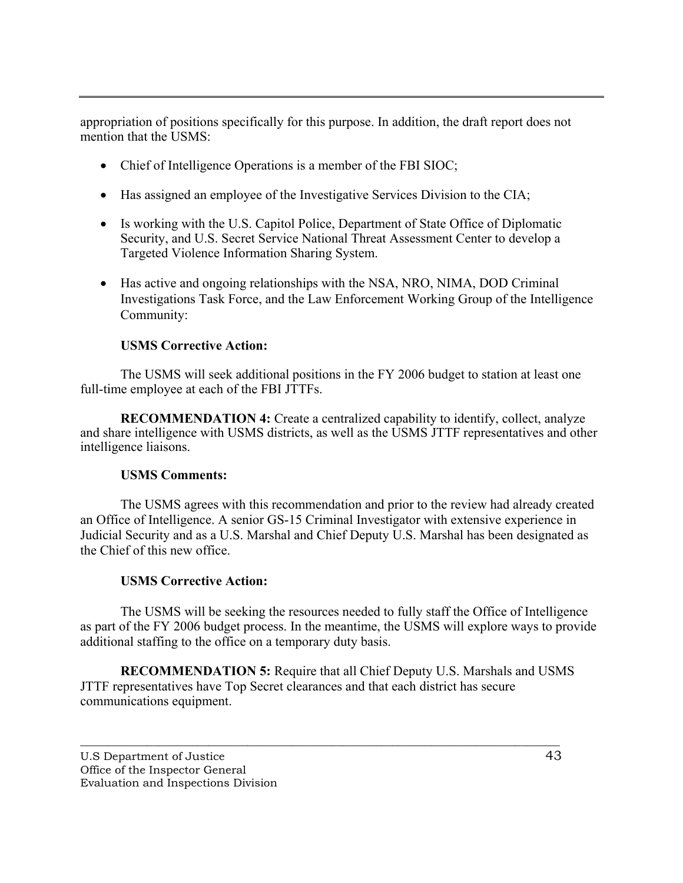appropriation of positions specifically for this purpose. In addition, the draft report does not mention that the USMS:

- Chief of Intelligence Operations is a member of the FBI SIOC;
- Has assigned an employee of the Investigative Services Division to the CIA;
- Is working with the U.S. Capitol Police, Department of State Office of Diplomatic Security, and U.S. Secret Service National Threat Assessment Center to develop a Targeted Violence Information Sharing System.
- Has active and ongoing relationships with the NSA, NRO, NIMA, DOD Criminal Investigations Task Force, and the Law Enforcement Working Group of the Intelligence Community:

**USMS Corrective Action:**

The USMS will seek additional positions in the FY 2006 budget to station at least one full-time employee at each of the FBI JTTFs.

**RECOMMENDATION 4:** Create a centralized capability to identify, collect, analyze and share intelligence with USMS districts, as well as the USMS JTTF representatives and other intelligence liaisons.

**USMS Comments:**

The USMS agrees with this recommendation and prior to the review had already created an Office of Intelligence. A senior GS-15 Criminal Investigator with extensive experience in Judicial Security and as a U.S. Marshal and Chief Deputy U.S. Marshal has been designated as the Chief of this new office.

**USMS Corrective Action:**

The USMS will be seeking the resources needed to fully staff the Office of Intelligence as part of the FY 2006 budget process. In the meantime, the USMS will explore ways to provide additional staffing to the office on a temporary duty basis.

**RECOMMENDATION 5:** Require that all Chief Deputy U.S. Marshals and USMS JTTF representatives have Top Secret clearances and that each district has secure communications equipment.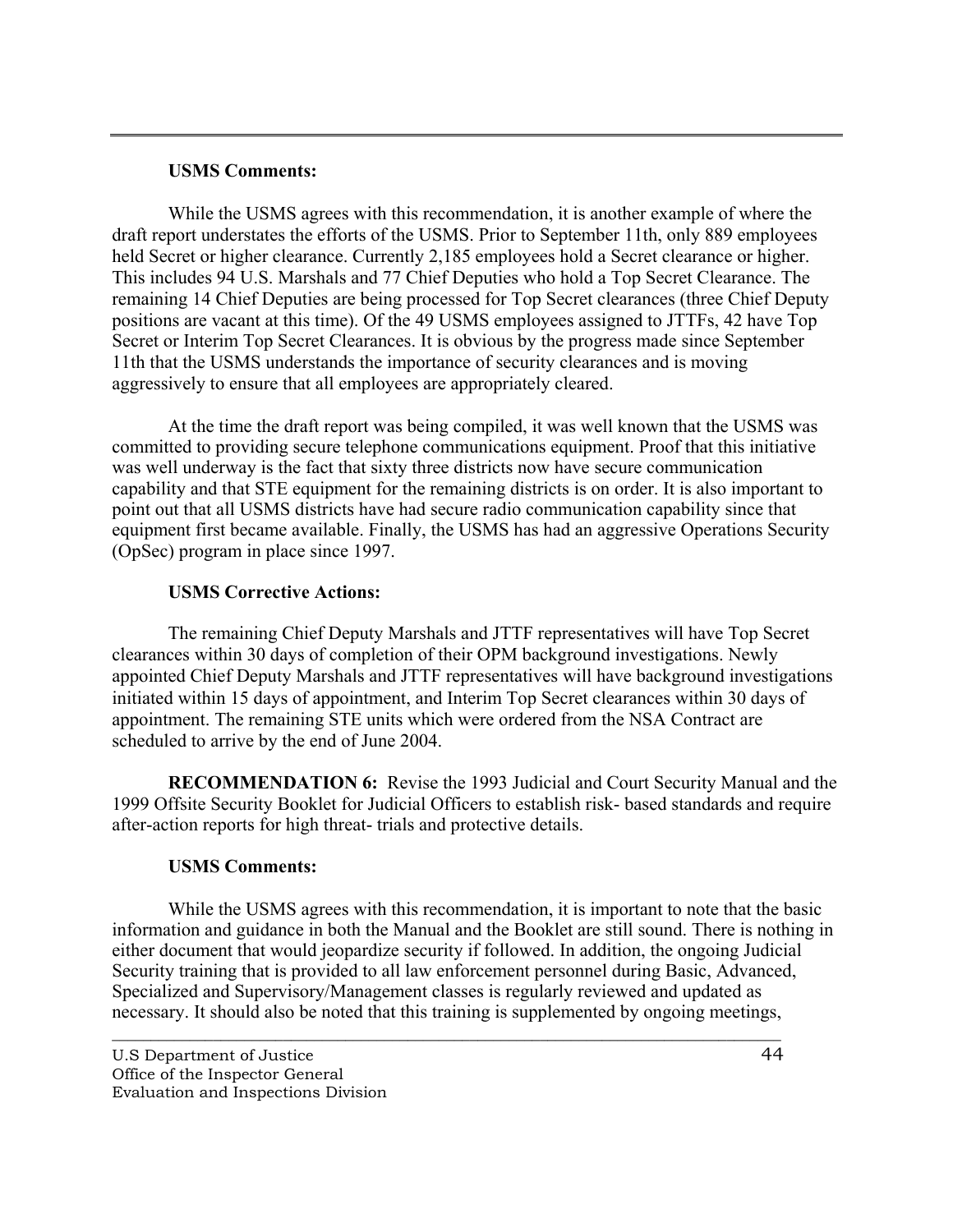**USMS Comments:**

While the USMS agrees with this recommendation, it is another example of where the draft report understates the efforts of the USMS. Prior to September 11th, only 889 employees held Secret or higher clearance. Currently 2,185 employees hold a Secret clearance or higher. This includes 94 U.S. Marshals and 77 Chief Deputies who hold a Top Secret Clearance. The remaining 14 Chief Deputies are being processed for Top Secret clearances (three Chief Deputy positions are vacant at this time). Of the 49 USMS employees assigned to JTTFs, 42 have Top Secret or Interim Top Secret Clearances. It is obvious by the progress made since September 11th that the USMS understands the importance of security clearances and is moving aggressively to ensure that all employees are appropriately cleared.

At the time the draft report was being compiled, it was well known that the USMS was committed to providing secure telephone communications equipment. Proof that this initiative was well underway is the fact that sixty three districts now have secure communication capability and that STE equipment for the remaining districts is on order. It is also important to point out that all USMS districts have had secure radio communication capability since that equipment first became available. Finally, the USMS has had an aggressive Operations Security (OpSec) program in place since 1997.

**USMS Corrective Actions:**

The remaining Chief Deputy Marshals and JTTF representatives will have Top Secret clearances within 30 days of completion of their OPM background investigations. Newly appointed Chief Deputy Marshals and JTTF representatives will have background investigations initiated within 15 days of appointment, and Interim Top Secret clearances within 30 days of appointment. The remaining STE units which were ordered from the NSA Contract are scheduled to arrive by the end of June 2004.

**RECOMMENDATION 6:** Revise the 1993 Judicial and Court Security Manual and the 1999 Offsite Security Booklet for Judicial Officers to establish risk- based standards and require after-action reports for high threat- trials and protective details.

**USMS Comments:**

While the USMS agrees with this recommendation, it is important to note that the basic information and guidance in both the Manual and the Booklet are still sound. There is nothing in either document that would jeopardize security if followed. In addition, the ongoing Judicial Security training that is provided to all law enforcement personnel during Basic, Advanced, Specialized and Supervisory/Management classes is regularly reviewed and updated as necessary. It should also be noted that this training is supplemented by ongoing meetings,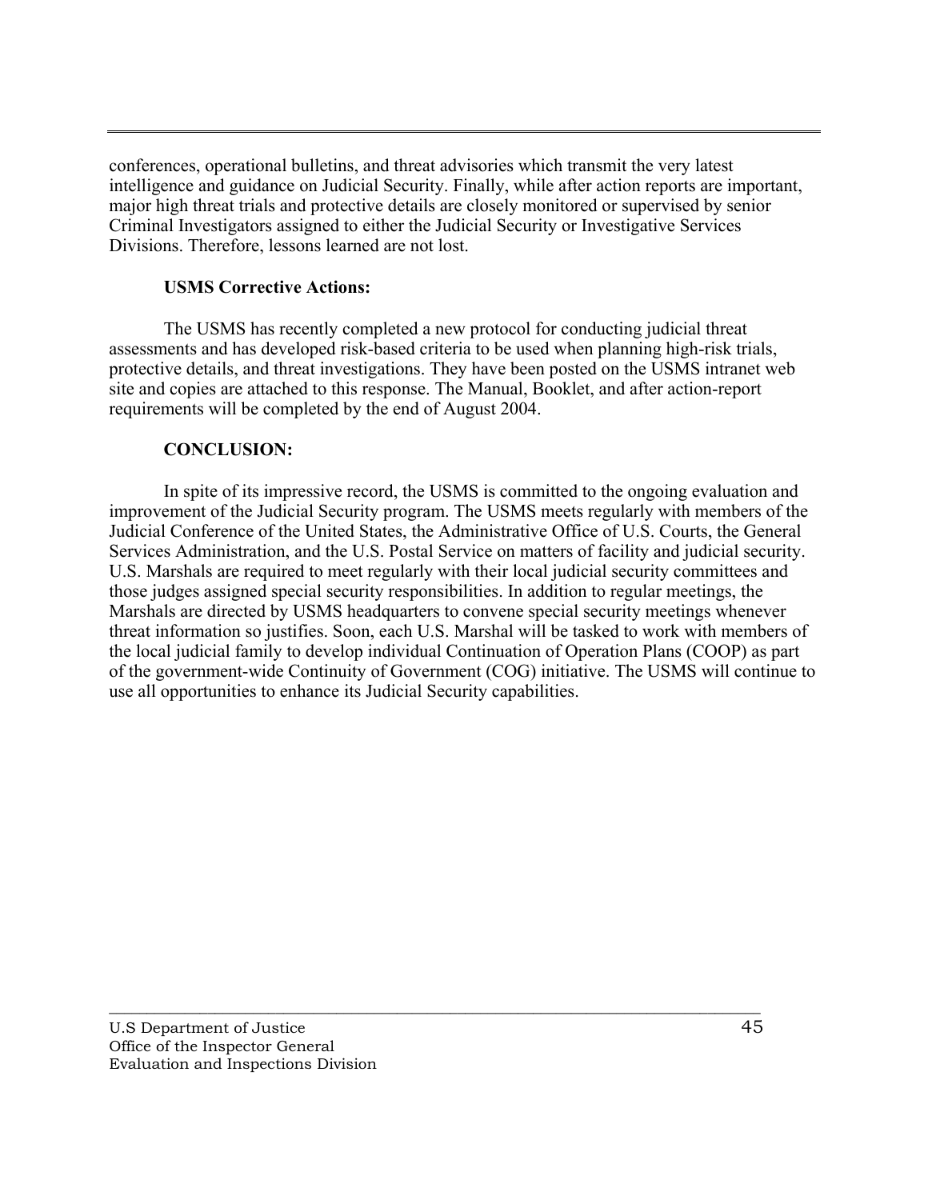conferences, operational bulletins, and threat advisories which transmit the very latest intelligence and guidance on Judicial Security. Finally, while after action reports are important, major high threat trials and protective details are closely monitored or supervised by senior Criminal Investigators assigned to either the Judicial Security or Investigative Services Divisions. Therefore, lessons learned are not lost.

**USMS Corrective Actions:**

The USMS has recently completed a new protocol for conducting judicial threat assessments and has developed risk-based criteria to be used when planning high-risk trials, protective details, and threat investigations. They have been posted on the USMS intranet web site and copies are attached to this response. The Manual, Booklet, and after action-report requirements will be completed by the end of August 2004.

**CONCLUSION:**

In spite of its impressive record, the USMS is committed to the ongoing evaluation and improvement of the Judicial Security program. The USMS meets regularly with members of the Judicial Conference of the United States, the Administrative Office of U.S. Courts, the General Services Administration, and the U.S. Postal Service on matters of facility and judicial security. U.S. Marshals are required to meet regularly with their local judicial security committees and those judges assigned special security responsibilities. In addition to regular meetings, the Marshals are directed by USMS headquarters to convene special security meetings whenever threat information so justifies. Soon, each U.S. Marshal will be tasked to work with members of the local judicial family to develop individual Continuation of Operation Plans (COOP) as part of the government-wide Continuity of Government (COG) initiative. The USMS will continue to use all opportunities to enhance its Judicial Security capabilities.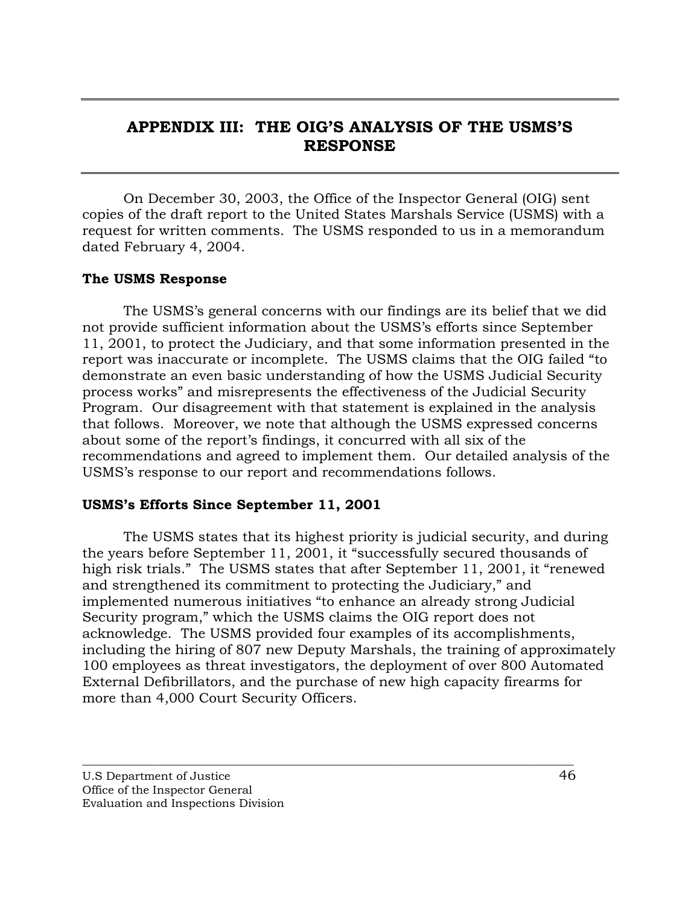## APPENDIX III: THE OIG'S ANALYSIS OF THE USMS'S RESPONSE

On December 30, 2003, the Office of the Inspector General (OIG) sent copies of the draft report to the United States Marshals Service (USMS) with a request for written comments. The USMS responded to us in a memorandum dated February 4, 2004.

### The USMS Response

The USMS's general concerns with our findings are its belief that we did not provide sufficient information about the USMS's efforts since September 11, 2001, to protect the Judiciary, and that some information presented in the report was inaccurate or incomplete. The USMS claims that the OIG failed "to demonstrate an even basic understanding of how the USMS Judicial Security process works" and misrepresents the effectiveness of the Judicial Security Program. Our disagreement with that statement is explained in the analysis that follows. Moreover, we note that although the USMS expressed concerns about some of the report's findings, it concurred with all six of the recommendations and agreed to implement them. Our detailed analysis of the USMS's response to our report and recommendations follows.

### USMS's Efforts Since September 11, 2001

The USMS states that its highest priority is judicial security, and during the years before September 11, 2001, it "successfully secured thousands of high risk trials." The USMS states that after September 11, 2001, it "renewed and strengthened its commitment to protecting the Judiciary," and implemented numerous initiatives "to enhance an already strong Judicial Security program," which the USMS claims the OIG report does not acknowledge. The USMS provided four examples of its accomplishments, including the hiring of 807 new Deputy Marshals, the training of approximately 100 employees as threat investigators, the deployment of over 800 Automated External Defibrillators, and the purchase of new high capacity firearms for more than 4,000 Court Security Officers.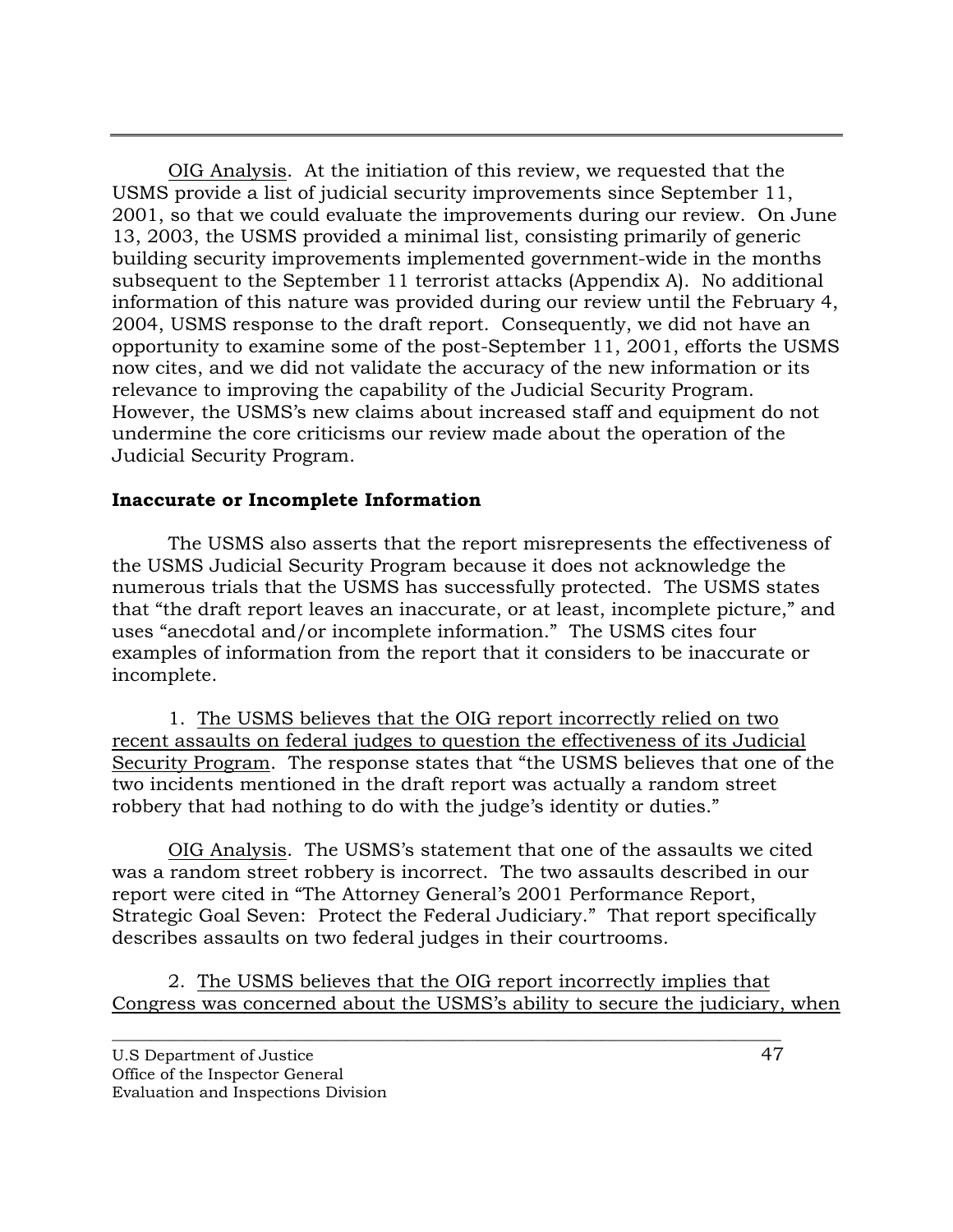OIG Analysis. At the initiation of this review, we requested that the USMS provide a list of judicial security improvements since September 11, 2001, so that we could evaluate the improvements during our review. On June 13, 2003, the USMS provided a minimal list, consisting primarily of generic building security improvements implemented government-wide in the months subsequent to the September 11 terrorist attacks (Appendix A). No additional information of this nature was provided during our review until the February 4, 2004, USMS response to the draft report. Consequently, we did not have an opportunity to examine some of the post-September 11, 2001, efforts the USMS now cites, and we did not validate the accuracy of the new information or its relevance to improving the capability of the Judicial Security Program. However, the USMS's new claims about increased staff and equipment do not undermine the core criticisms our review made about the operation of the Judicial Security Program.

**Inaccurate or Incomplete Information**

The USMS also asserts that the report misrepresents the effectiveness of the USMS Judicial Security Program because it does not acknowledge the numerous trials that the USMS has successfully protected. The USMS states that "the draft report leaves an inaccurate, or at least, incomplete picture," and uses "anecdotal and/or incomplete information." The USMS cites four examples of information from the report that it considers to be inaccurate or incomplete.

1. The USMS believes that the OIG report incorrectly relied on two recent assaults on federal judges to question the effectiveness of its Judicial Security Program. The response states that "the USMS believes that one of the two incidents mentioned in the draft report was actually a random street robbery that had nothing to do with the judge's identity or duties."

OIG Analysis. The USMS's statement that one of the assaults we cited was a random street robbery is incorrect. The two assaults described in our report were cited in "The Attorney General's 2001 Performance Report, Strategic Goal Seven: Protect the Federal Judiciary." That report specifically describes assaults on two federal judges in their courtrooms.

2. The USMS believes that the OIG report incorrectly implies that Congress was concerned about the USMS's ability to secure the judiciary, when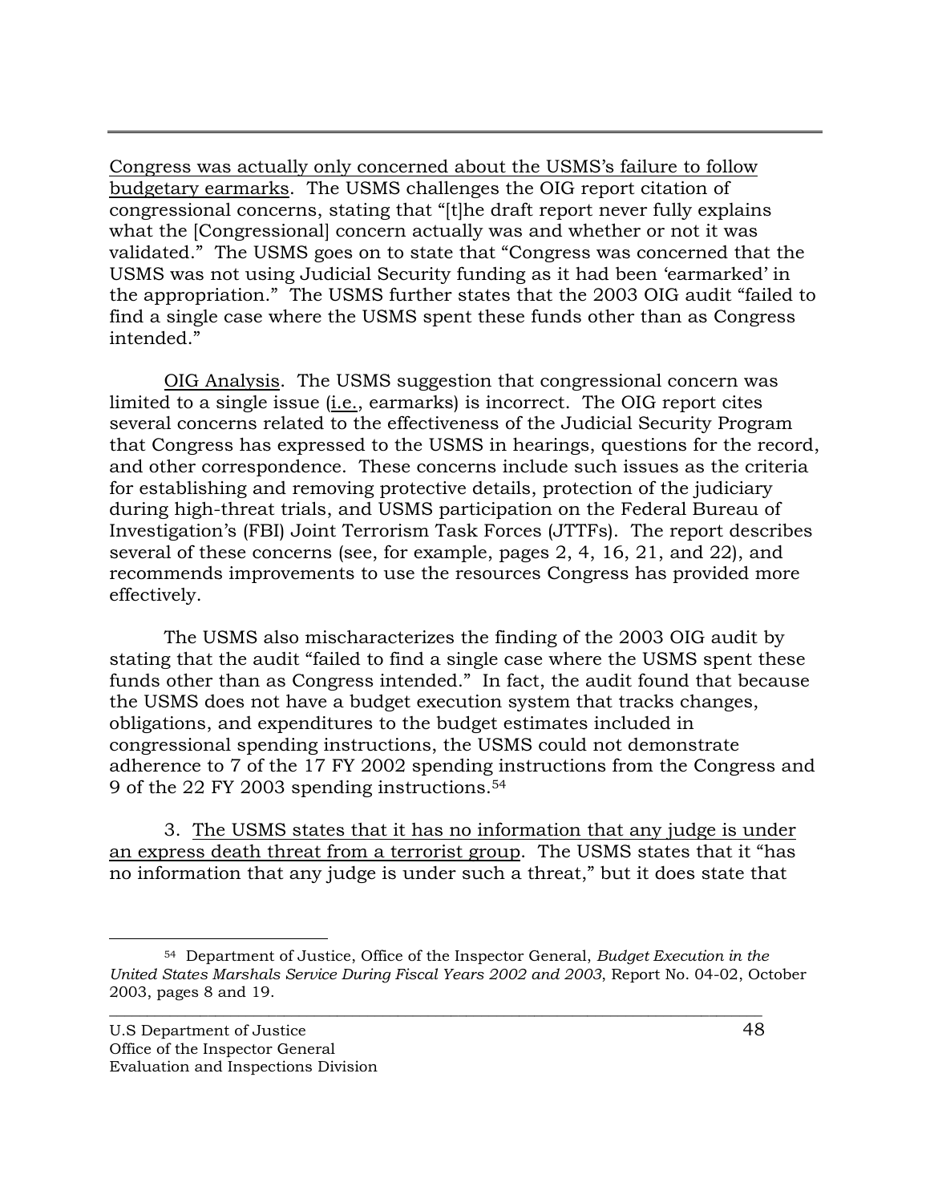Congress was actually only concerned about the USMS's failure to follow budgetary earmarks. The USMS challenges the OIG report citation of congressional concerns, stating that "[t]he draft report never fully explains what the [Congressional] concern actually was and whether or not it was validated." The USMS goes on to state that "Congress was concerned that the USMS was not using Judicial Security funding as it had been 'earmarked' in the appropriation." The USMS further states that the 2003 OIG audit "failed to find a single case where the USMS spent these funds other than as Congress intended."

OIG Analysis. The USMS suggestion that congressional concern was limited to a single issue (i.e., earmarks) is incorrect. The OIG report cites several concerns related to the effectiveness of the Judicial Security Program that Congress has expressed to the USMS in hearings, questions for the record, and other correspondence. These concerns include such issues as the criteria for establishing and removing protective details, protection of the judiciary during high-threat trials, and USMS participation on the Federal Bureau of Investigation's (FBI) Joint Terrorism Task Forces (JTTFs). The report describes several of these concerns (see, for example, pages 2, 4, 16, 21, and 22), and recommends improvements to use the resources Congress has provided more effectively.

The USMS also mischaracterizes the finding of the 2003 OIG audit by stating that the audit "failed to find a single case where the USMS spent these funds other than as Congress intended." In fact, the audit found that because the USMS does not have a budget execution system that tracks changes, obligations, and expenditures to the budget estimates included in congressional spending instructions, the USMS could not demonstrate adherence to 7 of the 17 FY 2002 spending instructions from the Congress and 9 of the 22 FY 2003 spending instructions.[54]

3. The USMS states that it has no information that any judge is under an express death threat from a terrorist group. The USMS states that it "has no information that any judge is under such a threat," but it does state that

[54] Department of Justice, Office of the Inspector General, *Budget Execution in the United States Marshals Service During Fiscal Years 2002 and 2003*, Report No. 04-02, October 2003, pages 8 and 19.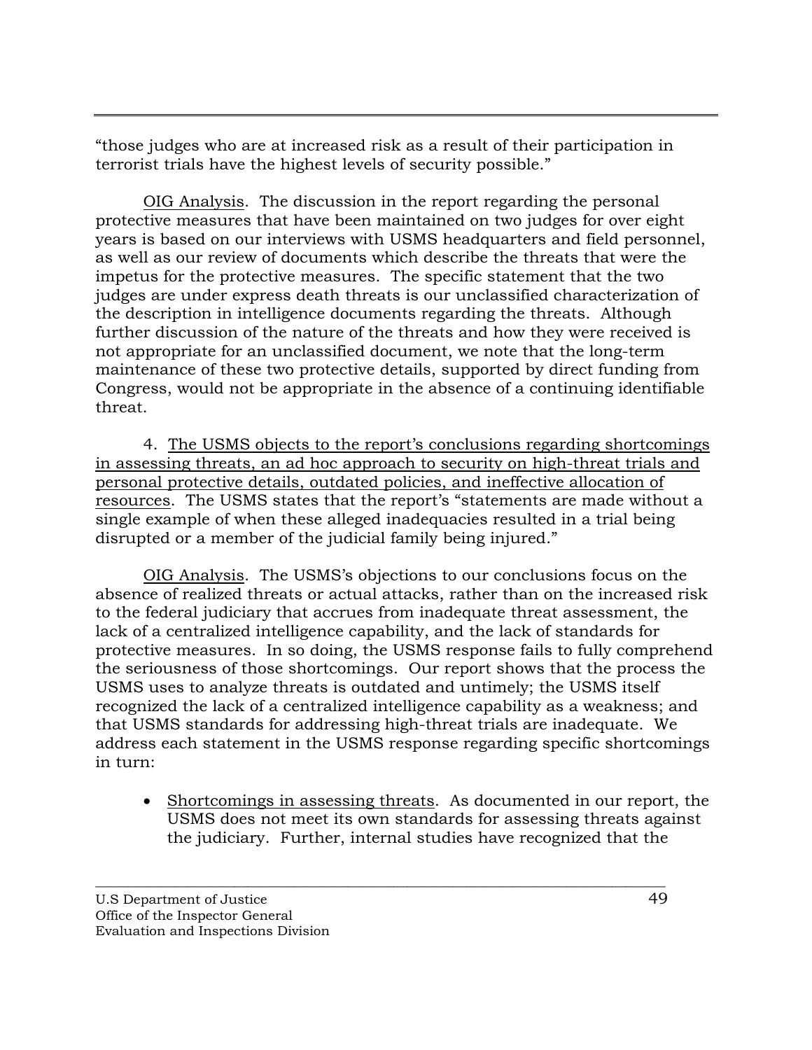"those judges who are at increased risk as a result of their participation in terrorist trials have the highest levels of security possible."

OIG Analysis. The discussion in the report regarding the personal protective measures that have been maintained on two judges for over eight years is based on our interviews with USMS headquarters and field personnel, as well as our review of documents which describe the threats that were the impetus for the protective measures. The specific statement that the two judges are under express death threats is our unclassified characterization of the description in intelligence documents regarding the threats. Although further discussion of the nature of the threats and how they were received is not appropriate for an unclassified document, we note that the long-term maintenance of these two protective details, supported by direct funding from Congress, would not be appropriate in the absence of a continuing identifiable threat.

4. The USMS objects to the report's conclusions regarding shortcomings in assessing threats, an ad hoc approach to security on high-threat trials and personal protective details, outdated policies, and ineffective allocation of resources. The USMS states that the report's "statements are made without a single example of when these alleged inadequacies resulted in a trial being disrupted or a member of the judicial family being injured."

OIG Analysis. The USMS's objections to our conclusions focus on the absence of realized threats or actual attacks, rather than on the increased risk to the federal judiciary that accrues from inadequate threat assessment, the lack of a centralized intelligence capability, and the lack of standards for protective measures. In so doing, the USMS response fails to fully comprehend the seriousness of those shortcomings. Our report shows that the process the USMS uses to analyze threats is outdated and untimely; the USMS itself recognized the lack of a centralized intelligence capability as a weakness; and that USMS standards for addressing high-threat trials are inadequate. We address each statement in the USMS response regarding specific shortcomings in turn:

- Shortcomings in assessing threats. As documented in our report, the USMS does not meet its own standards for assessing threats against the judiciary. Further, internal studies have recognized that the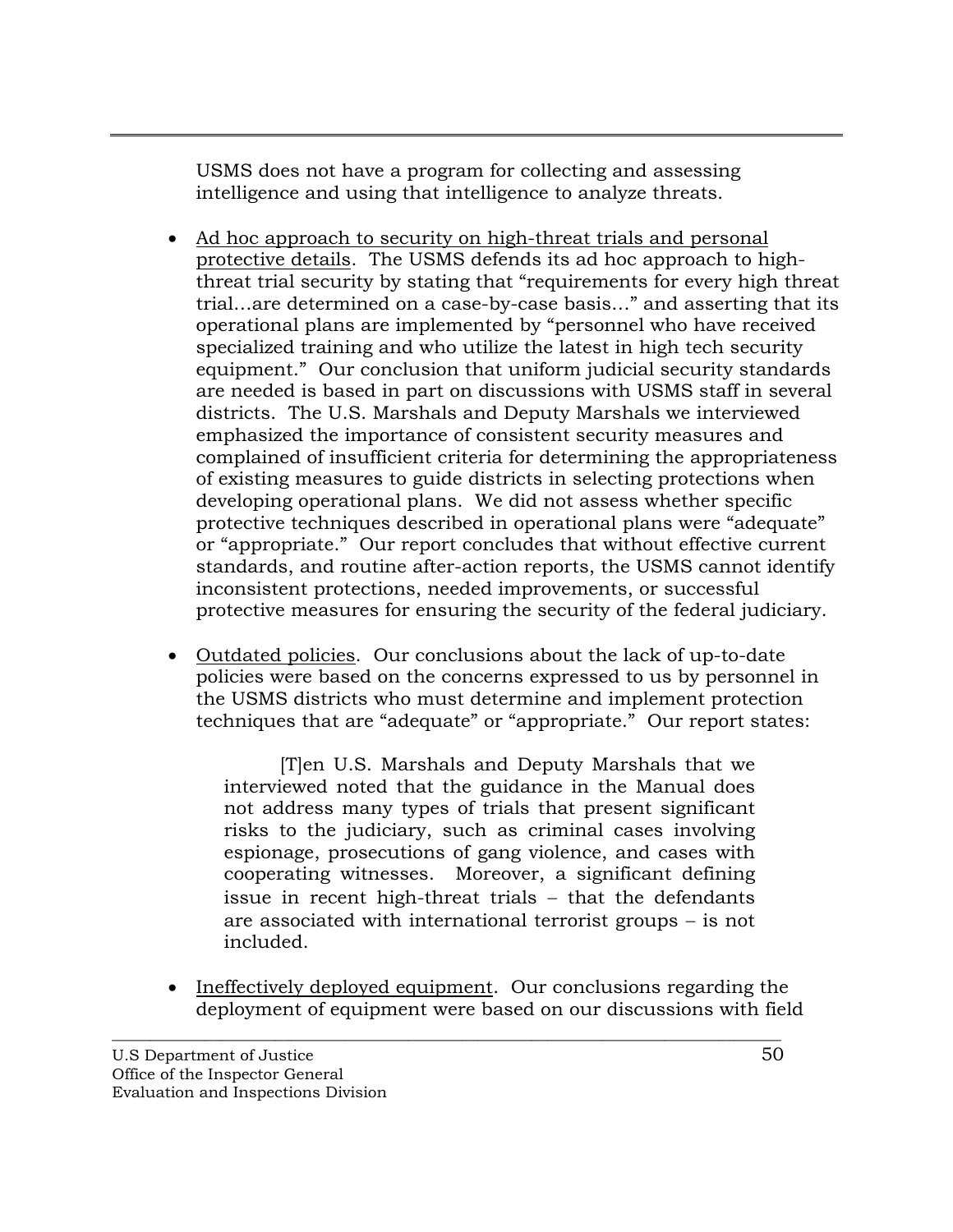USMS does not have a program for collecting and assessing intelligence and using that intelligence to analyze threats.

- Ad hoc approach to security on high-threat trials and personal protective details. The USMS defends its ad hoc approach to high-threat trial security by stating that "requirements for every high threat trial…are determined on a case-by-case basis…" and asserting that its operational plans are implemented by "personnel who have received specialized training and who utilize the latest in high tech security equipment." Our conclusion that uniform judicial security standards are needed is based in part on discussions with USMS staff in several districts. The U.S. Marshals and Deputy Marshals we interviewed emphasized the importance of consistent security measures and complained of insufficient criteria for determining the appropriateness of existing measures to guide districts in selecting protections when developing operational plans. We did not assess whether specific protective techniques described in operational plans were "adequate" or "appropriate." Our report concludes that without effective current standards, and routine after-action reports, the USMS cannot identify inconsistent protections, needed improvements, or successful protective measures for ensuring the security of the federal judiciary.

- Outdated policies. Our conclusions about the lack of up-to-date policies were based on the concerns expressed to us by personnel in the USMS districts who must determine and implement protection techniques that are "adequate" or "appropriate." Our report states:

  > [T]en U.S. Marshals and Deputy Marshals that we interviewed noted that the guidance in the Manual does not address many types of trials that present significant risks to the judiciary, such as criminal cases involving espionage, prosecutions of gang violence, and cases with cooperating witnesses. Moreover, a significant defining issue in recent high-threat trials – that the defendants are associated with international terrorist groups – is not included.

- Ineffectively deployed equipment. Our conclusions regarding the deployment of equipment were based on our discussions with field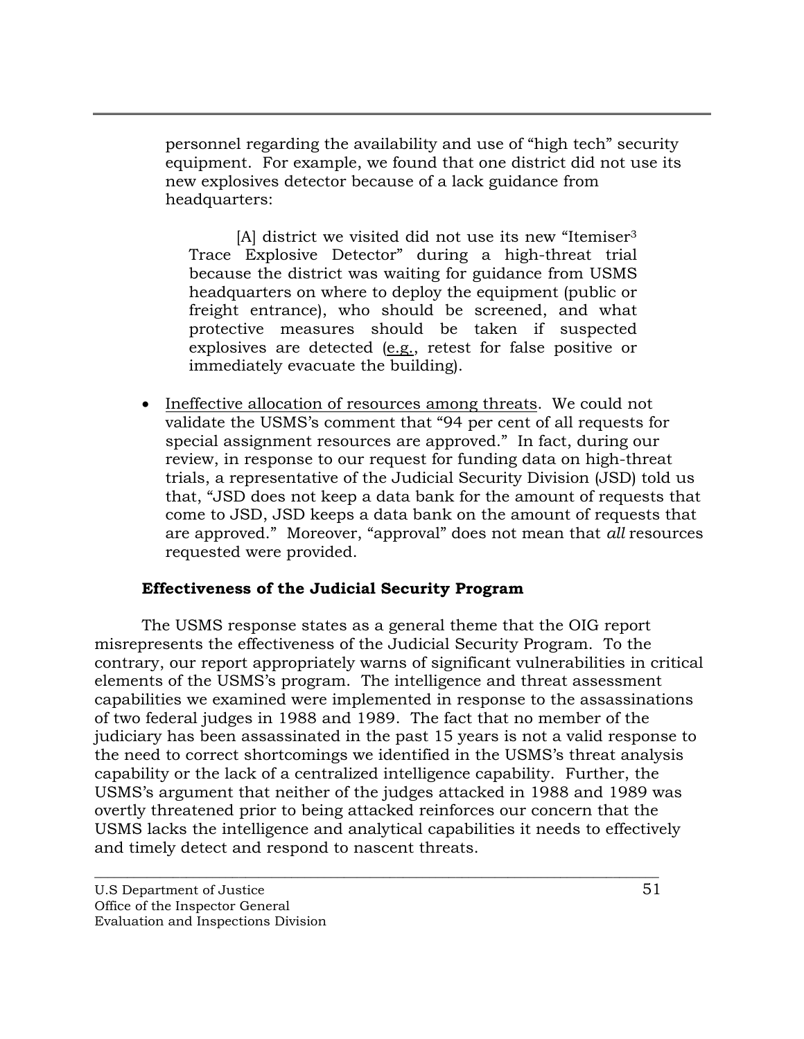personnel regarding the availability and use of "high tech" security equipment. For example, we found that one district did not use its new explosives detector because of a lack guidance from headquarters:

> [A] district we visited did not use its new "Itemiser[3] Trace Explosive Detector" during a high-threat trial because the district was waiting for guidance from USMS headquarters on where to deploy the equipment (public or freight entrance), who should be screened, and what protective measures should be taken if suspected explosives are detected (e.g., retest for false positive or immediately evacuate the building).

- Ineffective allocation of resources among threats. We could not validate the USMS's comment that "94 per cent of all requests for special assignment resources are approved." In fact, during our review, in response to our request for funding data on high-threat trials, a representative of the Judicial Security Division (JSD) told us that, "JSD does not keep a data bank for the amount of requests that come to JSD, JSD keeps a data bank on the amount of requests that are approved." Moreover, "approval" does not mean that *all* resources requested were provided.

**Effectiveness of the Judicial Security Program**

The USMS response states as a general theme that the OIG report misrepresents the effectiveness of the Judicial Security Program. To the contrary, our report appropriately warns of significant vulnerabilities in critical elements of the USMS's program. The intelligence and threat assessment capabilities we examined were implemented in response to the assassinations of two federal judges in 1988 and 1989. The fact that no member of the judiciary has been assassinated in the past 15 years is not a valid response to the need to correct shortcomings we identified in the USMS's threat analysis capability or the lack of a centralized intelligence capability. Further, the USMS's argument that neither of the judges attacked in 1988 and 1989 was overtly threatened prior to being attacked reinforces our concern that the USMS lacks the intelligence and analytical capabilities it needs to effectively and timely detect and respond to nascent threats.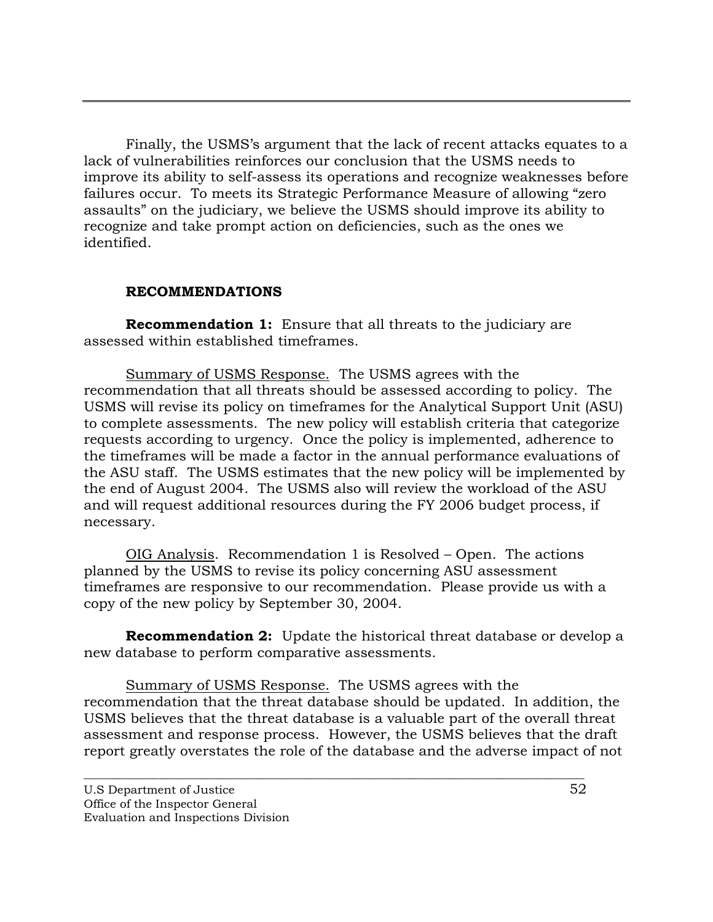Finally, the USMS's argument that the lack of recent attacks equates to a lack of vulnerabilities reinforces our conclusion that the USMS needs to improve its ability to self-assess its operations and recognize weaknesses before failures occur. To meets its Strategic Performance Measure of allowing "zero assaults" on the judiciary, we believe the USMS should improve its ability to recognize and take prompt action on deficiencies, such as the ones we identified.

**RECOMMENDATIONS**

**Recommendation 1:** Ensure that all threats to the judiciary are assessed within established timeframes.

Summary of USMS Response. The USMS agrees with the recommendation that all threats should be assessed according to policy. The USMS will revise its policy on timeframes for the Analytical Support Unit (ASU) to complete assessments. The new policy will establish criteria that categorize requests according to urgency. Once the policy is implemented, adherence to the timeframes will be made a factor in the annual performance evaluations of the ASU staff. The USMS estimates that the new policy will be implemented by the end of August 2004. The USMS also will review the workload of the ASU and will request additional resources during the FY 2006 budget process, if necessary.

OIG Analysis. Recommendation 1 is Resolved – Open. The actions planned by the USMS to revise its policy concerning ASU assessment timeframes are responsive to our recommendation. Please provide us with a copy of the new policy by September 30, 2004.

**Recommendation 2:** Update the historical threat database or develop a new database to perform comparative assessments.

Summary of USMS Response. The USMS agrees with the recommendation that the threat database should be updated. In addition, the USMS believes that the threat database is a valuable part of the overall threat assessment and response process. However, the USMS believes that the draft report greatly overstates the role of the database and the adverse impact of not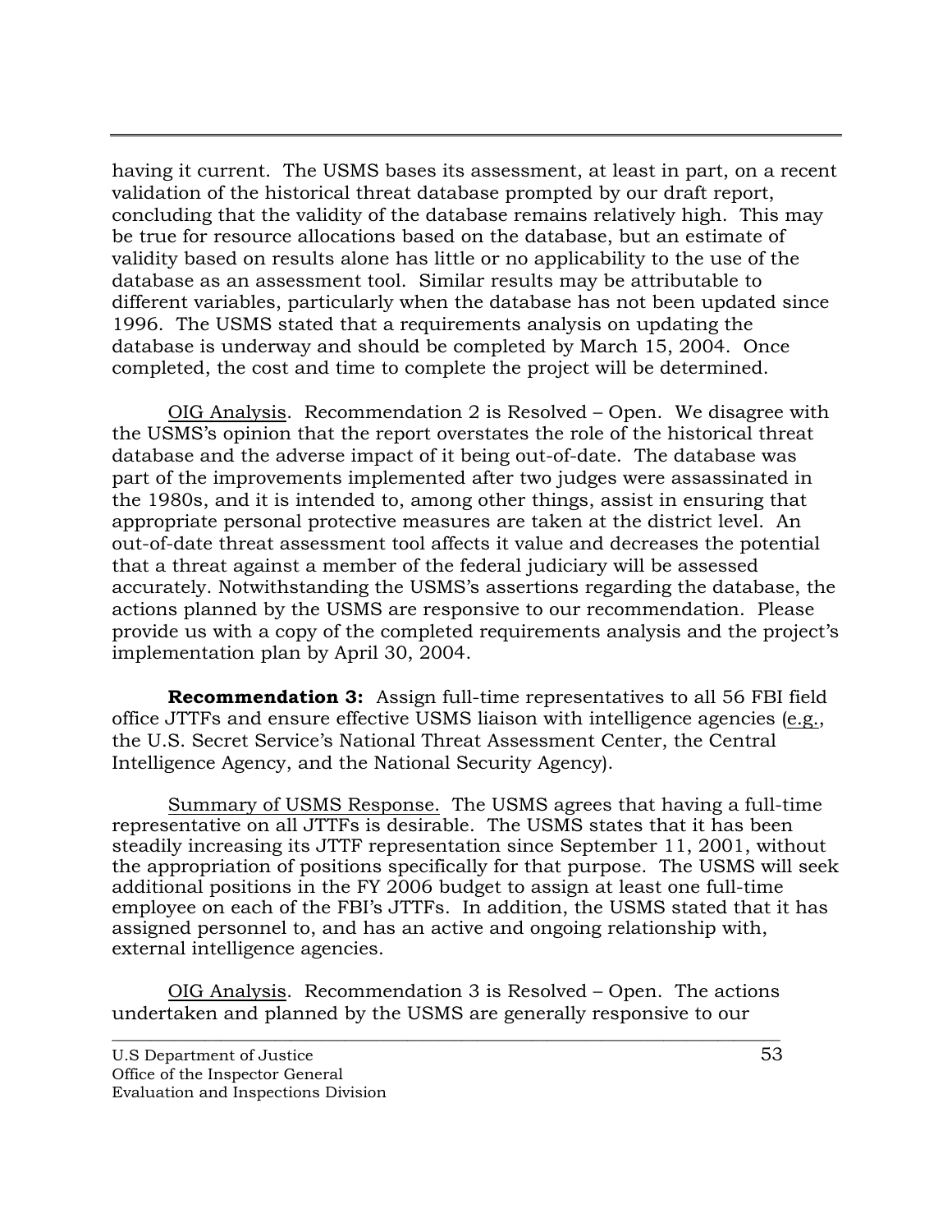having it current. The USMS bases its assessment, at least in part, on a recent validation of the historical threat database prompted by our draft report, concluding that the validity of the database remains relatively high. This may be true for resource allocations based on the database, but an estimate of validity based on results alone has little or no applicability to the use of the database as an assessment tool. Similar results may be attributable to different variables, particularly when the database has not been updated since 1996. The USMS stated that a requirements analysis on updating the database is underway and should be completed by March 15, 2004. Once completed, the cost and time to complete the project will be determined.

OIG Analysis. Recommendation 2 is Resolved – Open. We disagree with the USMS's opinion that the report overstates the role of the historical threat database and the adverse impact of it being out-of-date. The database was part of the improvements implemented after two judges were assassinated in the 1980s, and it is intended to, among other things, assist in ensuring that appropriate personal protective measures are taken at the district level. An out-of-date threat assessment tool affects it value and decreases the potential that a threat against a member of the federal judiciary will be assessed accurately. Notwithstanding the USMS's assertions regarding the database, the actions planned by the USMS are responsive to our recommendation. Please provide us with a copy of the completed requirements analysis and the project's implementation plan by April 30, 2004.

**Recommendation 3:** Assign full-time representatives to all 56 FBI field office JTTFs and ensure effective USMS liaison with intelligence agencies (e.g., the U.S. Secret Service's National Threat Assessment Center, the Central Intelligence Agency, and the National Security Agency).

Summary of USMS Response. The USMS agrees that having a full-time representative on all JTTFs is desirable. The USMS states that it has been steadily increasing its JTTF representation since September 11, 2001, without the appropriation of positions specifically for that purpose. The USMS will seek additional positions in the FY 2006 budget to assign at least one full-time employee on each of the FBI's JTTFs. In addition, the USMS stated that it has assigned personnel to, and has an active and ongoing relationship with, external intelligence agencies.

OIG Analysis. Recommendation 3 is Resolved – Open. The actions undertaken and planned by the USMS are generally responsive to our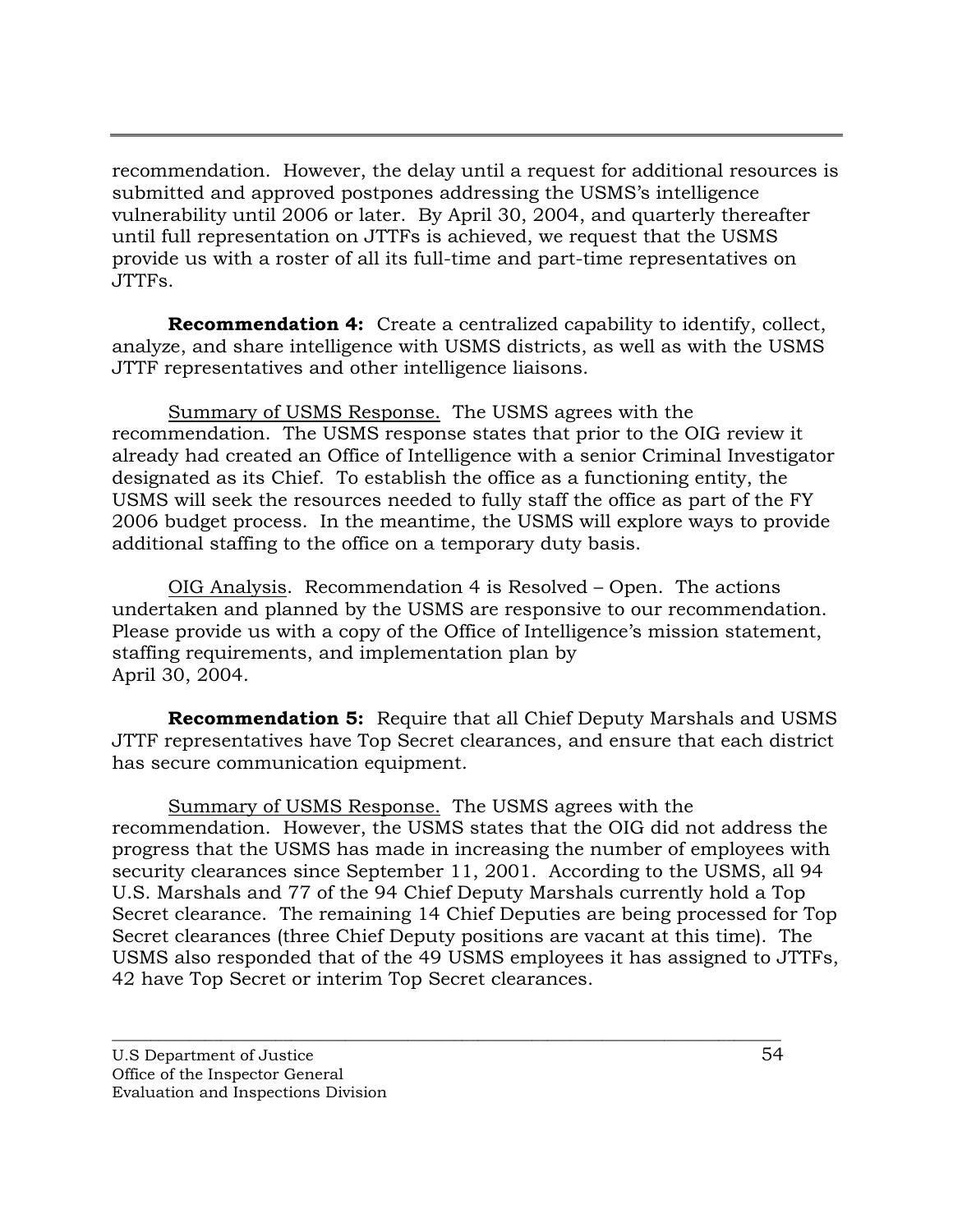recommendation. However, the delay until a request for additional resources is submitted and approved postpones addressing the USMS's intelligence vulnerability until 2006 or later. By April 30, 2004, and quarterly thereafter until full representation on JTTFs is achieved, we request that the USMS provide us with a roster of all its full-time and part-time representatives on JTTFs.

**Recommendation 4:** Create a centralized capability to identify, collect, analyze, and share intelligence with USMS districts, as well as with the USMS JTTF representatives and other intelligence liaisons.

<u>Summary of USMS Response.</u> The USMS agrees with the recommendation. The USMS response states that prior to the OIG review it already had created an Office of Intelligence with a senior Criminal Investigator designated as its Chief. To establish the office as a functioning entity, the USMS will seek the resources needed to fully staff the office as part of the FY 2006 budget process. In the meantime, the USMS will explore ways to provide additional staffing to the office on a temporary duty basis.

<u>OIG Analysis</u>. Recommendation 4 is Resolved – Open. The actions undertaken and planned by the USMS are responsive to our recommendation. Please provide us with a copy of the Office of Intelligence's mission statement, staffing requirements, and implementation plan by April 30, 2004.

**Recommendation 5:** Require that all Chief Deputy Marshals and USMS JTTF representatives have Top Secret clearances, and ensure that each district has secure communication equipment.

<u>Summary of USMS Response.</u> The USMS agrees with the recommendation. However, the USMS states that the OIG did not address the progress that the USMS has made in increasing the number of employees with security clearances since September 11, 2001. According to the USMS, all 94 U.S. Marshals and 77 of the 94 Chief Deputy Marshals currently hold a Top Secret clearance. The remaining 14 Chief Deputies are being processed for Top Secret clearances (three Chief Deputy positions are vacant at this time). The USMS also responded that of the 49 USMS employees it has assigned to JTTFs, 42 have Top Secret or interim Top Secret clearances.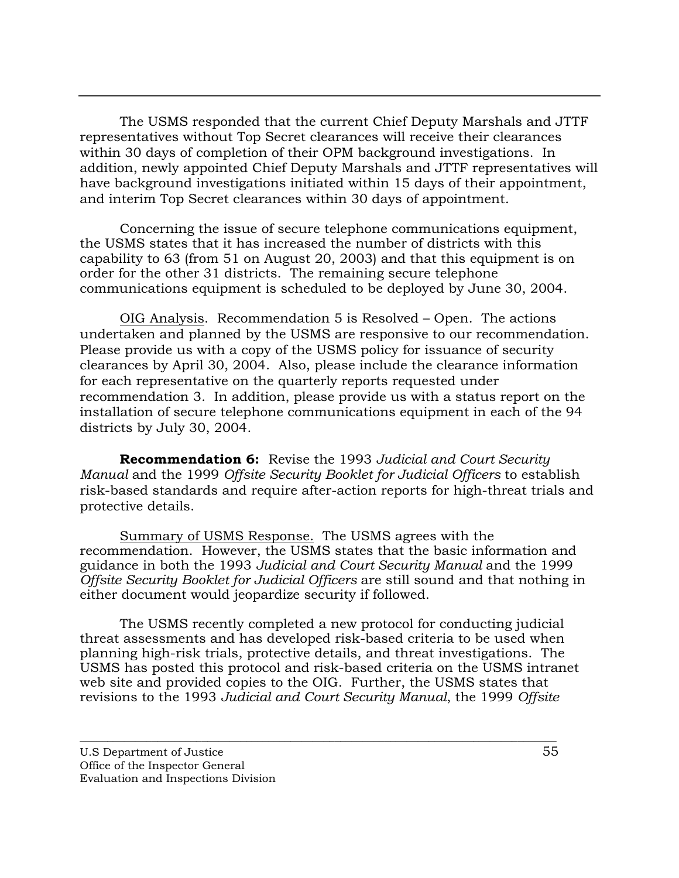The USMS responded that the current Chief Deputy Marshals and JTTF representatives without Top Secret clearances will receive their clearances within 30 days of completion of their OPM background investigations. In addition, newly appointed Chief Deputy Marshals and JTTF representatives will have background investigations initiated within 15 days of their appointment, and interim Top Secret clearances within 30 days of appointment.

Concerning the issue of secure telephone communications equipment, the USMS states that it has increased the number of districts with this capability to 63 (from 51 on August 20, 2003) and that this equipment is on order for the other 31 districts. The remaining secure telephone communications equipment is scheduled to be deployed by June 30, 2004.

OIG Analysis. Recommendation 5 is Resolved – Open. The actions undertaken and planned by the USMS are responsive to our recommendation. Please provide us with a copy of the USMS policy for issuance of security clearances by April 30, 2004. Also, please include the clearance information for each representative on the quarterly reports requested under recommendation 3. In addition, please provide us with a status report on the installation of secure telephone communications equipment in each of the 94 districts by July 30, 2004.

**Recommendation 6:** Revise the 1993 *Judicial and Court Security Manual* and the 1999 *Offsite Security Booklet for Judicial Officers* to establish risk-based standards and require after-action reports for high-threat trials and protective details.

Summary of USMS Response. The USMS agrees with the recommendation. However, the USMS states that the basic information and guidance in both the 1993 *Judicial and Court Security Manual* and the 1999 *Offsite Security Booklet for Judicial Officers* are still sound and that nothing in either document would jeopardize security if followed.

The USMS recently completed a new protocol for conducting judicial threat assessments and has developed risk-based criteria to be used when planning high-risk trials, protective details, and threat investigations. The USMS has posted this protocol and risk-based criteria on the USMS intranet web site and provided copies to the OIG. Further, the USMS states that revisions to the 1993 *Judicial and Court Security Manual*, the 1999 *Offsite*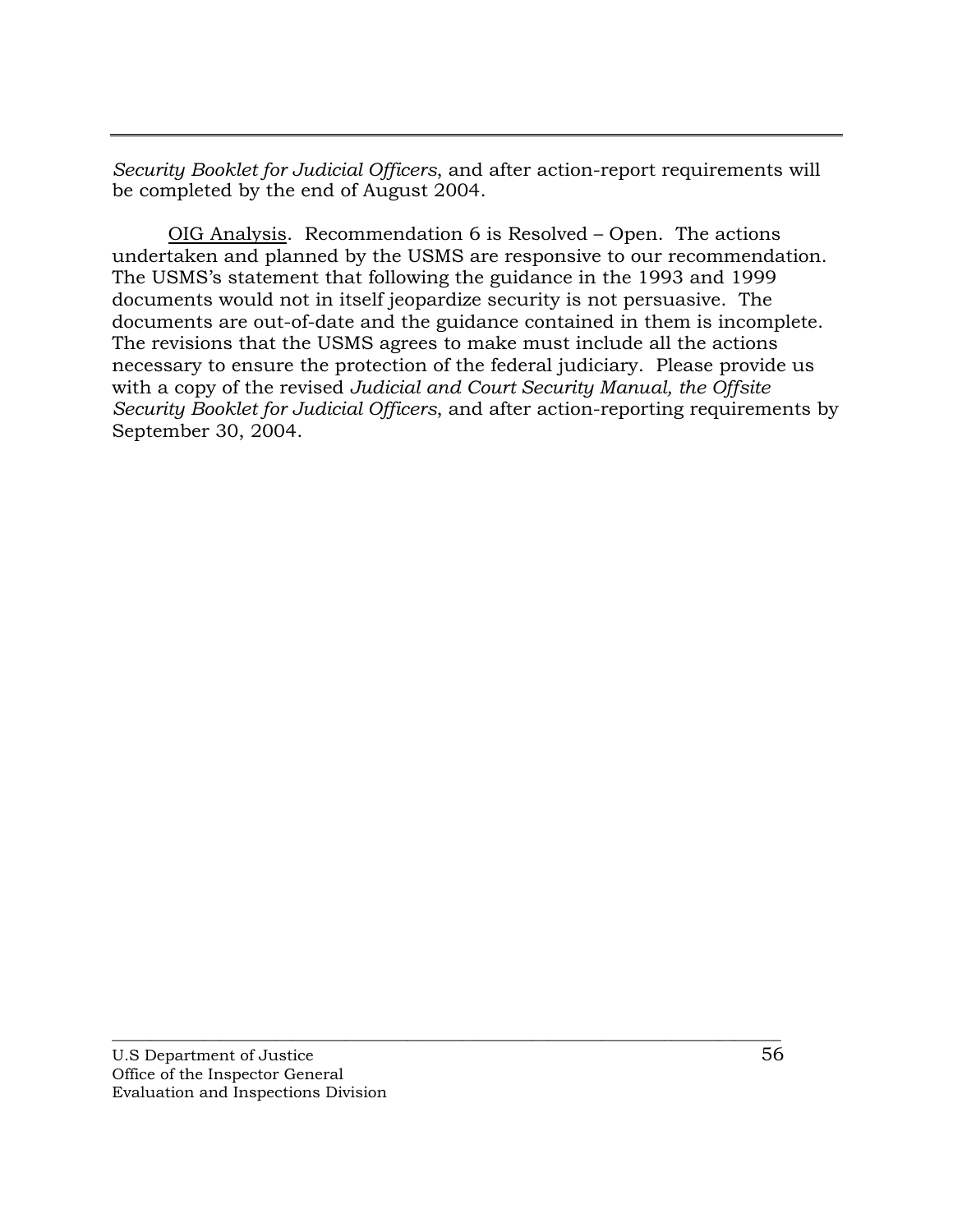*Security Booklet for Judicial Officers*, and after action-report requirements will be completed by the end of August 2004.

OIG Analysis. Recommendation 6 is Resolved – Open. The actions undertaken and planned by the USMS are responsive to our recommendation. The USMS's statement that following the guidance in the 1993 and 1999 documents would not in itself jeopardize security is not persuasive. The documents are out-of-date and the guidance contained in them is incomplete. The revisions that the USMS agrees to make must include all the actions necessary to ensure the protection of the federal judiciary. Please provide us with a copy of the revised *Judicial and Court Security Manual, the Offsite Security Booklet for Judicial Officers*, and after action-reporting requirements by September 30, 2004.